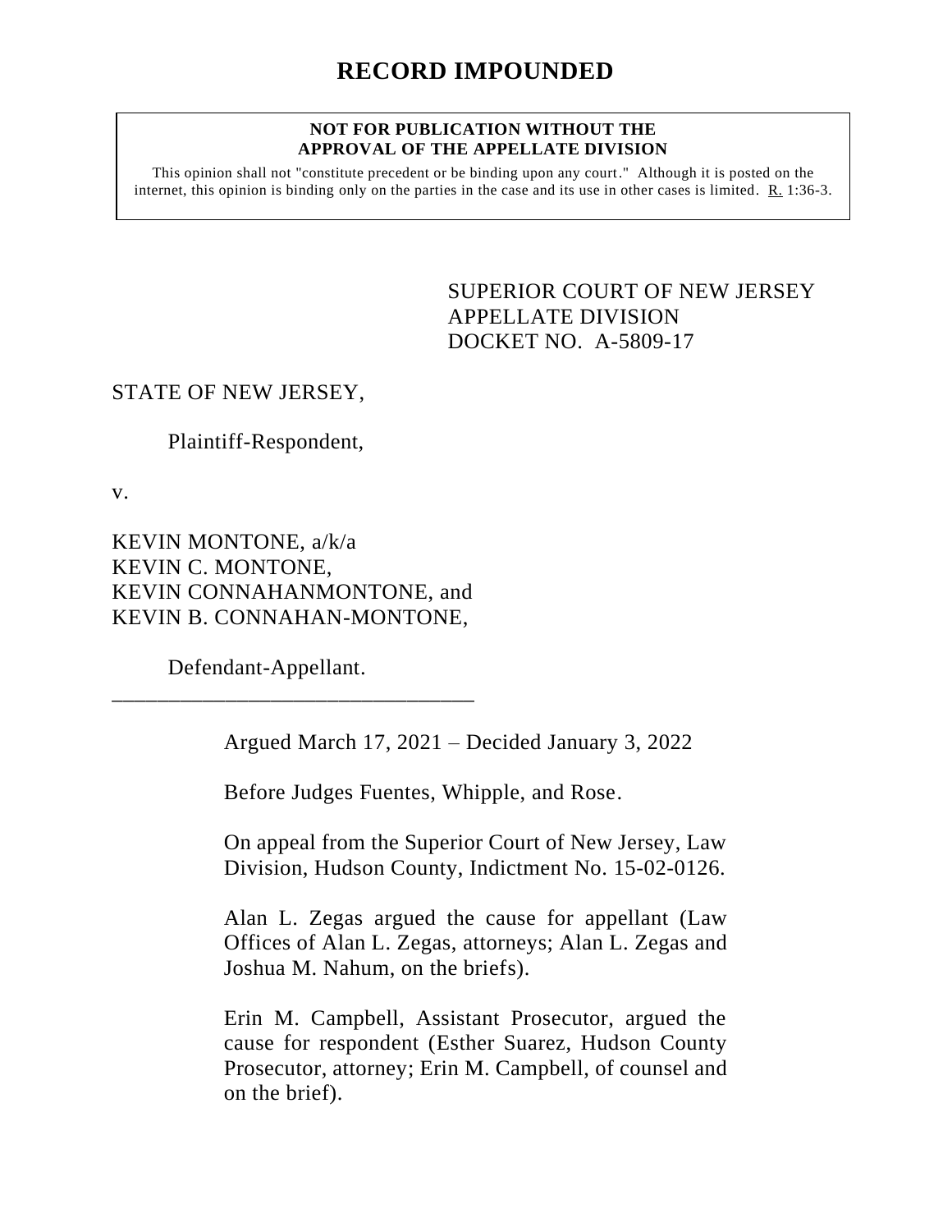# RECORD IMPOUNDED

**NOT FOR PUBLICATION WITHOUT THE APPROVAL OF THE APPELLATE DIVISION**

This opinion shall not "constitute precedent or be binding upon any court." Although it is posted on the internet, this opinion is binding only on the parties in the case and its use in other cases is limited. R. 1:36-3.

SUPERIOR COURT OF NEW JERSEY
APPELLATE DIVISION
DOCKET NO. A-5809-17

STATE OF NEW JERSEY,

Plaintiff-Respondent,

v.

KEVIN MONTONE, a/k/a
KEVIN C. MONTONE,
KEVIN CONNAHANMONTONE, and
KEVIN B. CONNAHAN-MONTONE,

Defendant-Appellant.

_________________________________

Argued March 17, 2021 – Decided January 3, 2022

Before Judges Fuentes, Whipple, and Rose.

On appeal from the Superior Court of New Jersey, Law Division, Hudson County, Indictment No. 15-02-0126.

Alan L. Zegas argued the cause for appellant (Law Offices of Alan L. Zegas, attorneys; Alan L. Zegas and Joshua M. Nahum, on the briefs).

Erin M. Campbell, Assistant Prosecutor, argued the cause for respondent (Esther Suarez, Hudson County Prosecutor, attorney; Erin M. Campbell, of counsel and on the brief).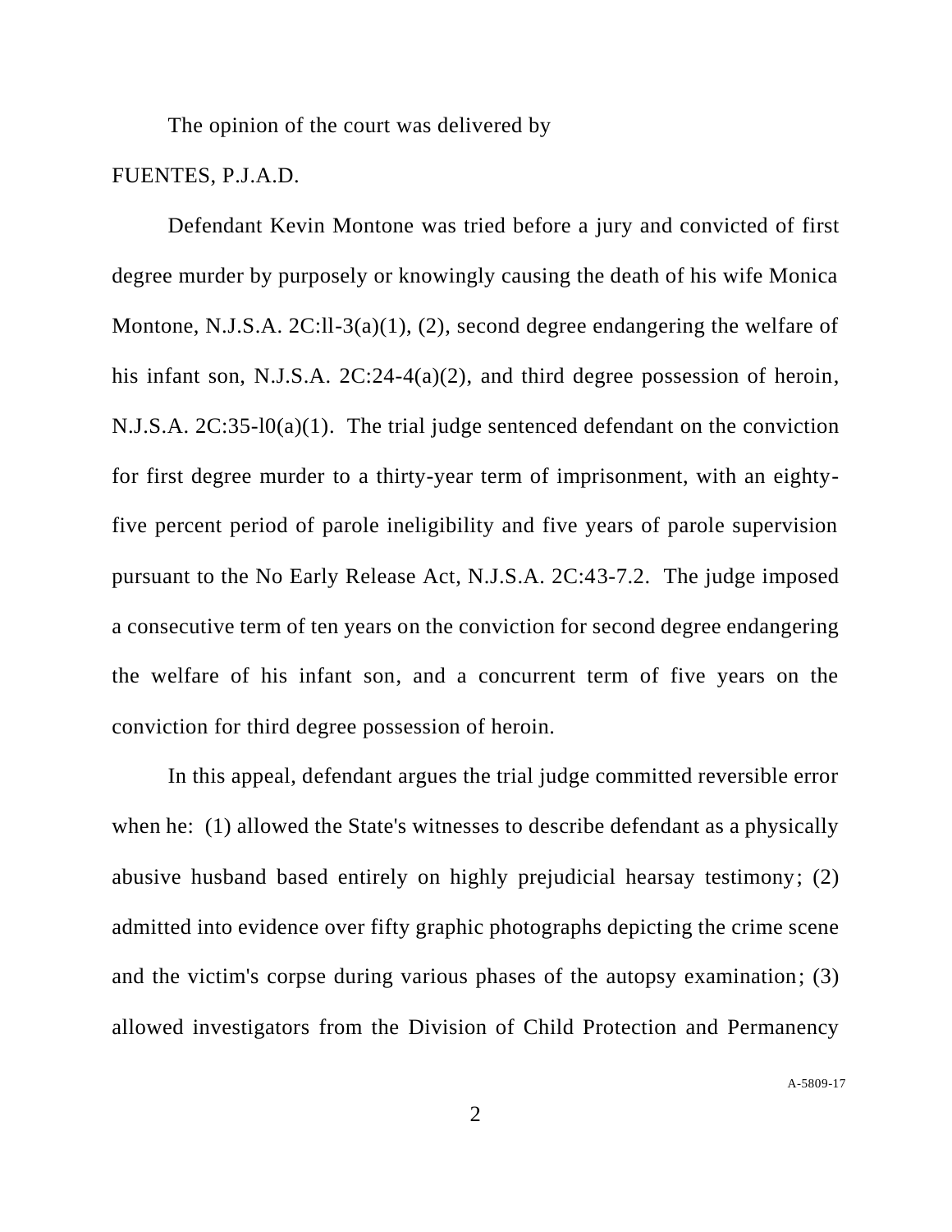The opinion of the court was delivered by

FUENTES, P.J.A.D.

Defendant Kevin Montone was tried before a jury and convicted of first degree murder by purposely or knowingly causing the death of his wife Monica Montone, N.J.S.A. 2C:ll-3(a)(1), (2), second degree endangering the welfare of his infant son, N.J.S.A. 2C:24-4(a)(2), and third degree possession of heroin, N.J.S.A. 2C:35-l0(a)(1). The trial judge sentenced defendant on the conviction for first degree murder to a thirty-year term of imprisonment, with an eighty-five percent period of parole ineligibility and five years of parole supervision pursuant to the No Early Release Act, N.J.S.A. 2C:43-7.2. The judge imposed a consecutive term of ten years on the conviction for second degree endangering the welfare of his infant son, and a concurrent term of five years on the conviction for third degree possession of heroin.

In this appeal, defendant argues the trial judge committed reversible error when he: (1) allowed the State's witnesses to describe defendant as a physically abusive husband based entirely on highly prejudicial hearsay testimony; (2) admitted into evidence over fifty graphic photographs depicting the crime scene and the victim's corpse during various phases of the autopsy examination; (3) allowed investigators from the Division of Child Protection and Permanency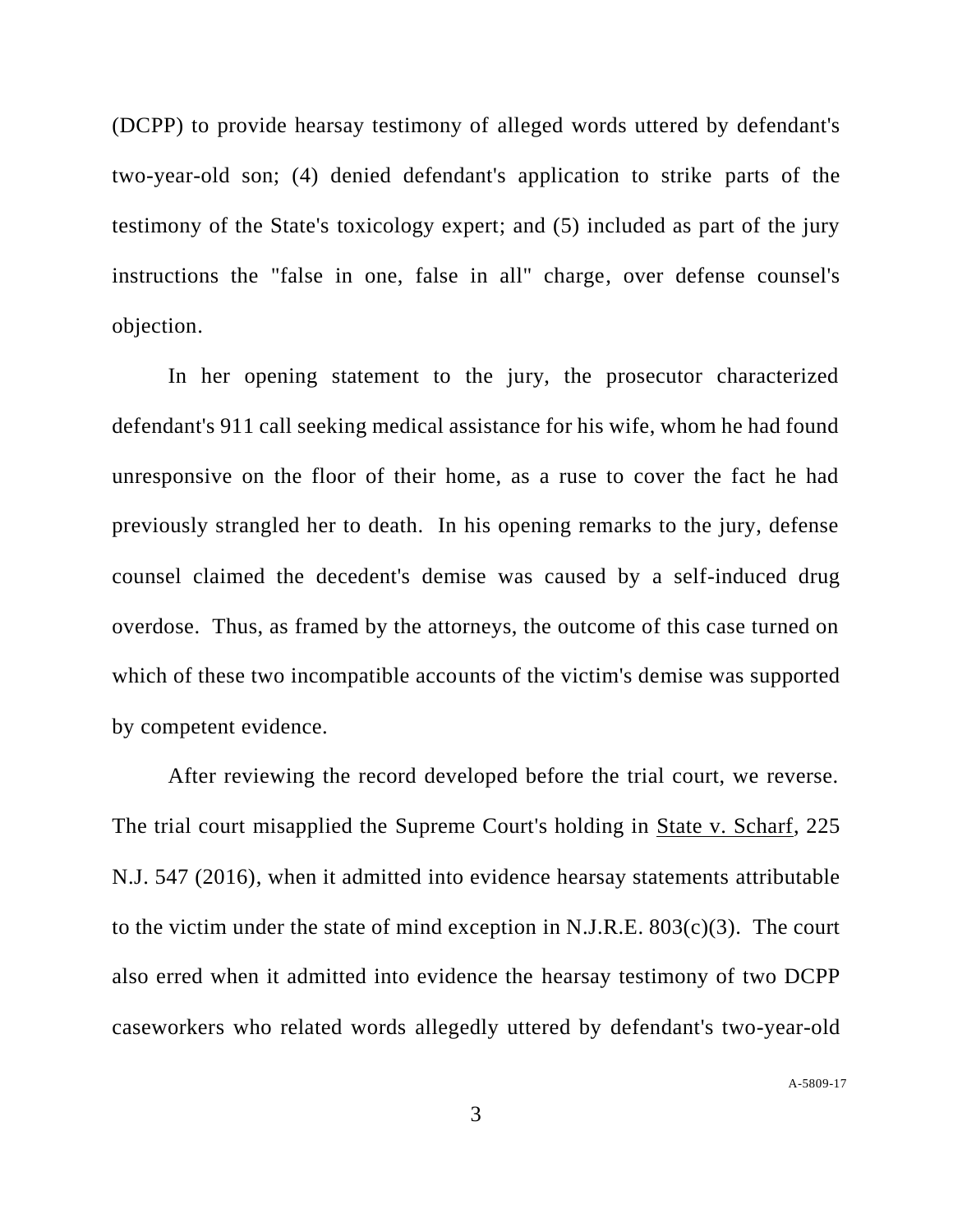(DCPP) to provide hearsay testimony of alleged words uttered by defendant's two-year-old son; (4) denied defendant's application to strike parts of the testimony of the State's toxicology expert; and (5) included as part of the jury instructions the "false in one, false in all" charge, over defense counsel's objection.

In her opening statement to the jury, the prosecutor characterized defendant's 911 call seeking medical assistance for his wife, whom he had found unresponsive on the floor of their home, as a ruse to cover the fact he had previously strangled her to death. In his opening remarks to the jury, defense counsel claimed the decedent's demise was caused by a self-induced drug overdose. Thus, as framed by the attorneys, the outcome of this case turned on which of these two incompatible accounts of the victim's demise was supported by competent evidence.

After reviewing the record developed before the trial court, we reverse. The trial court misapplied the Supreme Court's holding in State v. Scharf, 225 N.J. 547 (2016), when it admitted into evidence hearsay statements attributable to the victim under the state of mind exception in N.J.R.E. 803(c)(3). The court also erred when it admitted into evidence the hearsay testimony of two DCPP caseworkers who related words allegedly uttered by defendant's two-year-old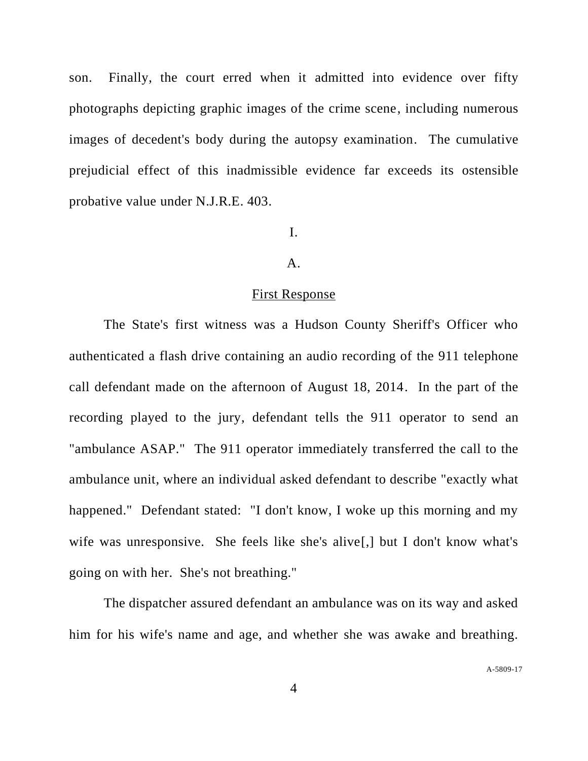son. Finally, the court erred when it admitted into evidence over fifty photographs depicting graphic images of the crime scene, including numerous images of decedent's body during the autopsy examination. The cumulative prejudicial effect of this inadmissible evidence far exceeds its ostensible probative value under N.J.R.E. 403.

I.

A.

First Response

The State's first witness was a Hudson County Sheriff's Officer who authenticated a flash drive containing an audio recording of the 911 telephone call defendant made on the afternoon of August 18, 2014. In the part of the recording played to the jury, defendant tells the 911 operator to send an "ambulance ASAP." The 911 operator immediately transferred the call to the ambulance unit, where an individual asked defendant to describe "exactly what happened." Defendant stated: "I don't know, I woke up this morning and my wife was unresponsive. She feels like she's alive[,] but I don't know what's going on with her. She's not breathing."

The dispatcher assured defendant an ambulance was on its way and asked him for his wife's name and age, and whether she was awake and breathing.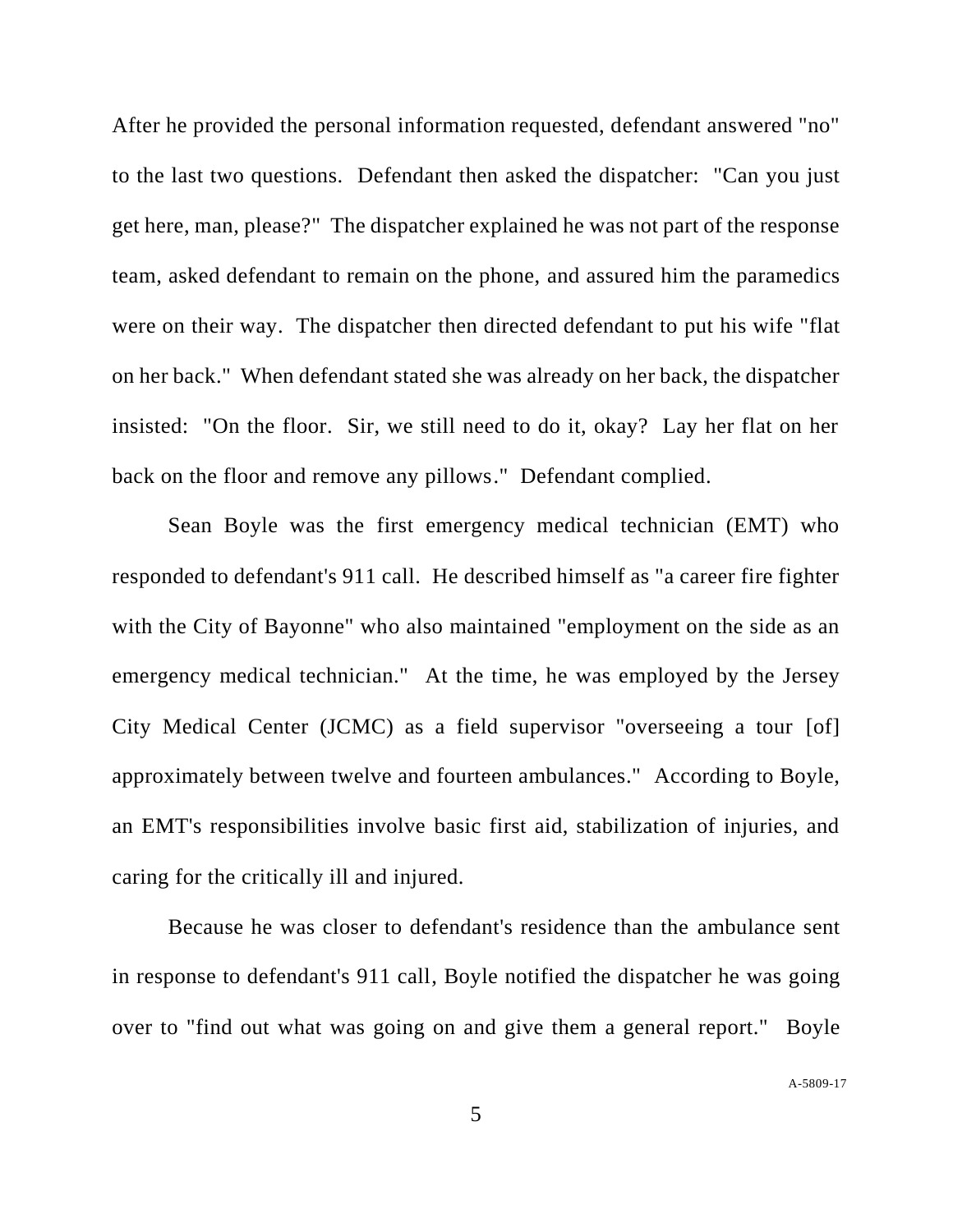After he provided the personal information requested, defendant answered "no" to the last two questions. Defendant then asked the dispatcher: "Can you just get here, man, please?" The dispatcher explained he was not part of the response team, asked defendant to remain on the phone, and assured him the paramedics were on their way. The dispatcher then directed defendant to put his wife "flat on her back." When defendant stated she was already on her back, the dispatcher insisted: "On the floor. Sir, we still need to do it, okay? Lay her flat on her back on the floor and remove any pillows." Defendant complied.

Sean Boyle was the first emergency medical technician (EMT) who responded to defendant's 911 call. He described himself as "a career fire fighter with the City of Bayonne" who also maintained "employment on the side as an emergency medical technician." At the time, he was employed by the Jersey City Medical Center (JCMC) as a field supervisor "overseeing a tour [of] approximately between twelve and fourteen ambulances." According to Boyle, an EMT's responsibilities involve basic first aid, stabilization of injuries, and caring for the critically ill and injured.

Because he was closer to defendant's residence than the ambulance sent in response to defendant's 911 call, Boyle notified the dispatcher he was going over to "find out what was going on and give them a general report." Boyle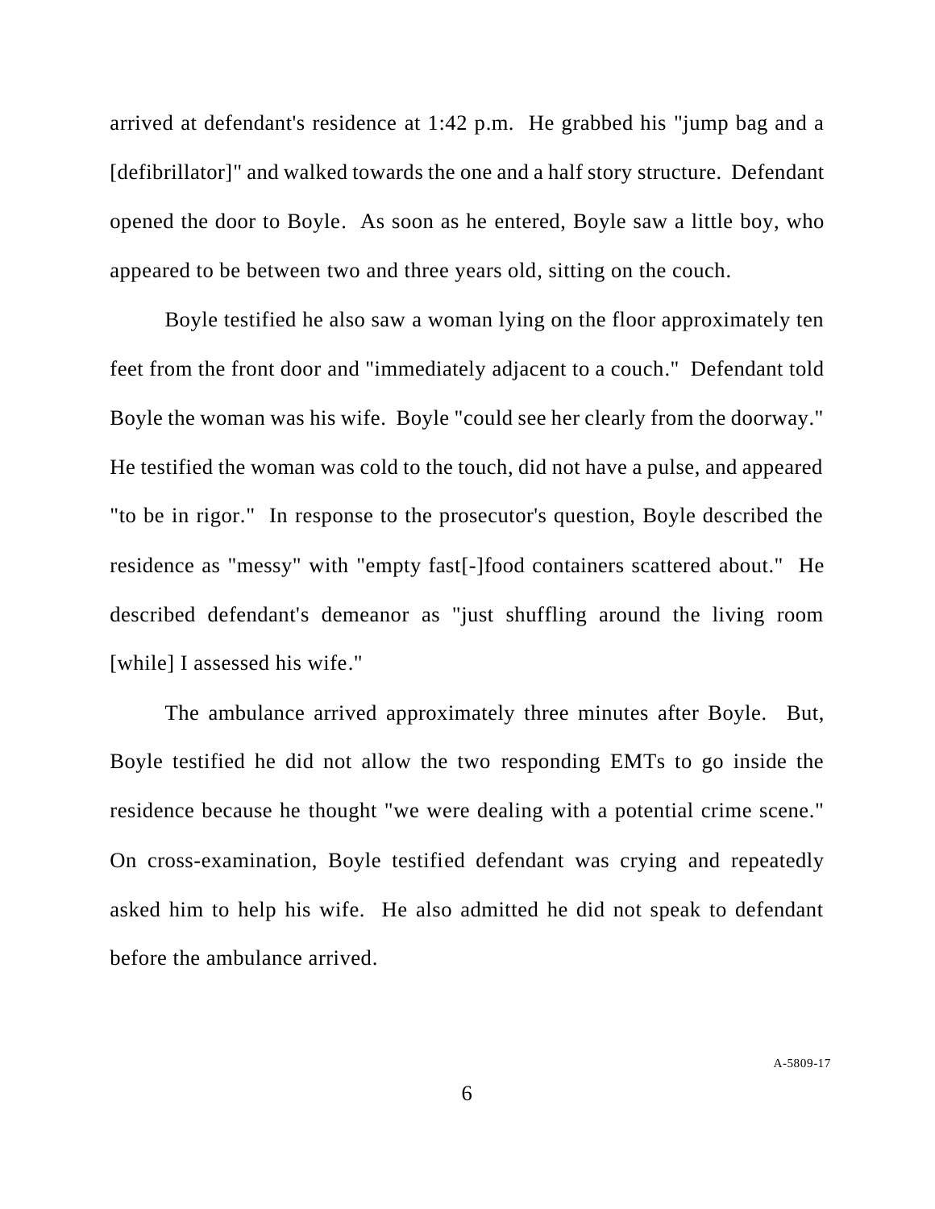arrived at defendant's residence at 1:42 p.m. He grabbed his "jump bag and a [defibrillator]" and walked towards the one and a half story structure. Defendant opened the door to Boyle. As soon as he entered, Boyle saw a little boy, who appeared to be between two and three years old, sitting on the couch.

Boyle testified he also saw a woman lying on the floor approximately ten feet from the front door and "immediately adjacent to a couch." Defendant told Boyle the woman was his wife. Boyle "could see her clearly from the doorway." He testified the woman was cold to the touch, did not have a pulse, and appeared "to be in rigor." In response to the prosecutor's question, Boyle described the residence as "messy" with "empty fast[-]food containers scattered about." He described defendant's demeanor as "just shuffling around the living room [while] I assessed his wife."

The ambulance arrived approximately three minutes after Boyle. But, Boyle testified he did not allow the two responding EMTs to go inside the residence because he thought "we were dealing with a potential crime scene." On cross-examination, Boyle testified defendant was crying and repeatedly asked him to help his wife. He also admitted he did not speak to defendant before the ambulance arrived.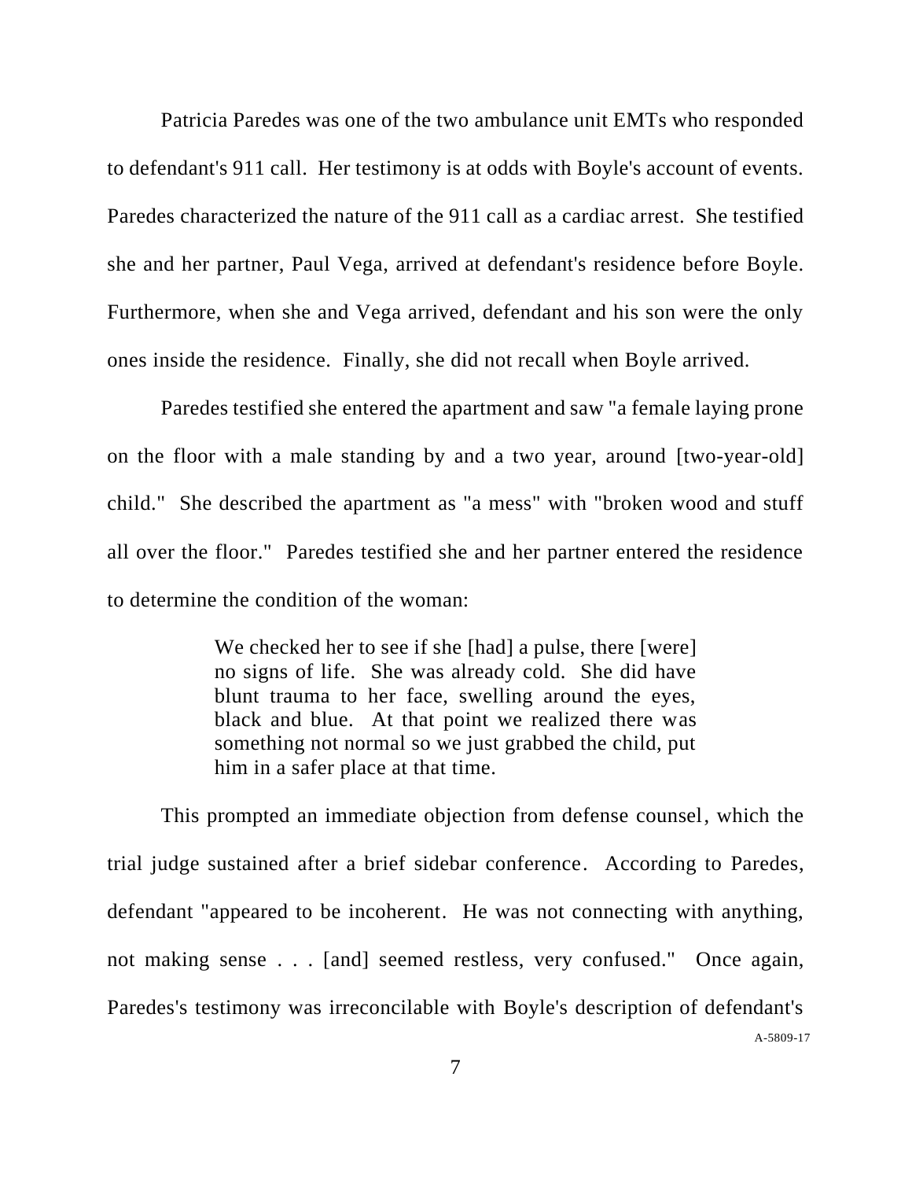Patricia Paredes was one of the two ambulance unit EMTs who responded to defendant's 911 call. Her testimony is at odds with Boyle's account of events. Paredes characterized the nature of the 911 call as a cardiac arrest. She testified she and her partner, Paul Vega, arrived at defendant's residence before Boyle. Furthermore, when she and Vega arrived, defendant and his son were the only ones inside the residence. Finally, she did not recall when Boyle arrived.

Paredes testified she entered the apartment and saw "a female laying prone on the floor with a male standing by and a two year, around [two-year-old] child." She described the apartment as "a mess" with "broken wood and stuff all over the floor." Paredes testified she and her partner entered the residence to determine the condition of the woman:

> We checked her to see if she [had] a pulse, there [were] no signs of life. She was already cold. She did have blunt trauma to her face, swelling around the eyes, black and blue. At that point we realized there was something not normal so we just grabbed the child, put him in a safer place at that time.

This prompted an immediate objection from defense counsel, which the trial judge sustained after a brief sidebar conference. According to Paredes, defendant "appeared to be incoherent. He was not connecting with anything, not making sense . . . [and] seemed restless, very confused." Once again, Paredes's testimony was irreconcilable with Boyle's description of defendant's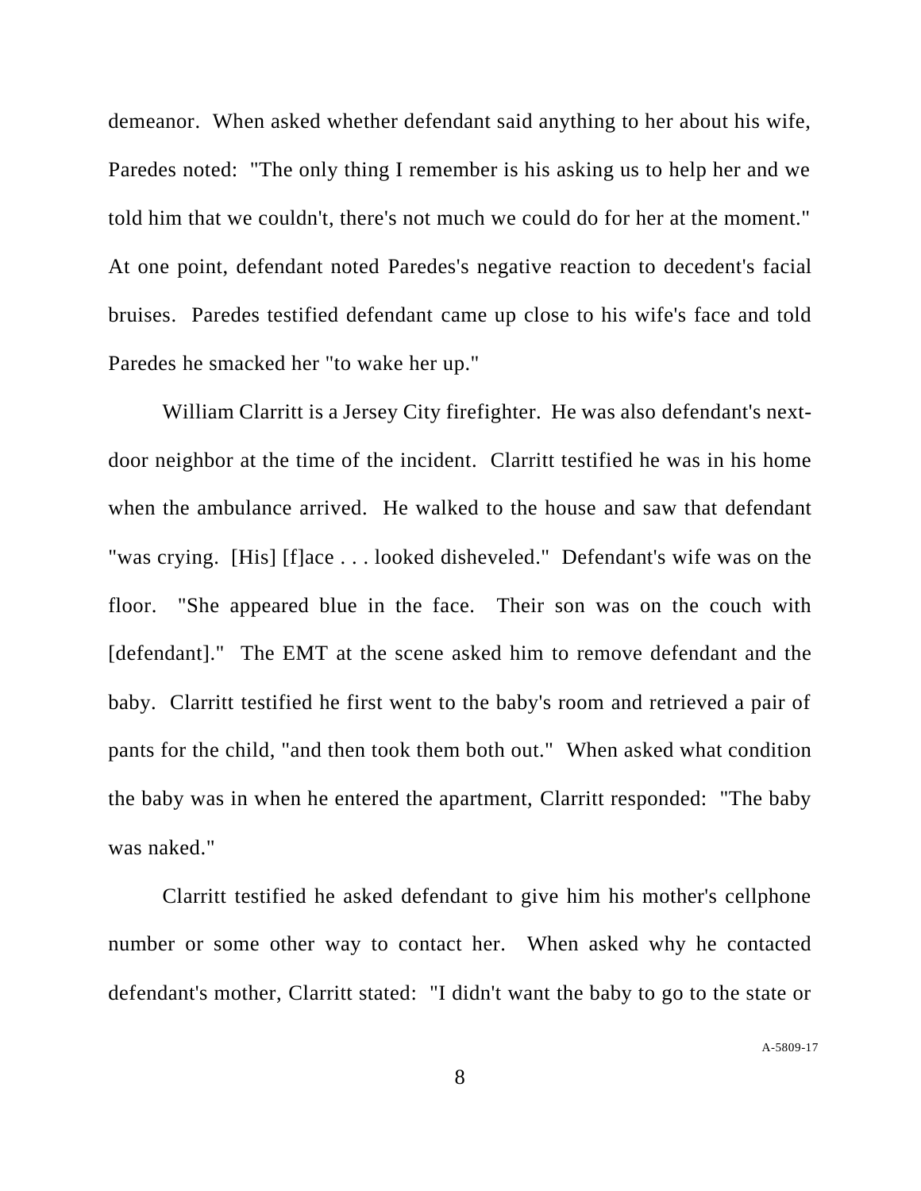demeanor. When asked whether defendant said anything to her about his wife, Paredes noted: "The only thing I remember is his asking us to help her and we told him that we couldn't, there's not much we could do for her at the moment." At one point, defendant noted Paredes's negative reaction to decedent's facial bruises. Paredes testified defendant came up close to his wife's face and told Paredes he smacked her "to wake her up."

William Clarritt is a Jersey City firefighter. He was also defendant's next-door neighbor at the time of the incident. Clarritt testified he was in his home when the ambulance arrived. He walked to the house and saw that defendant "was crying. [His] [f]ace . . . looked disheveled." Defendant's wife was on the floor. "She appeared blue in the face. Their son was on the couch with [defendant]." The EMT at the scene asked him to remove defendant and the baby. Clarritt testified he first went to the baby's room and retrieved a pair of pants for the child, "and then took them both out." When asked what condition the baby was in when he entered the apartment, Clarritt responded: "The baby was naked."

Clarritt testified he asked defendant to give him his mother's cellphone number or some other way to contact her. When asked why he contacted defendant's mother, Clarritt stated: "I didn't want the baby to go to the state or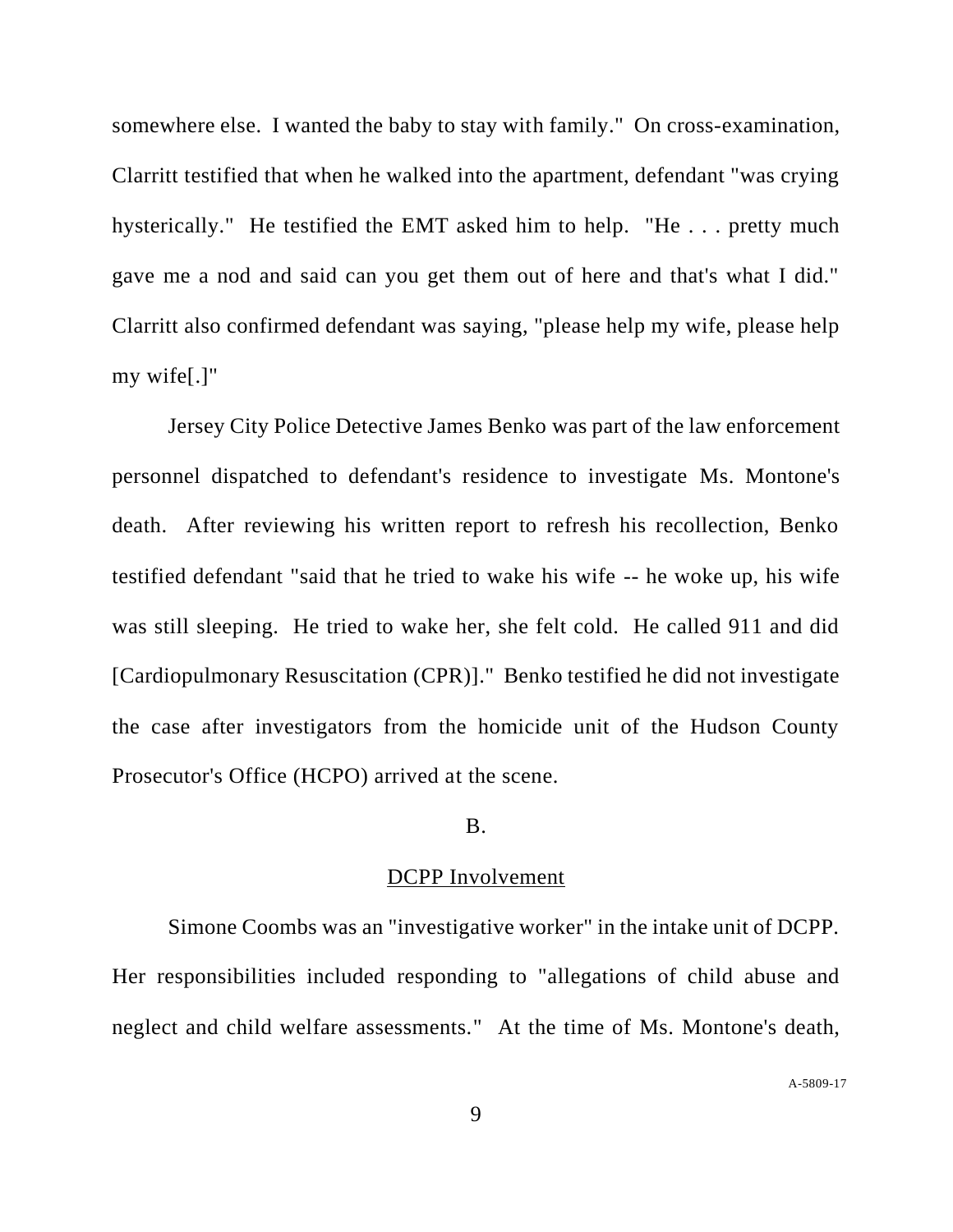somewhere else. I wanted the baby to stay with family." On cross-examination, Clarritt testified that when he walked into the apartment, defendant "was crying hysterically." He testified the EMT asked him to help. "He . . . pretty much gave me a nod and said can you get them out of here and that's what I did." Clarritt also confirmed defendant was saying, "please help my wife, please help my wife[.]"

Jersey City Police Detective James Benko was part of the law enforcement personnel dispatched to defendant's residence to investigate Ms. Montone's death. After reviewing his written report to refresh his recollection, Benko testified defendant "said that he tried to wake his wife -- he woke up, his wife was still sleeping. He tried to wake her, she felt cold. He called 911 and did [Cardiopulmonary Resuscitation (CPR)]." Benko testified he did not investigate the case after investigators from the homicide unit of the Hudson County Prosecutor's Office (HCPO) arrived at the scene.

B.

<u>DCPP Involvement</u>

Simone Coombs was an "investigative worker" in the intake unit of DCPP. Her responsibilities included responding to "allegations of child abuse and neglect and child welfare assessments." At the time of Ms. Montone's death,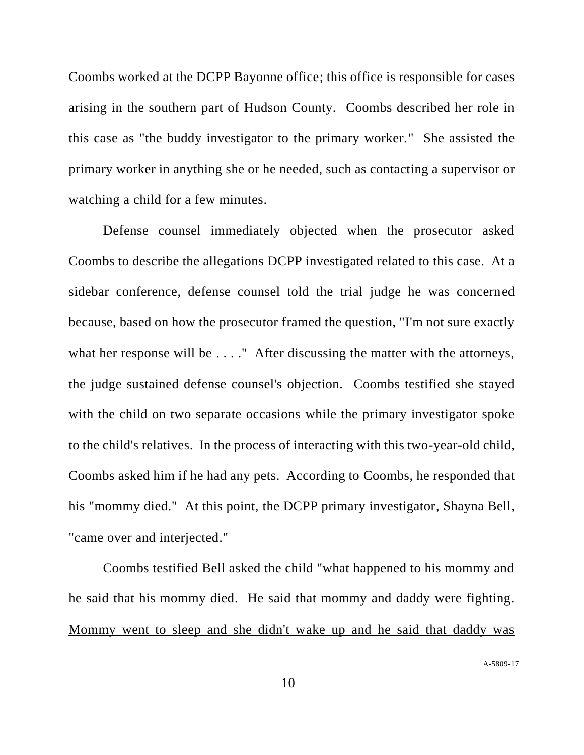Coombs worked at the DCPP Bayonne office; this office is responsible for cases arising in the southern part of Hudson County. Coombs described her role in this case as "the buddy investigator to the primary worker." She assisted the primary worker in anything she or he needed, such as contacting a supervisor or watching a child for a few minutes.

Defense counsel immediately objected when the prosecutor asked Coombs to describe the allegations DCPP investigated related to this case. At a sidebar conference, defense counsel told the trial judge he was concerned because, based on how the prosecutor framed the question, "I'm not sure exactly what her response will be . . . ." After discussing the matter with the attorneys, the judge sustained defense counsel's objection. Coombs testified she stayed with the child on two separate occasions while the primary investigator spoke to the child's relatives. In the process of interacting with this two-year-old child, Coombs asked him if he had any pets. According to Coombs, he responded that his "mommy died." At this point, the DCPP primary investigator, Shayna Bell, "came over and interjected."

Coombs testified Bell asked the child "what happened to his mommy and he said that his mommy died. <u>He said that mommy and daddy were fighting. Mommy went to sleep and she didn't wake up and he said that daddy was</u>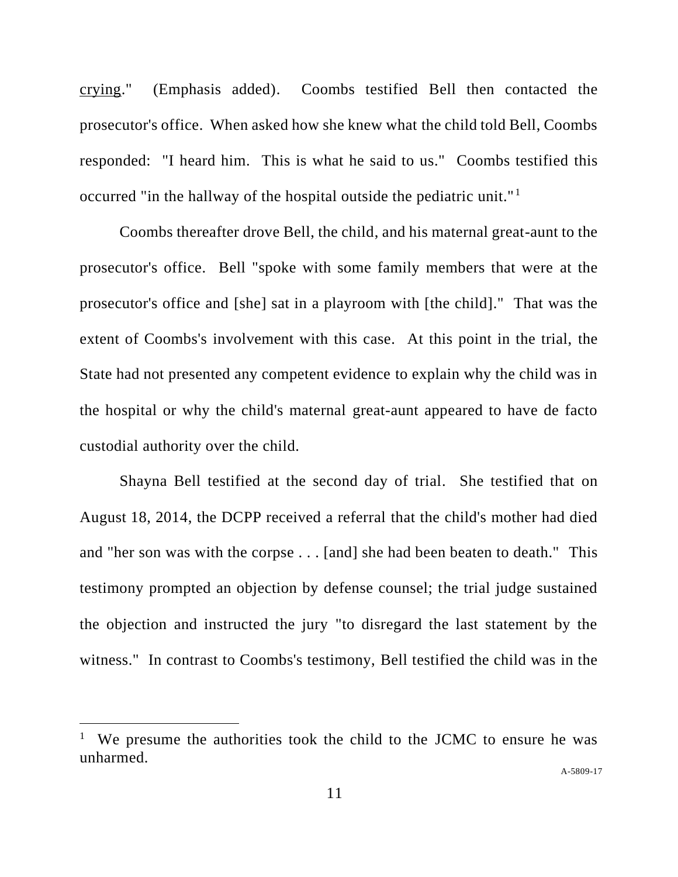crying." (Emphasis added). Coombs testified Bell then contacted the prosecutor's office. When asked how she knew what the child told Bell, Coombs responded: "I heard him. This is what he said to us." Coombs testified this occurred "in the hallway of the hospital outside the pediatric unit."[1]

Coombs thereafter drove Bell, the child, and his maternal great-aunt to the prosecutor's office. Bell "spoke with some family members that were at the prosecutor's office and [she] sat in a playroom with [the child]." That was the extent of Coombs's involvement with this case. At this point in the trial, the State had not presented any competent evidence to explain why the child was in the hospital or why the child's maternal great-aunt appeared to have de facto custodial authority over the child.

Shayna Bell testified at the second day of trial. She testified that on August 18, 2014, the DCPP received a referral that the child's mother had died and "her son was with the corpse . . . [and] she had been beaten to death." This testimony prompted an objection by defense counsel; the trial judge sustained the objection and instructed the jury "to disregard the last statement by the witness." In contrast to Coombs's testimony, Bell testified the child was in the

---

[1] We presume the authorities took the child to the JCMC to ensure he was unharmed.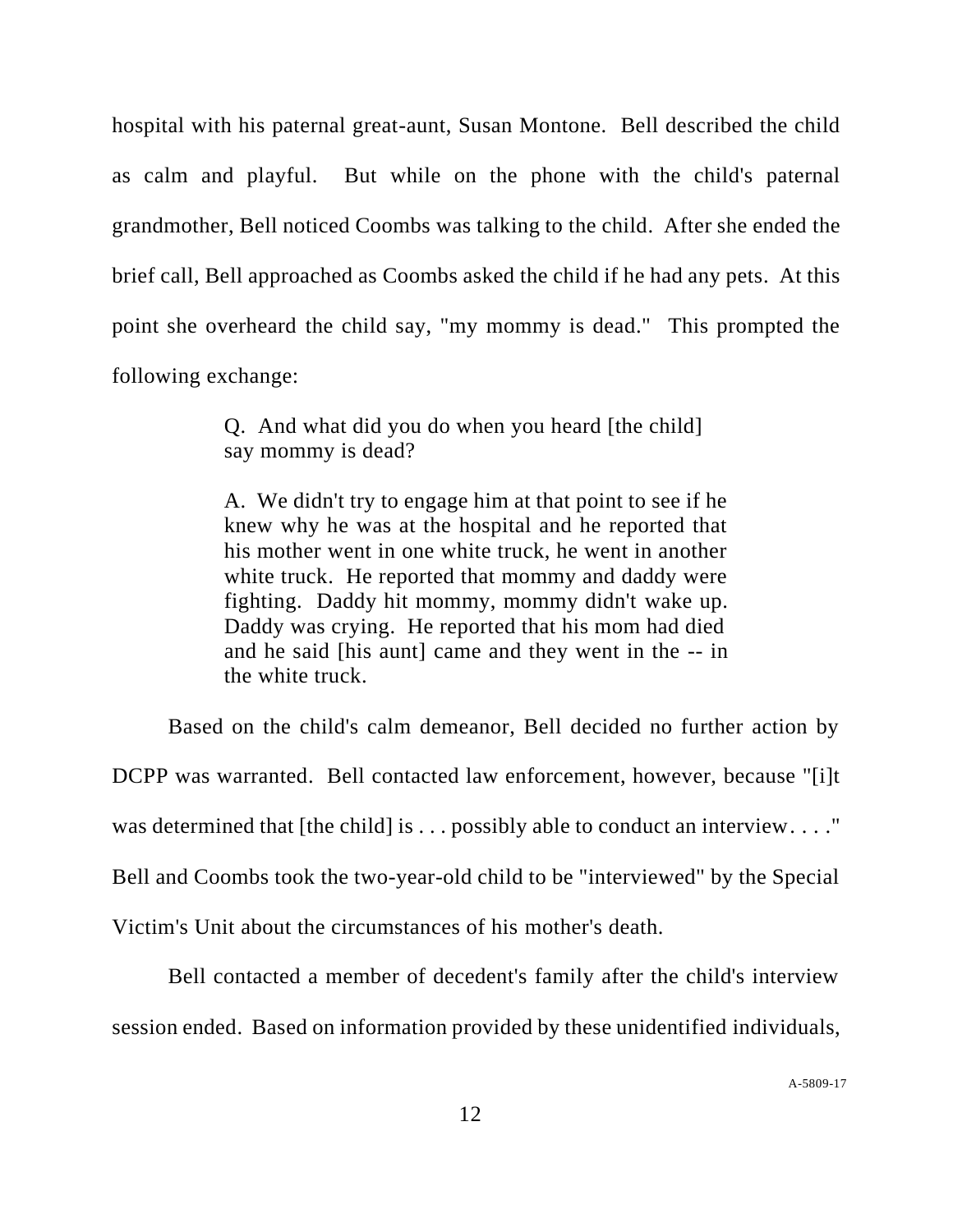hospital with his paternal great-aunt, Susan Montone. Bell described the child as calm and playful. But while on the phone with the child's paternal grandmother, Bell noticed Coombs was talking to the child. After she ended the brief call, Bell approached as Coombs asked the child if he had any pets. At this point she overheard the child say, "my mommy is dead." This prompted the following exchange:

> Q. And what did you do when you heard [the child] say mommy is dead?
>
> A. We didn't try to engage him at that point to see if he knew why he was at the hospital and he reported that his mother went in one white truck, he went in another white truck. He reported that mommy and daddy were fighting. Daddy hit mommy, mommy didn't wake up. Daddy was crying. He reported that his mom had died and he said [his aunt] came and they went in the -- in the white truck.

Based on the child's calm demeanor, Bell decided no further action by DCPP was warranted. Bell contacted law enforcement, however, because "[i]t was determined that [the child] is . . . possibly able to conduct an interview. . . ." Bell and Coombs took the two-year-old child to be "interviewed" by the Special Victim's Unit about the circumstances of his mother's death.

Bell contacted a member of decedent's family after the child's interview session ended. Based on information provided by these unidentified individuals,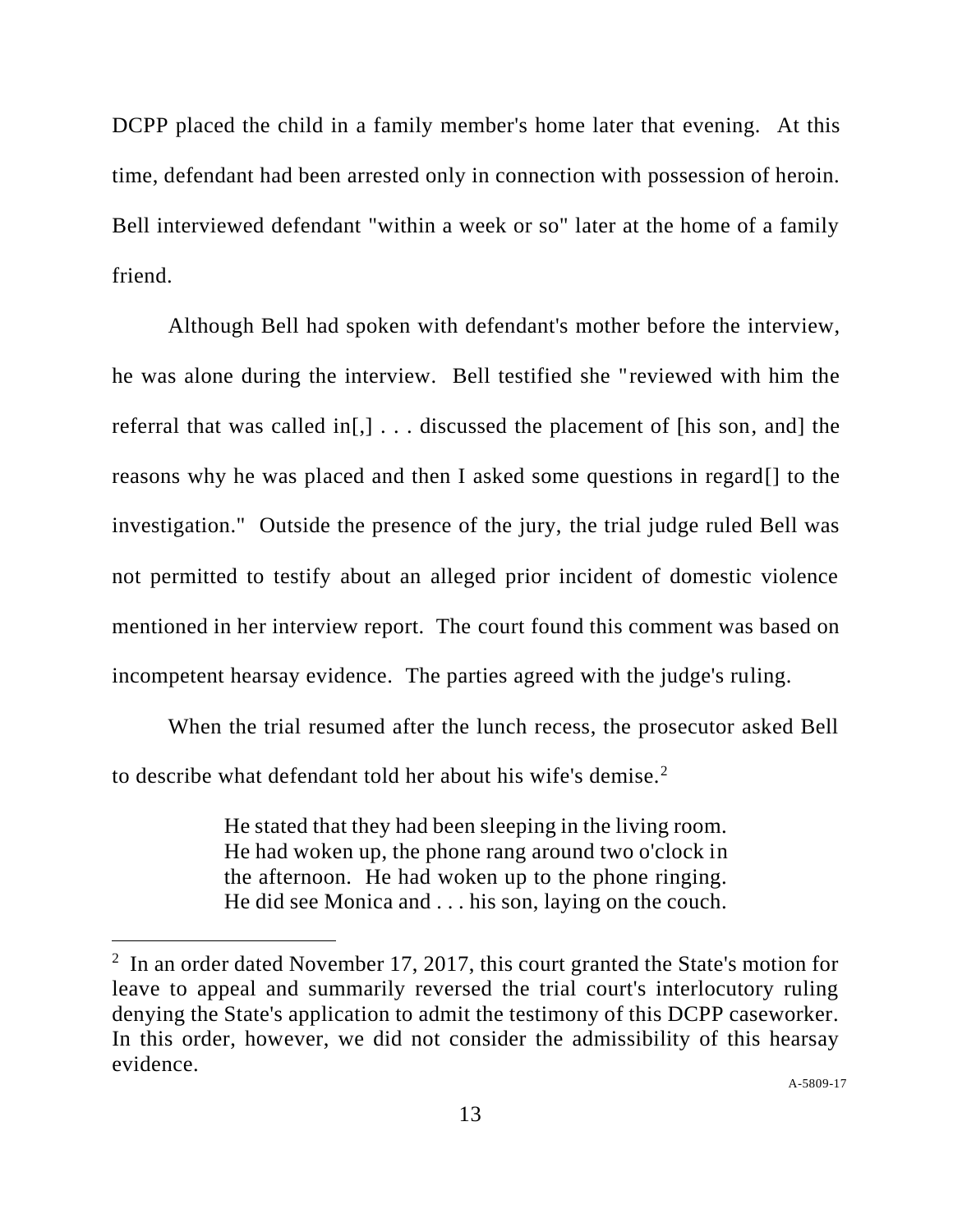DCPP placed the child in a family member's home later that evening. At this time, defendant had been arrested only in connection with possession of heroin. Bell interviewed defendant "within a week or so" later at the home of a family friend.

Although Bell had spoken with defendant's mother before the interview, he was alone during the interview. Bell testified she "reviewed with him the referral that was called in[,] . . . discussed the placement of [his son, and] the reasons why he was placed and then I asked some questions in regard[] to the investigation." Outside the presence of the jury, the trial judge ruled Bell was not permitted to testify about an alleged prior incident of domestic violence mentioned in her interview report. The court found this comment was based on incompetent hearsay evidence. The parties agreed with the judge's ruling.

When the trial resumed after the lunch recess, the prosecutor asked Bell to describe what defendant told her about his wife's demise.[2]

> He stated that they had been sleeping in the living room. He had woken up, the phone rang around two o'clock in the afternoon. He had woken up to the phone ringing. He did see Monica and . . . his son, laying on the couch.

---

[2] In an order dated November 17, 2017, this court granted the State's motion for leave to appeal and summarily reversed the trial court's interlocutory ruling denying the State's application to admit the testimony of this DCPP caseworker. In this order, however, we did not consider the admissibility of this hearsay evidence.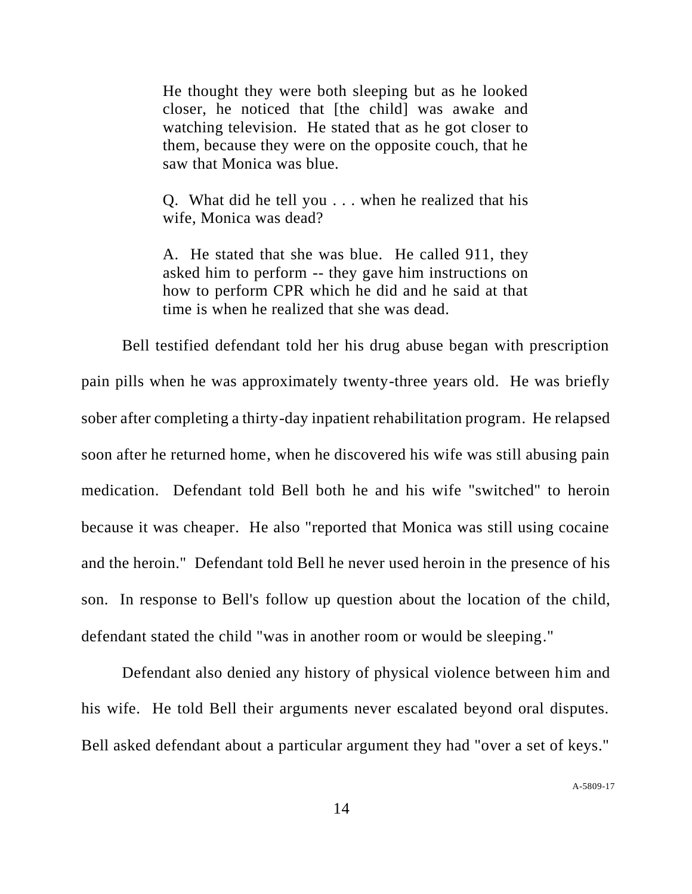> He thought they were both sleeping but as he looked closer, he noticed that [the child] was awake and watching television. He stated that as he got closer to them, because they were on the opposite couch, that he saw that Monica was blue.
>
> Q. What did he tell you . . . when he realized that his wife, Monica was dead?
>
> A. He stated that she was blue. He called 911, they asked him to perform -- they gave him instructions on how to perform CPR which he did and he said at that time is when he realized that she was dead.

Bell testified defendant told her his drug abuse began with prescription pain pills when he was approximately twenty-three years old. He was briefly sober after completing a thirty-day inpatient rehabilitation program. He relapsed soon after he returned home, when he discovered his wife was still abusing pain medication. Defendant told Bell both he and his wife "switched" to heroin because it was cheaper. He also "reported that Monica was still using cocaine and the heroin." Defendant told Bell he never used heroin in the presence of his son. In response to Bell's follow up question about the location of the child, defendant stated the child "was in another room or would be sleeping."

Defendant also denied any history of physical violence between him and his wife. He told Bell their arguments never escalated beyond oral disputes. Bell asked defendant about a particular argument they had "over a set of keys."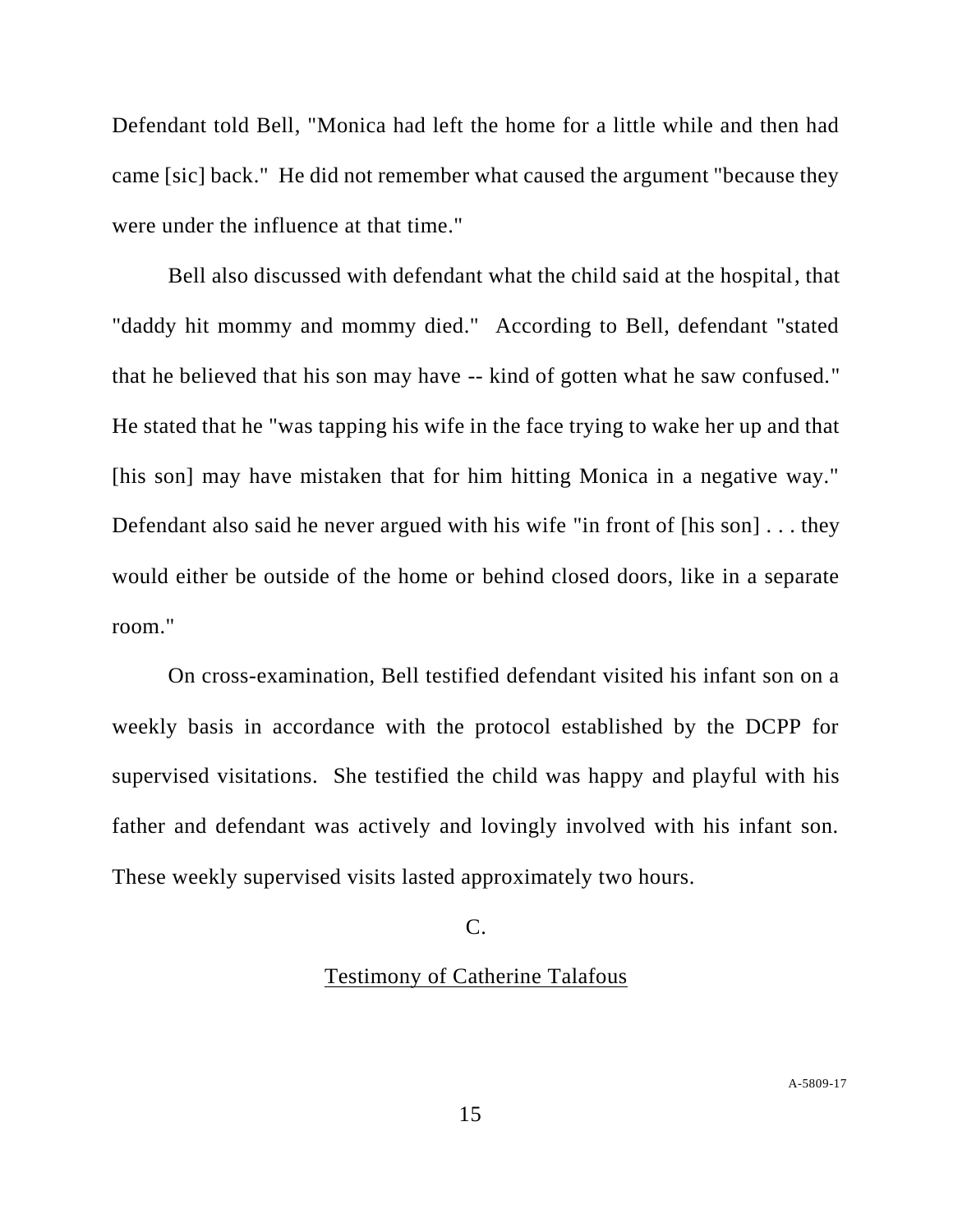Defendant told Bell, "Monica had left the home for a little while and then had came [sic] back." He did not remember what caused the argument "because they were under the influence at that time."

Bell also discussed with defendant what the child said at the hospital, that "daddy hit mommy and mommy died." According to Bell, defendant "stated that he believed that his son may have -- kind of gotten what he saw confused." He stated that he "was tapping his wife in the face trying to wake her up and that [his son] may have mistaken that for him hitting Monica in a negative way." Defendant also said he never argued with his wife "in front of [his son] . . . they would either be outside of the home or behind closed doors, like in a separate room."

On cross-examination, Bell testified defendant visited his infant son on a weekly basis in accordance with the protocol established by the DCPP for supervised visitations. She testified the child was happy and playful with his father and defendant was actively and lovingly involved with his infant son. These weekly supervised visits lasted approximately two hours.

C.

Testimony of Catherine Talafous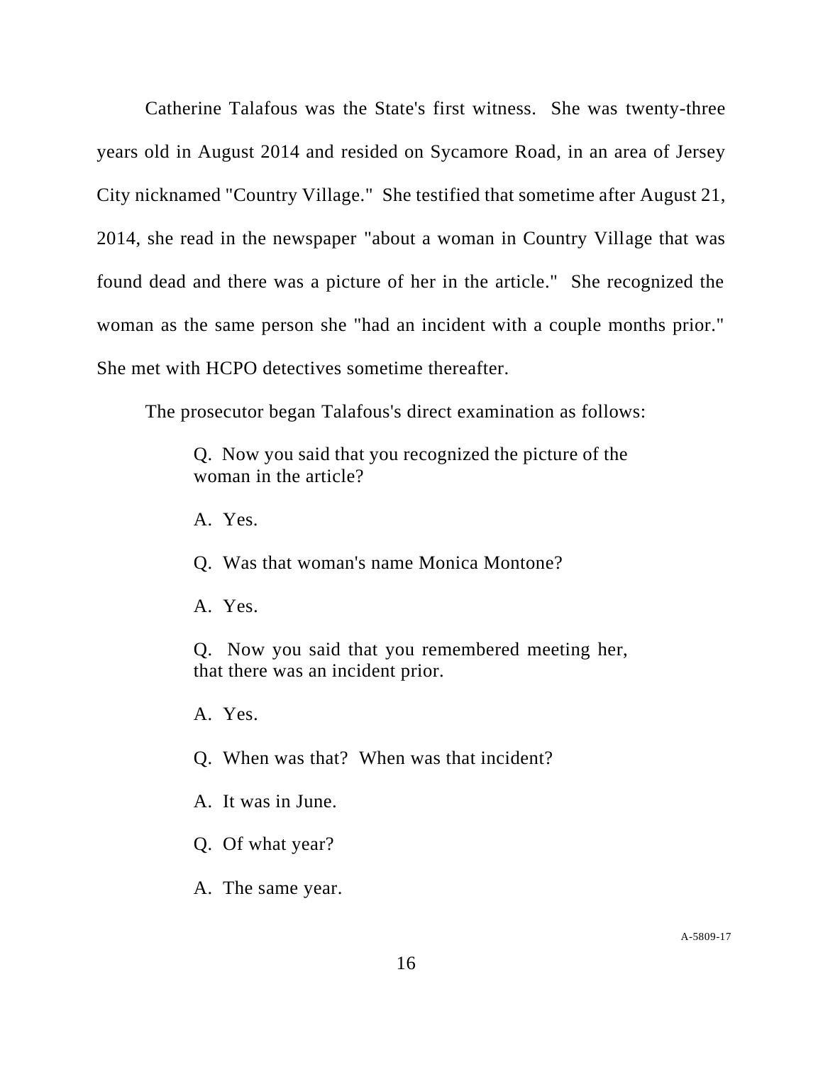Catherine Talafous was the State's first witness. She was twenty-three years old in August 2014 and resided on Sycamore Road, in an area of Jersey City nicknamed "Country Village." She testified that sometime after August 21, 2014, she read in the newspaper "about a woman in Country Village that was found dead and there was a picture of her in the article." She recognized the woman as the same person she "had an incident with a couple months prior." She met with HCPO detectives sometime thereafter.

The prosecutor began Talafous's direct examination as follows:

> Q. Now you said that you recognized the picture of the woman in the article?
>
> A. Yes.
>
> Q. Was that woman's name Monica Montone?
>
> A. Yes.
>
> Q. Now you said that you remembered meeting her, that there was an incident prior.
>
> A. Yes.
>
> Q. When was that? When was that incident?
>
> A. It was in June.
>
> Q. Of what year?
>
> A. The same year.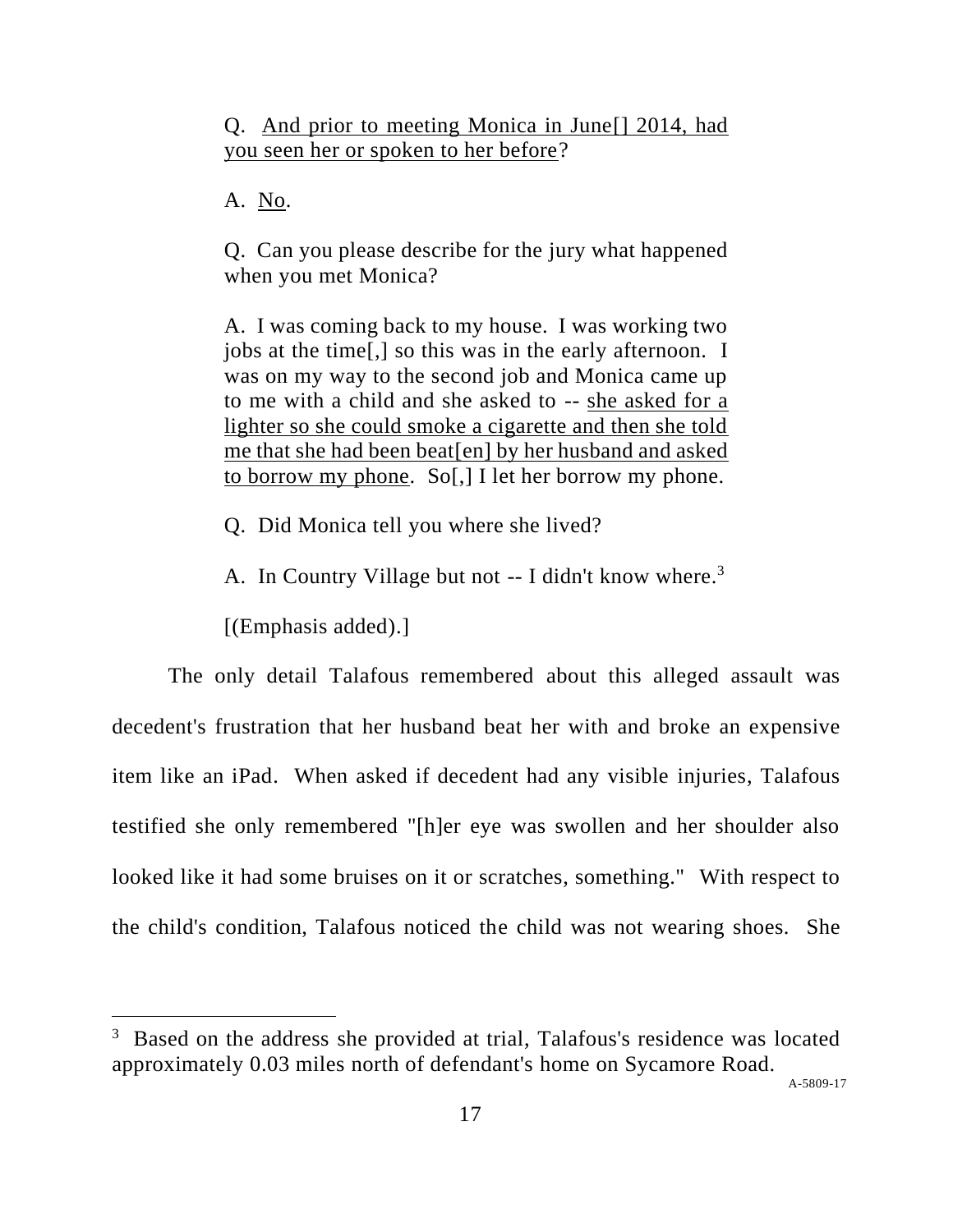> Q. <u>And prior to meeting Monica in June[] 2014, had you seen her or spoken to her before</u>?
>
> A. <u>No</u>.
>
> Q. Can you please describe for the jury what happened when you met Monica?
>
> A. I was coming back to my house. I was working two jobs at the time[,] so this was in the early afternoon. I was on my way to the second job and Monica came up to me with a child and she asked to -- <u>she asked for a lighter so she could smoke a cigarette and then she told me that she had been beat[en] by her husband and asked to borrow my phone</u>. So[,] I let her borrow my phone.
>
> Q. Did Monica tell you where she lived?
>
> A. In Country Village but not -- I didn't know where.[3]
>
> [(Emphasis added).]

The only detail Talafous remembered about this alleged assault was decedent's frustration that her husband beat her with and broke an expensive item like an iPad. When asked if decedent had any visible injuries, Talafous testified she only remembered "[h]er eye was swollen and her shoulder also looked like it had some bruises on it or scratches, something." With respect to the child's condition, Talafous noticed the child was not wearing shoes. She

---

[3] Based on the address she provided at trial, Talafous's residence was located approximately 0.03 miles north of defendant's home on Sycamore Road.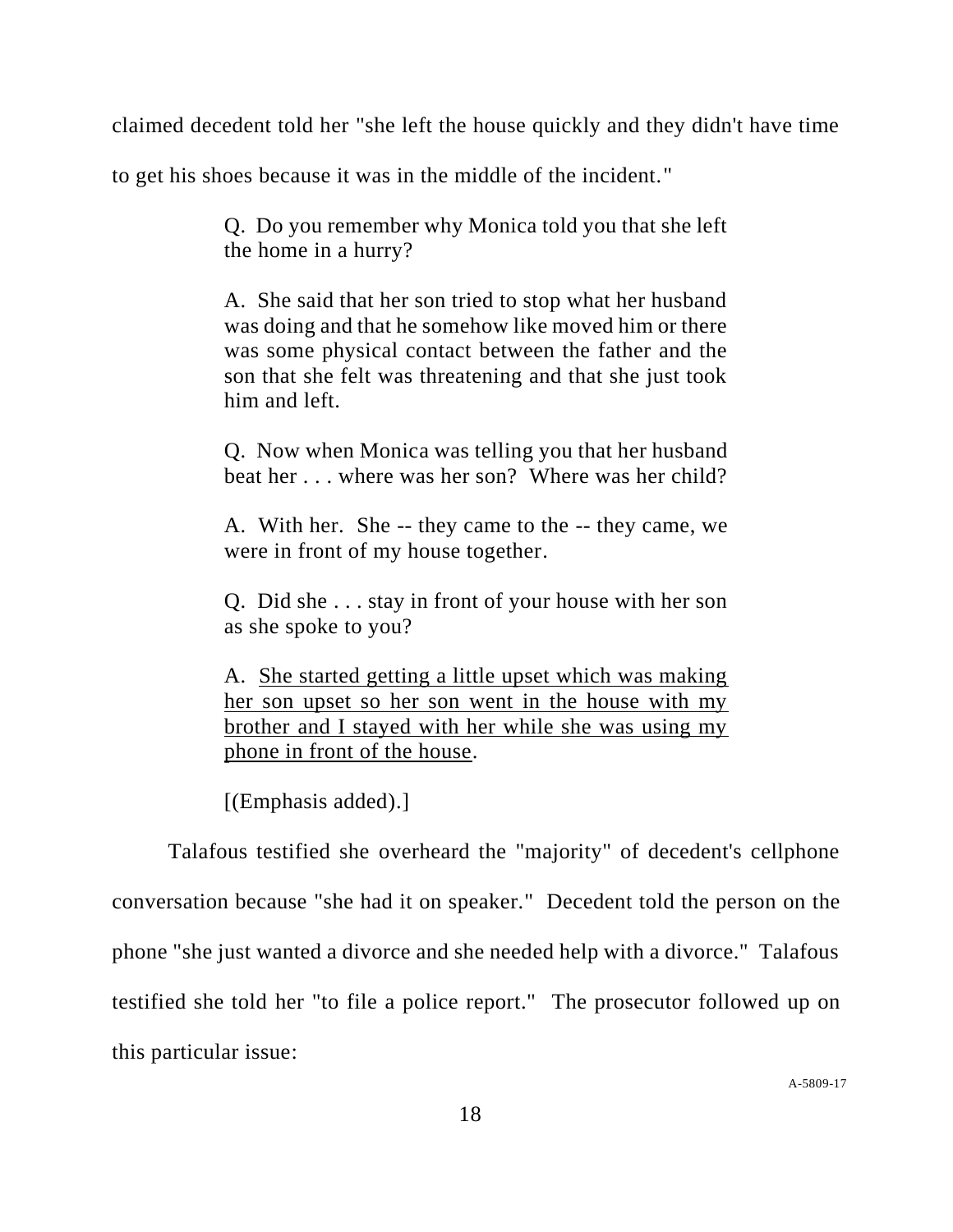claimed decedent told her "she left the house quickly and they didn't have time to get his shoes because it was in the middle of the incident."

> Q. Do you remember why Monica told you that she left the home in a hurry?
>
> A. She said that her son tried to stop what her husband was doing and that he somehow like moved him or there was some physical contact between the father and the son that she felt was threatening and that she just took him and left.
>
> Q. Now when Monica was telling you that her husband beat her . . . where was her son? Where was her child?
>
> A. With her. She -- they came to the -- they came, we were in front of my house together.
>
> Q. Did she . . . stay in front of your house with her son as she spoke to you?
>
> A. <u>She started getting a little upset which was making her son upset so her son went in the house with my brother and I stayed with her while she was using my phone in front of the house</u>.
>
> [(Emphasis added).]

Talafous testified she overheard the "majority" of decedent's cellphone conversation because "she had it on speaker." Decedent told the person on the phone "she just wanted a divorce and she needed help with a divorce." Talafous testified she told her "to file a police report." The prosecutor followed up on this particular issue: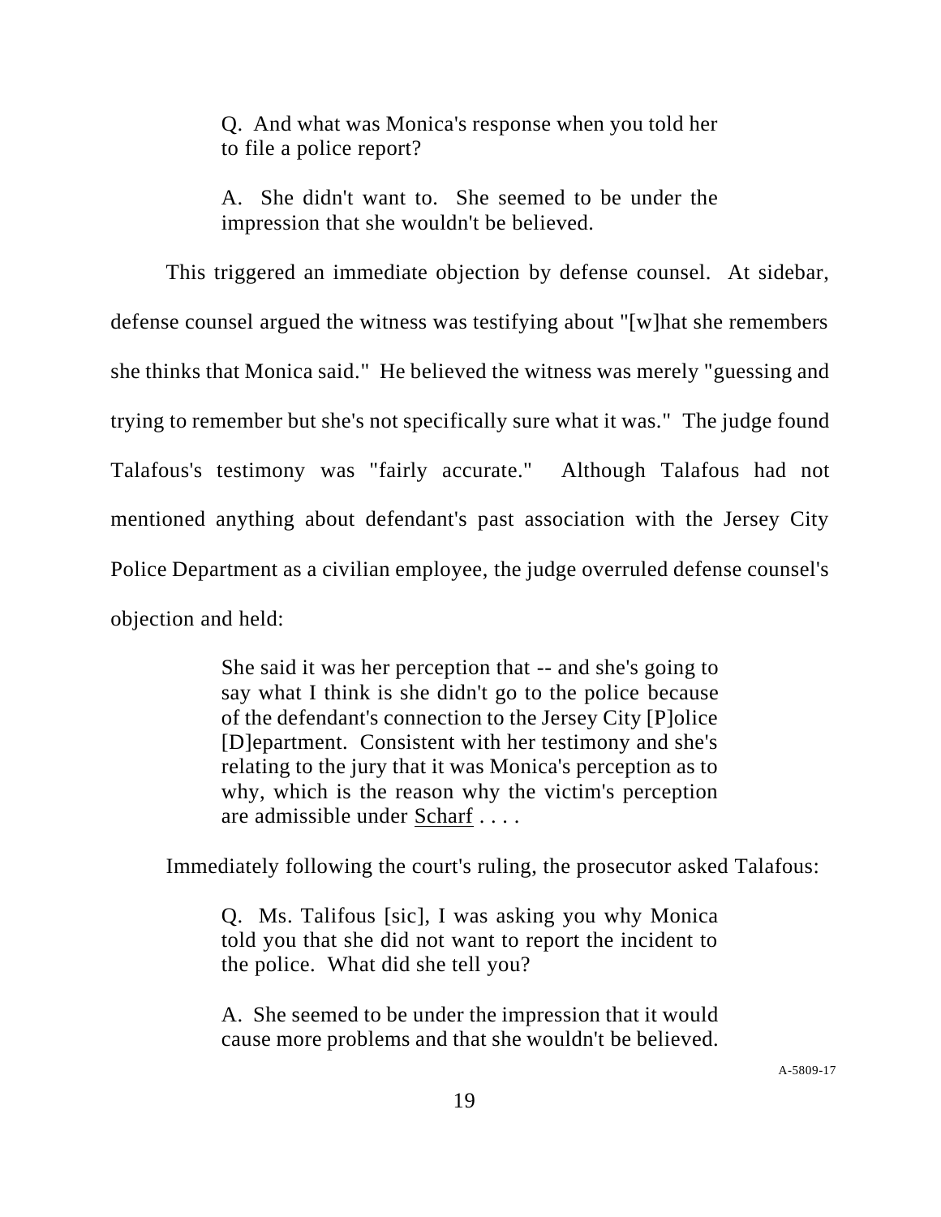> Q. And what was Monica's response when you told her to file a police report?
>
> A. She didn't want to. She seemed to be under the impression that she wouldn't be believed.

This triggered an immediate objection by defense counsel. At sidebar, defense counsel argued the witness was testifying about "[w]hat she remembers she thinks that Monica said." He believed the witness was merely "guessing and trying to remember but she's not specifically sure what it was." The judge found Talafous's testimony was "fairly accurate." Although Talafous had not mentioned anything about defendant's past association with the Jersey City Police Department as a civilian employee, the judge overruled defense counsel's objection and held:

> She said it was her perception that -- and she's going to say what I think is she didn't go to the police because of the defendant's connection to the Jersey City [P]olice [D]epartment. Consistent with her testimony and she's relating to the jury that it was Monica's perception as to why, which is the reason why the victim's perception are admissible under <u>Scharf</u> . . . .

Immediately following the court's ruling, the prosecutor asked Talafous:

> Q. Ms. Talifous [sic], I was asking you why Monica told you that she did not want to report the incident to the police. What did she tell you?
>
> A. She seemed to be under the impression that it would cause more problems and that she wouldn't be believed.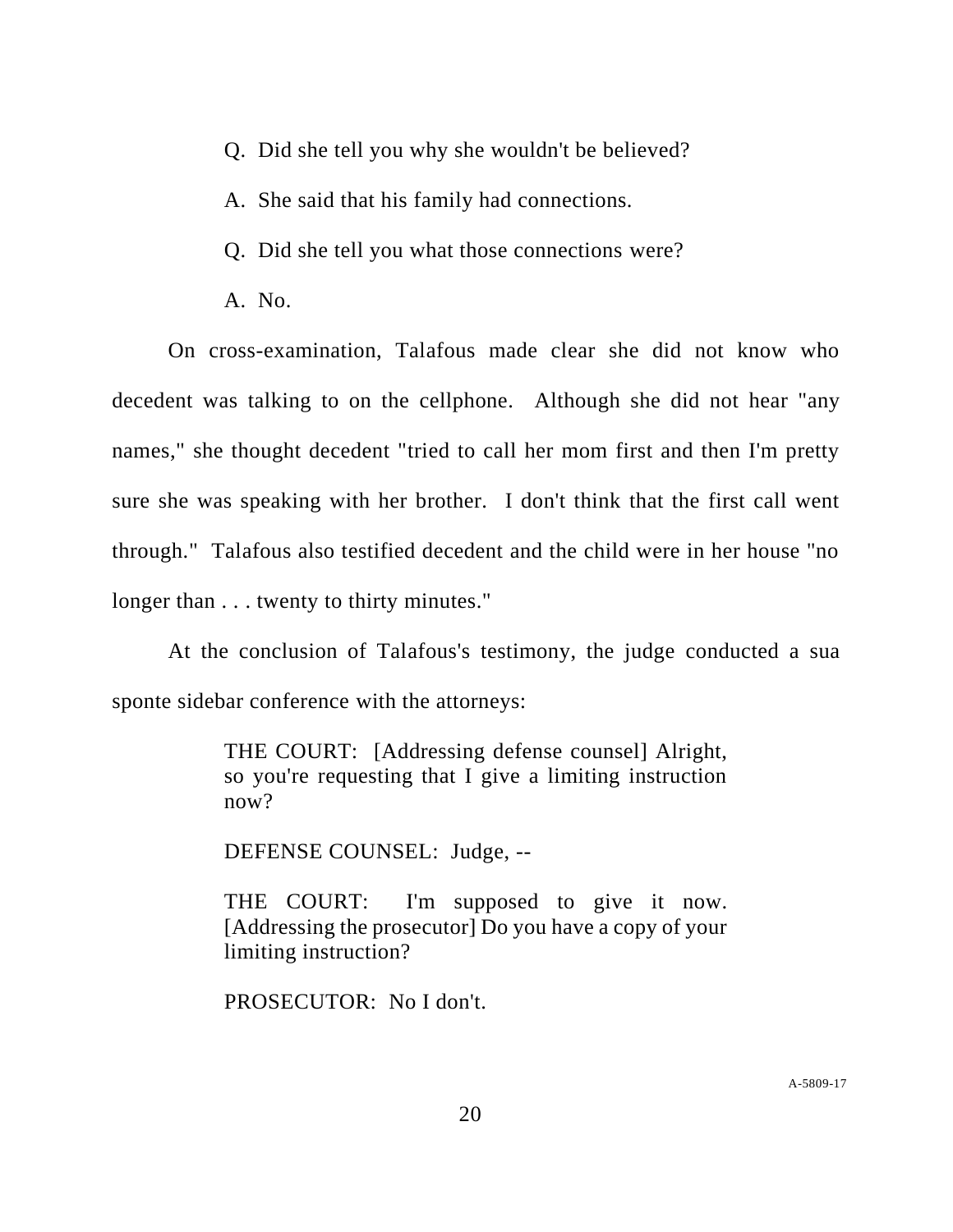Q. Did she tell you why she wouldn't be believed?

A. She said that his family had connections.

Q. Did she tell you what those connections were?

A. No.

On cross-examination, Talafous made clear she did not know who decedent was talking to on the cellphone. Although she did not hear "any names," she thought decedent "tried to call her mom first and then I'm pretty sure she was speaking with her brother. I don't think that the first call went through." Talafous also testified decedent and the child were in her house "no longer than . . . twenty to thirty minutes."

At the conclusion of Talafous's testimony, the judge conducted a sua sponte sidebar conference with the attorneys:

> THE COURT: [Addressing defense counsel] Alright, so you're requesting that I give a limiting instruction now?
>
> DEFENSE COUNSEL: Judge, --
>
> THE COURT: I'm supposed to give it now. [Addressing the prosecutor] Do you have a copy of your limiting instruction?
>
> PROSECUTOR: No I don't.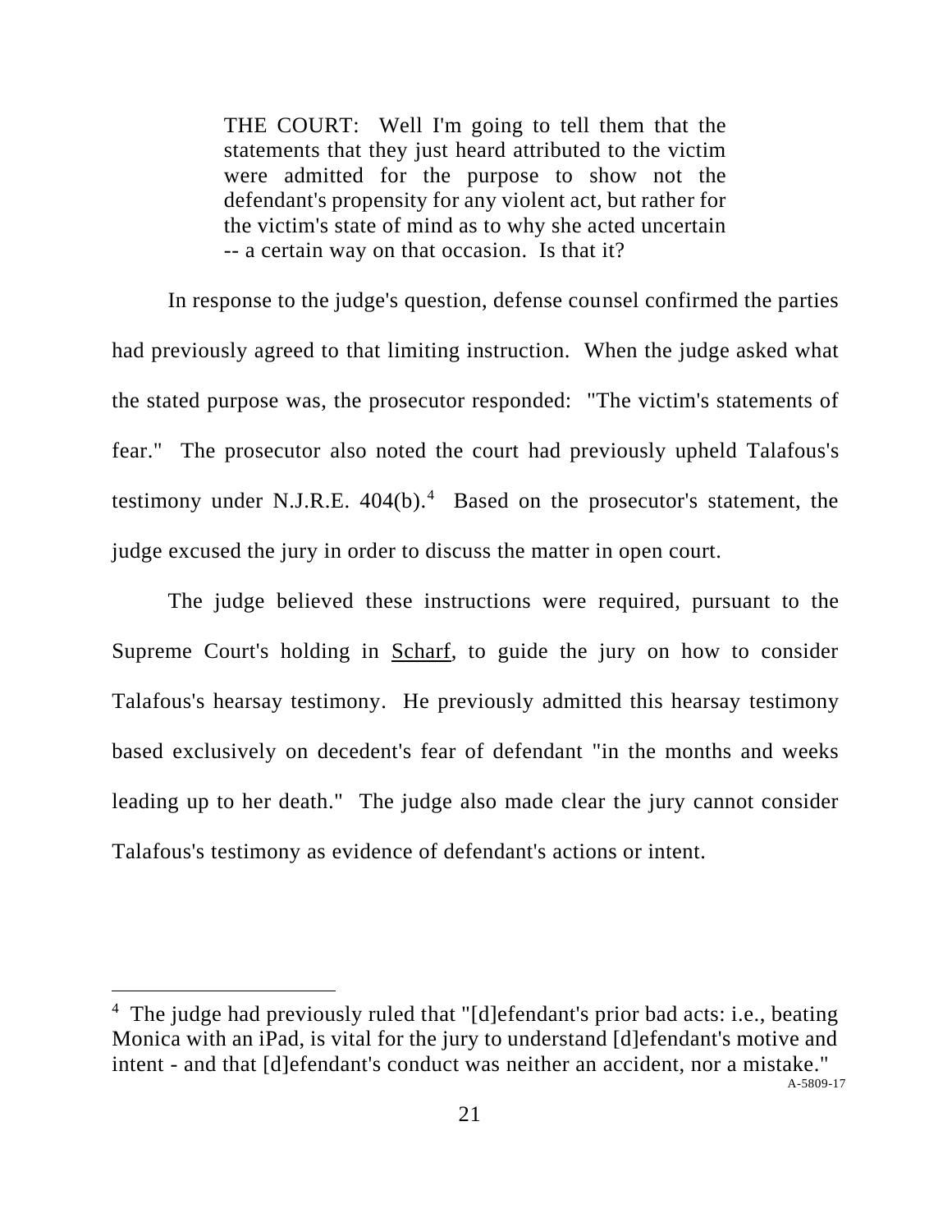> THE COURT: Well I'm going to tell them that the statements that they just heard attributed to the victim were admitted for the purpose to show not the defendant's propensity for any violent act, but rather for the victim's state of mind as to why she acted uncertain -- a certain way on that occasion. Is that it?

In response to the judge's question, defense counsel confirmed the parties had previously agreed to that limiting instruction. When the judge asked what the stated purpose was, the prosecutor responded: "The victim's statements of fear." The prosecutor also noted the court had previously upheld Talafous's testimony under N.J.R.E. 404(b).[4] Based on the prosecutor's statement, the judge excused the jury in order to discuss the matter in open court.

The judge believed these instructions were required, pursuant to the Supreme Court's holding in Scharf, to guide the jury on how to consider Talafous's hearsay testimony. He previously admitted this hearsay testimony based exclusively on decedent's fear of defendant "in the months and weeks leading up to her death." The judge also made clear the jury cannot consider Talafous's testimony as evidence of defendant's actions or intent.

---

[4] The judge had previously ruled that "[d]efendant's prior bad acts: i.e., beating Monica with an iPad, is vital for the jury to understand [d]efendant's motive and intent - and that [d]efendant's conduct was neither an accident, nor a mistake."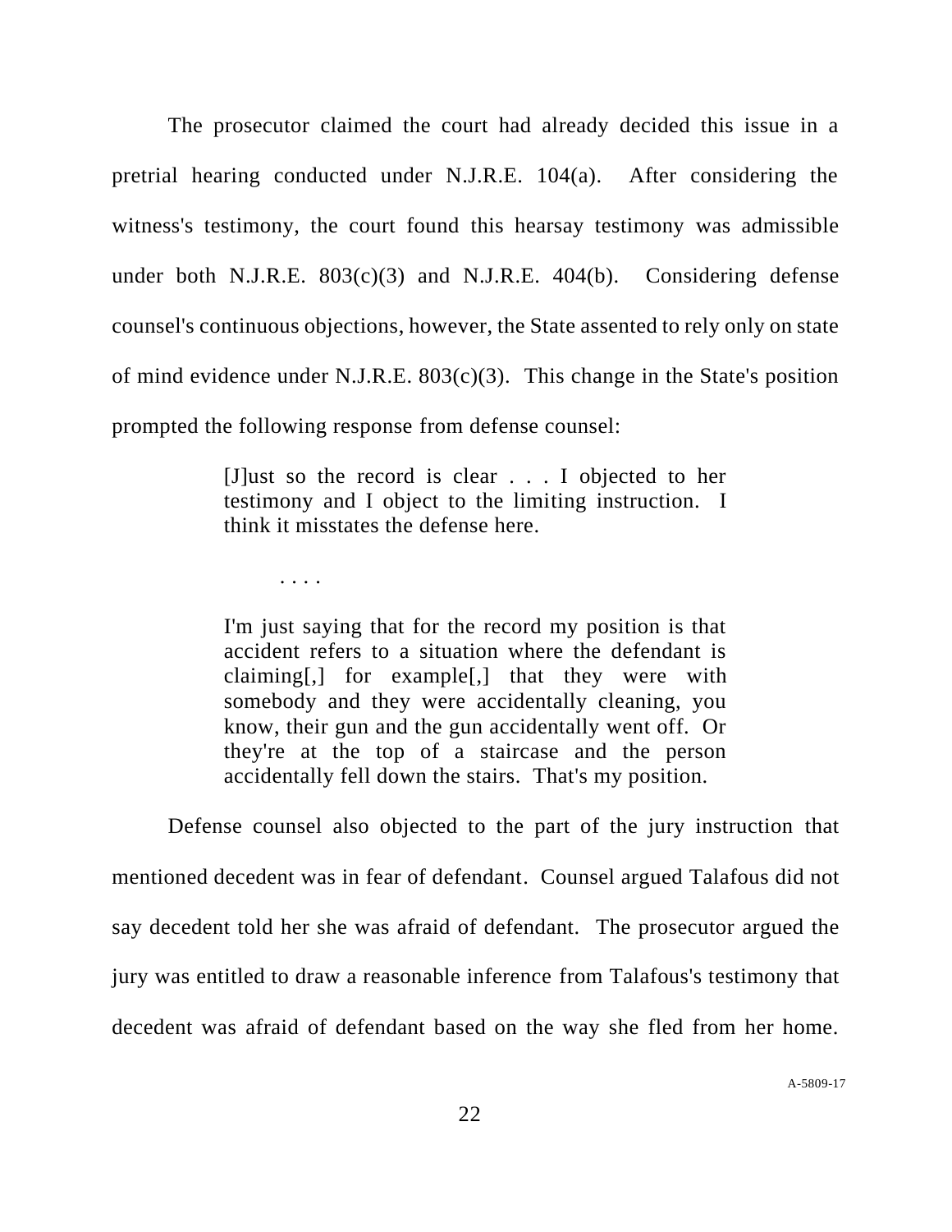The prosecutor claimed the court had already decided this issue in a pretrial hearing conducted under N.J.R.E. 104(a). After considering the witness's testimony, the court found this hearsay testimony was admissible under both N.J.R.E. 803(c)(3) and N.J.R.E. 404(b). Considering defense counsel's continuous objections, however, the State assented to rely only on state of mind evidence under N.J.R.E. 803(c)(3). This change in the State's position prompted the following response from defense counsel:

> [J]ust so the record is clear . . . I objected to her testimony and I object to the limiting instruction. I think it misstates the defense here.
>
> . . . .
>
> I'm just saying that for the record my position is that accident refers to a situation where the defendant is claiming[,] for example[,] that they were with somebody and they were accidentally cleaning, you know, their gun and the gun accidentally went off. Or they're at the top of a staircase and the person accidentally fell down the stairs. That's my position.

Defense counsel also objected to the part of the jury instruction that mentioned decedent was in fear of defendant. Counsel argued Talafous did not say decedent told her she was afraid of defendant. The prosecutor argued the jury was entitled to draw a reasonable inference from Talafous's testimony that decedent was afraid of defendant based on the way she fled from her home.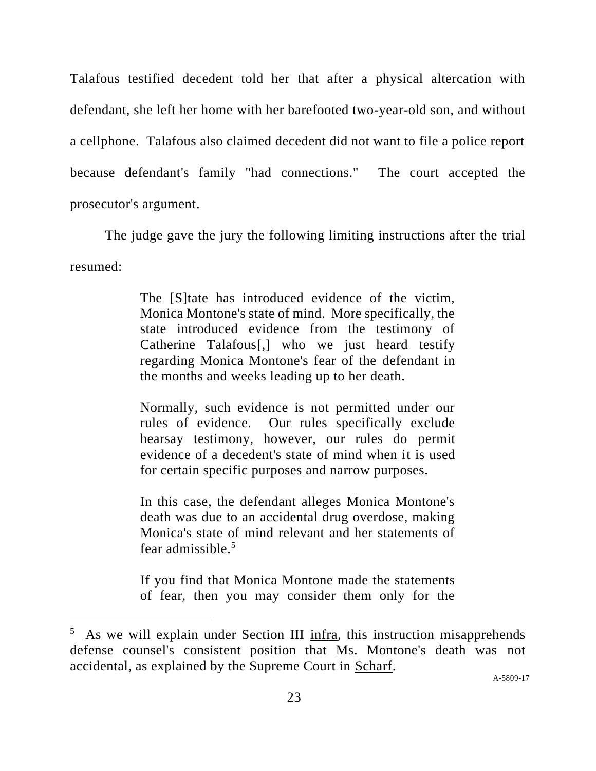Talafous testified decedent told her that after a physical altercation with defendant, she left her home with her barefooted two-year-old son, and without a cellphone. Talafous also claimed decedent did not want to file a police report because defendant's family "had connections." The court accepted the prosecutor's argument.

The judge gave the jury the following limiting instructions after the trial resumed:

> The [S]tate has introduced evidence of the victim, Monica Montone's state of mind. More specifically, the state introduced evidence from the testimony of Catherine Talafous[,] who we just heard testify regarding Monica Montone's fear of the defendant in the months and weeks leading up to her death.
>
> Normally, such evidence is not permitted under our rules of evidence. Our rules specifically exclude hearsay testimony, however, our rules do permit evidence of a decedent's state of mind when it is used for certain specific purposes and narrow purposes.
>
> In this case, the defendant alleges Monica Montone's death was due to an accidental drug overdose, making Monica's state of mind relevant and her statements of fear admissible.[5]
>
> If you find that Monica Montone made the statements of fear, then you may consider them only for the

[5] As we will explain under Section III infra, this instruction misapprehends defense counsel's consistent position that Ms. Montone's death was not accidental, as explained by the Supreme Court in Scharf.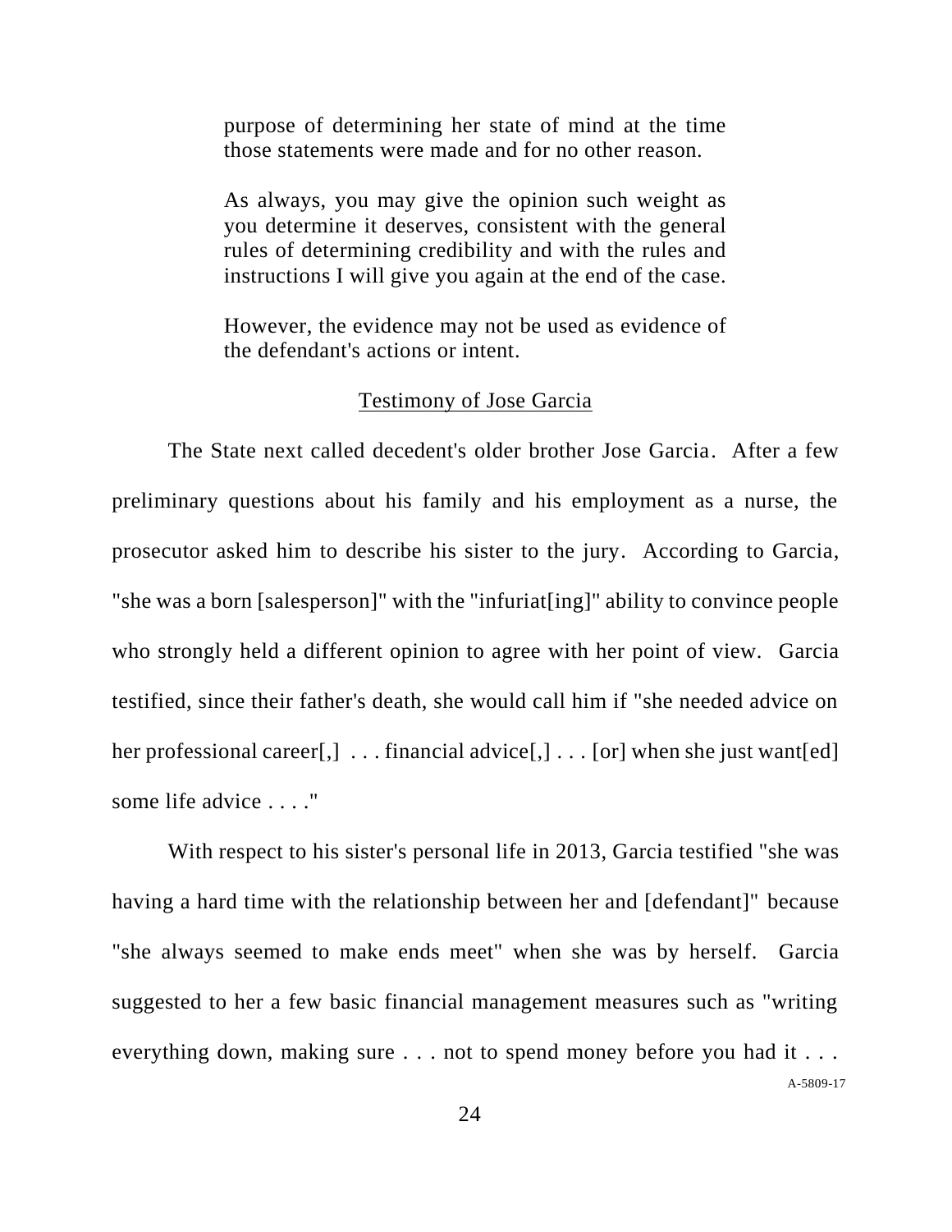> purpose of determining her state of mind at the time those statements were made and for no other reason.
>
> As always, you may give the opinion such weight as you determine it deserves, consistent with the general rules of determining credibility and with the rules and instructions I will give you again at the end of the case.
>
> However, the evidence may not be used as evidence of the defendant's actions or intent.

Testimony of Jose Garcia

The State next called decedent's older brother Jose Garcia. After a few preliminary questions about his family and his employment as a nurse, the prosecutor asked him to describe his sister to the jury. According to Garcia, "she was a born [salesperson]" with the "infuriat[ing]" ability to convince people who strongly held a different opinion to agree with her point of view. Garcia testified, since their father's death, she would call him if "she needed advice on her professional career[,] . . . financial advice[,] . . . [or] when she just want[ed] some life advice . . . ."

With respect to his sister's personal life in 2013, Garcia testified "she was having a hard time with the relationship between her and [defendant]" because "she always seemed to make ends meet" when she was by herself. Garcia suggested to her a few basic financial management measures such as "writing everything down, making sure . . . not to spend money before you had it . . .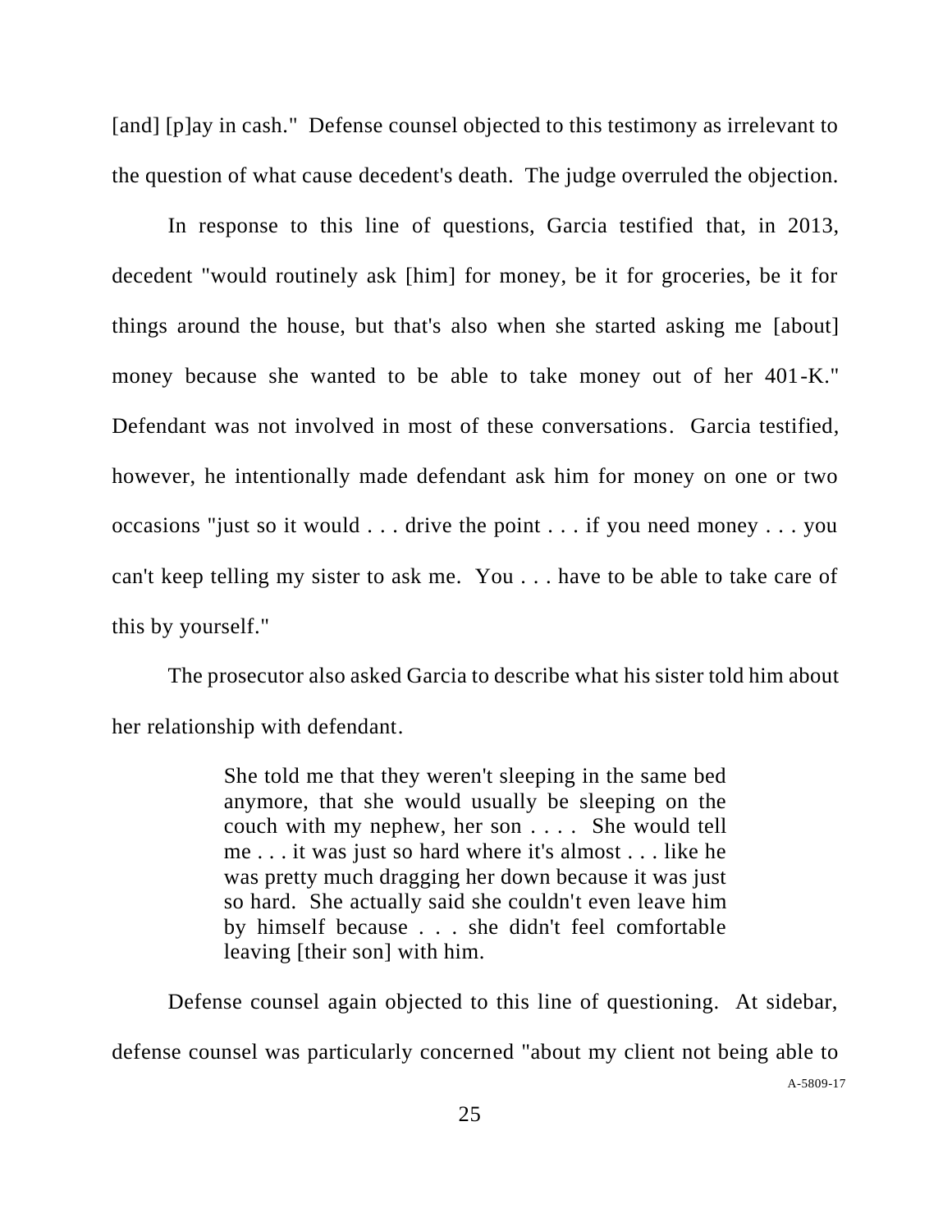[and] [p]ay in cash." Defense counsel objected to this testimony as irrelevant to the question of what cause decedent's death. The judge overruled the objection.

In response to this line of questions, Garcia testified that, in 2013, decedent "would routinely ask [him] for money, be it for groceries, be it for things around the house, but that's also when she started asking me [about] money because she wanted to be able to take money out of her 401-K." Defendant was not involved in most of these conversations. Garcia testified, however, he intentionally made defendant ask him for money on one or two occasions "just so it would . . . drive the point . . . if you need money . . . you can't keep telling my sister to ask me. You . . . have to be able to take care of this by yourself."

The prosecutor also asked Garcia to describe what his sister told him about her relationship with defendant.

> She told me that they weren't sleeping in the same bed anymore, that she would usually be sleeping on the couch with my nephew, her son . . . . She would tell me . . . it was just so hard where it's almost . . . like he was pretty much dragging her down because it was just so hard. She actually said she couldn't even leave him by himself because . . . she didn't feel comfortable leaving [their son] with him.

Defense counsel again objected to this line of questioning. At sidebar, defense counsel was particularly concerned "about my client not being able to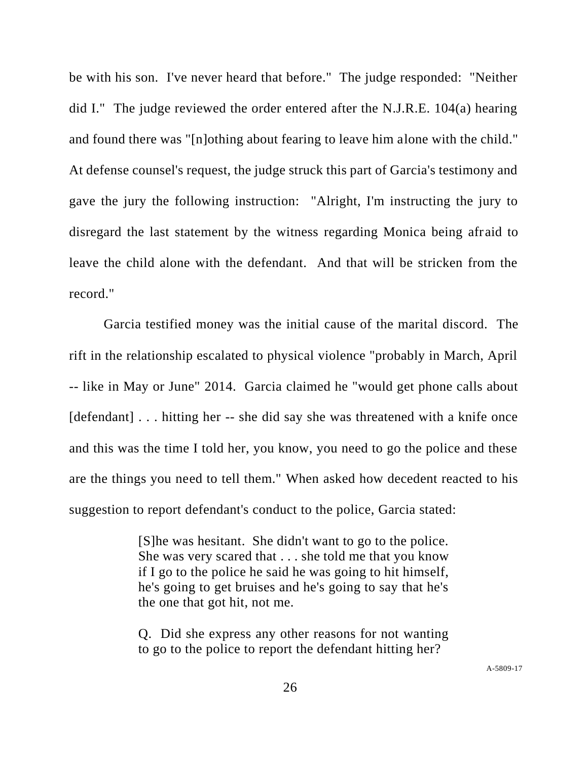be with his son. I've never heard that before." The judge responded: "Neither did I." The judge reviewed the order entered after the N.J.R.E. 104(a) hearing and found there was "[n]othing about fearing to leave him alone with the child." At defense counsel's request, the judge struck this part of Garcia's testimony and gave the jury the following instruction: "Alright, I'm instructing the jury to disregard the last statement by the witness regarding Monica being afraid to leave the child alone with the defendant. And that will be stricken from the record."

Garcia testified money was the initial cause of the marital discord. The rift in the relationship escalated to physical violence "probably in March, April -- like in May or June" 2014. Garcia claimed he "would get phone calls about [defendant] . . . hitting her -- she did say she was threatened with a knife once and this was the time I told her, you know, you need to go the police and these are the things you need to tell them." When asked how decedent reacted to his suggestion to report defendant's conduct to the police, Garcia stated:

> [S]he was hesitant. She didn't want to go to the police. She was very scared that . . . she told me that you know if I go to the police he said he was going to hit himself, he's going to get bruises and he's going to say that he's the one that got hit, not me.
>
> Q. Did she express any other reasons for not wanting to go to the police to report the defendant hitting her?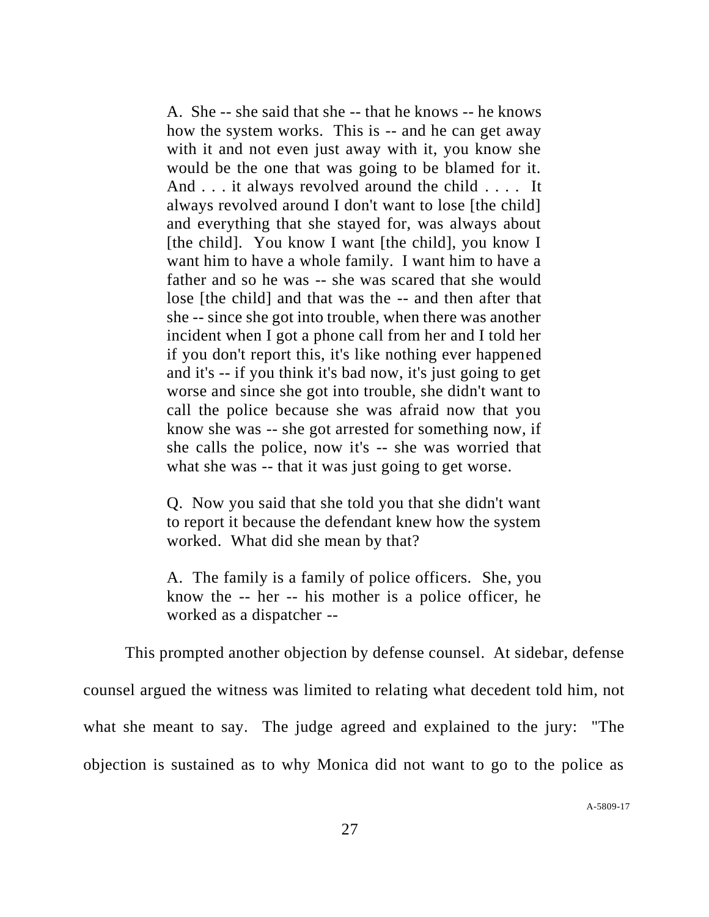> A. She -- she said that she -- that he knows -- he knows how the system works. This is -- and he can get away with it and not even just away with it, you know she would be the one that was going to be blamed for it. And . . . it always revolved around the child . . . . It always revolved around I don't want to lose [the child] and everything that she stayed for, was always about [the child]. You know I want [the child], you know I want him to have a whole family. I want him to have a father and so he was -- she was scared that she would lose [the child] and that was the -- and then after that she -- since she got into trouble, when there was another incident when I got a phone call from her and I told her if you don't report this, it's like nothing ever happened and it's -- if you think it's bad now, it's just going to get worse and since she got into trouble, she didn't want to call the police because she was afraid now that you know she was -- she got arrested for something now, if she calls the police, now it's -- she was worried that what she was -- that it was just going to get worse.
>
> Q. Now you said that she told you that she didn't want to report it because the defendant knew how the system worked. What did she mean by that?
>
> A. The family is a family of police officers. She, you know the -- her -- his mother is a police officer, he worked as a dispatcher --

This prompted another objection by defense counsel. At sidebar, defense counsel argued the witness was limited to relating what decedent told him, not what she meant to say. The judge agreed and explained to the jury: "The objection is sustained as to why Monica did not want to go to the police as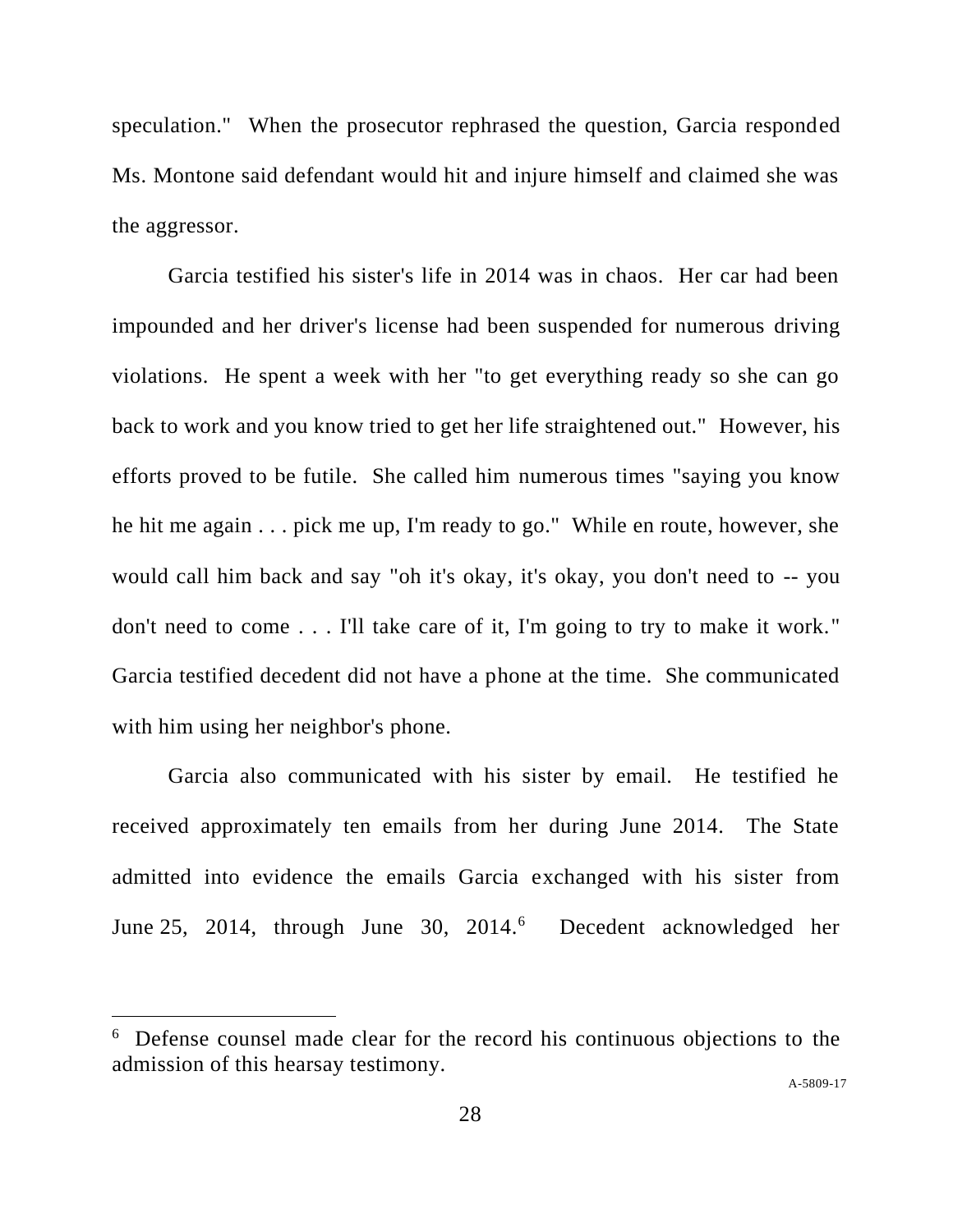speculation." When the prosecutor rephrased the question, Garcia responded Ms. Montone said defendant would hit and injure himself and claimed she was the aggressor.

Garcia testified his sister's life in 2014 was in chaos. Her car had been impounded and her driver's license had been suspended for numerous driving violations. He spent a week with her "to get everything ready so she can go back to work and you know tried to get her life straightened out." However, his efforts proved to be futile. She called him numerous times "saying you know he hit me again . . . pick me up, I'm ready to go." While en route, however, she would call him back and say "oh it's okay, it's okay, you don't need to -- you don't need to come . . . I'll take care of it, I'm going to try to make it work." Garcia testified decedent did not have a phone at the time. She communicated with him using her neighbor's phone.

Garcia also communicated with his sister by email. He testified he received approximately ten emails from her during June 2014. The State admitted into evidence the emails Garcia exchanged with his sister from June 25, 2014, through June 30, 2014.[6] Decedent acknowledged her

---

[6] Defense counsel made clear for the record his continuous objections to the admission of this hearsay testimony.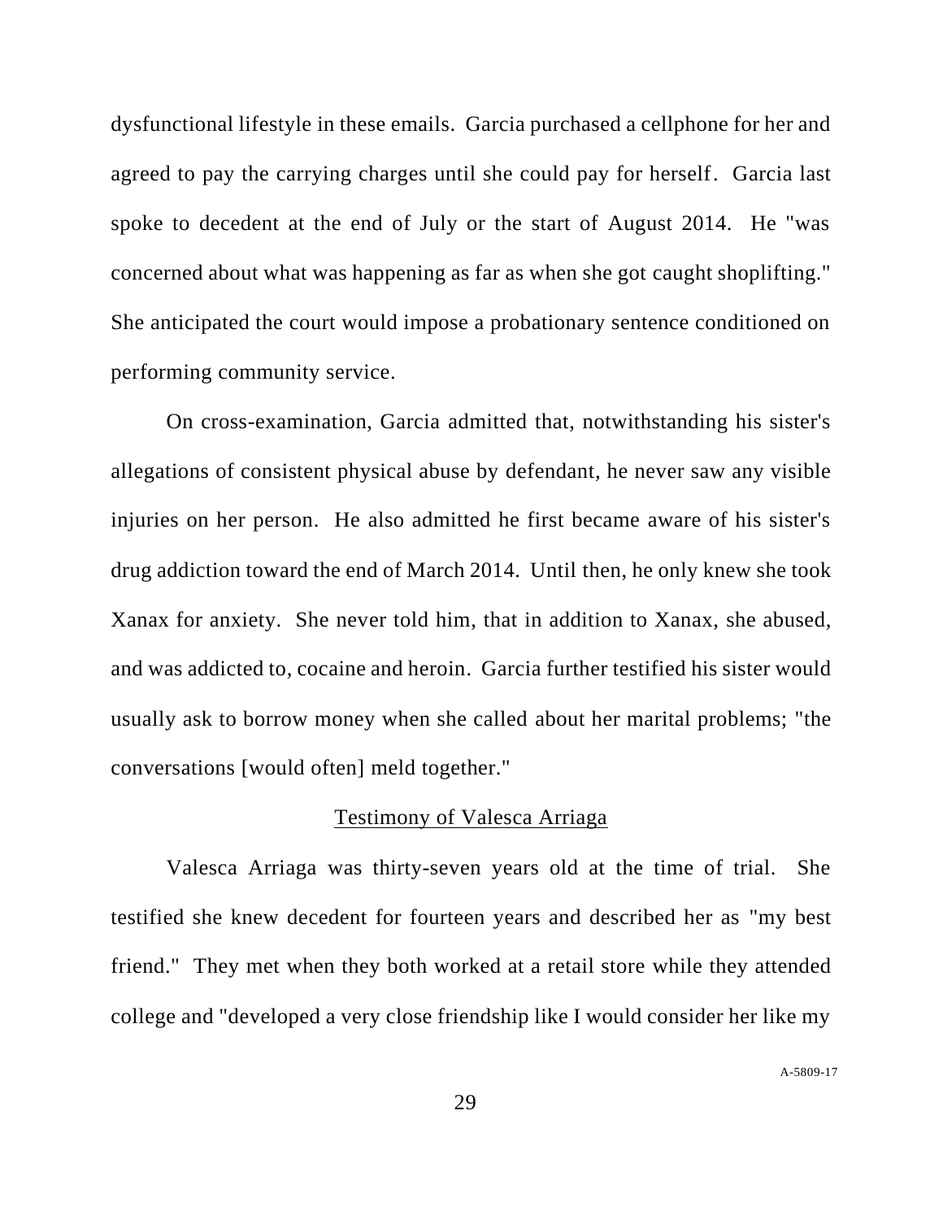dysfunctional lifestyle in these emails. Garcia purchased a cellphone for her and agreed to pay the carrying charges until she could pay for herself. Garcia last spoke to decedent at the end of July or the start of August 2014. He "was concerned about what was happening as far as when she got caught shoplifting." She anticipated the court would impose a probationary sentence conditioned on performing community service.

On cross-examination, Garcia admitted that, notwithstanding his sister's allegations of consistent physical abuse by defendant, he never saw any visible injuries on her person. He also admitted he first became aware of his sister's drug addiction toward the end of March 2014. Until then, he only knew she took Xanax for anxiety. She never told him, that in addition to Xanax, she abused, and was addicted to, cocaine and heroin. Garcia further testified his sister would usually ask to borrow money when she called about her marital problems; "the conversations [would often] meld together."

<u>Testimony of Valesca Arriaga</u>

Valesca Arriaga was thirty-seven years old at the time of trial. She testified she knew decedent for fourteen years and described her as "my best friend." They met when they both worked at a retail store while they attended college and "developed a very close friendship like I would consider her like my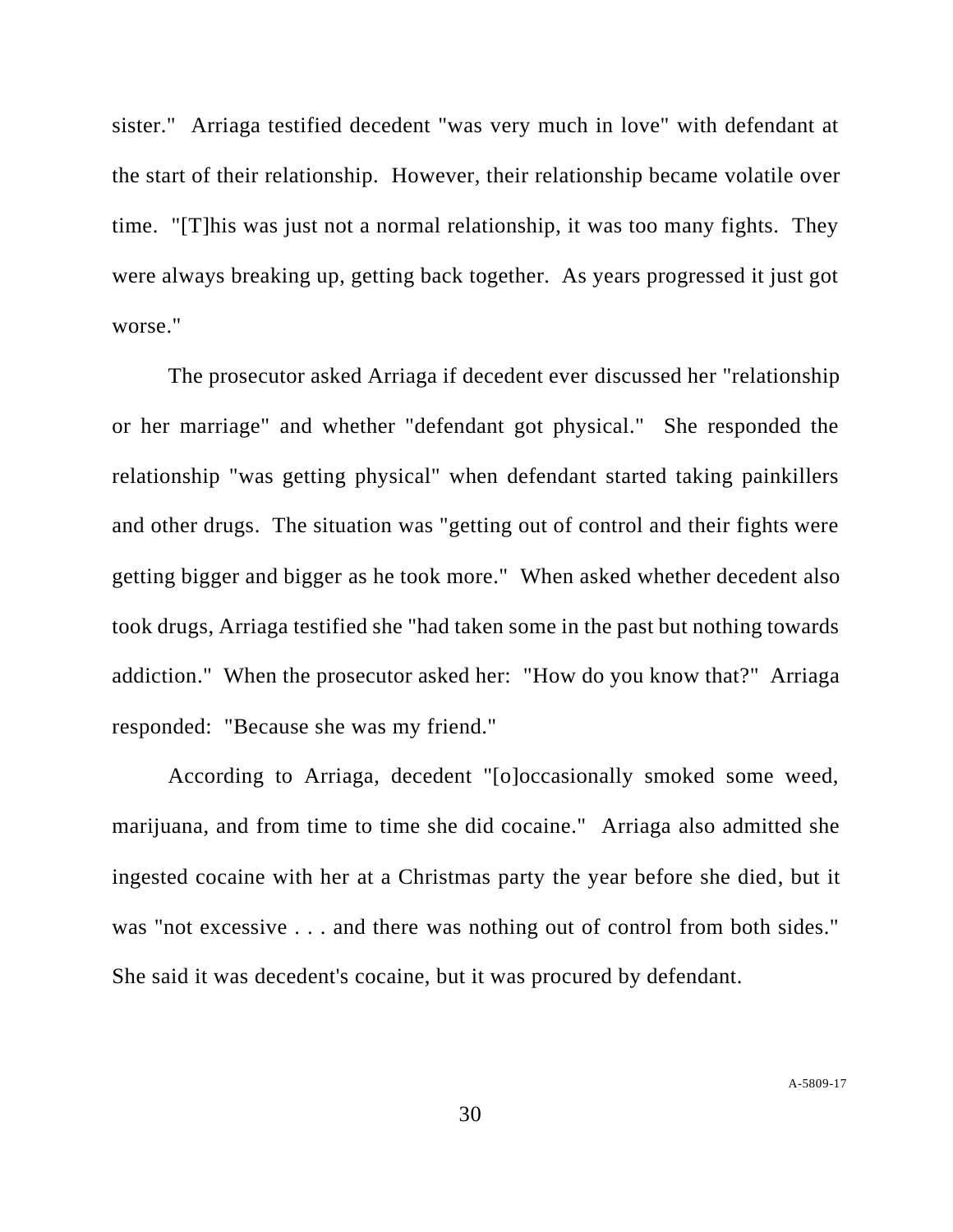sister." Arriaga testified decedent "was very much in love" with defendant at the start of their relationship. However, their relationship became volatile over time. "[T]his was just not a normal relationship, it was too many fights. They were always breaking up, getting back together. As years progressed it just got worse."

The prosecutor asked Arriaga if decedent ever discussed her "relationship or her marriage" and whether "defendant got physical." She responded the relationship "was getting physical" when defendant started taking painkillers and other drugs. The situation was "getting out of control and their fights were getting bigger and bigger as he took more." When asked whether decedent also took drugs, Arriaga testified she "had taken some in the past but nothing towards addiction." When the prosecutor asked her: "How do you know that?" Arriaga responded: "Because she was my friend."

According to Arriaga, decedent "[o]occasionally smoked some weed, marijuana, and from time to time she did cocaine." Arriaga also admitted she ingested cocaine with her at a Christmas party the year before she died, but it was "not excessive . . . and there was nothing out of control from both sides." She said it was decedent's cocaine, but it was procured by defendant.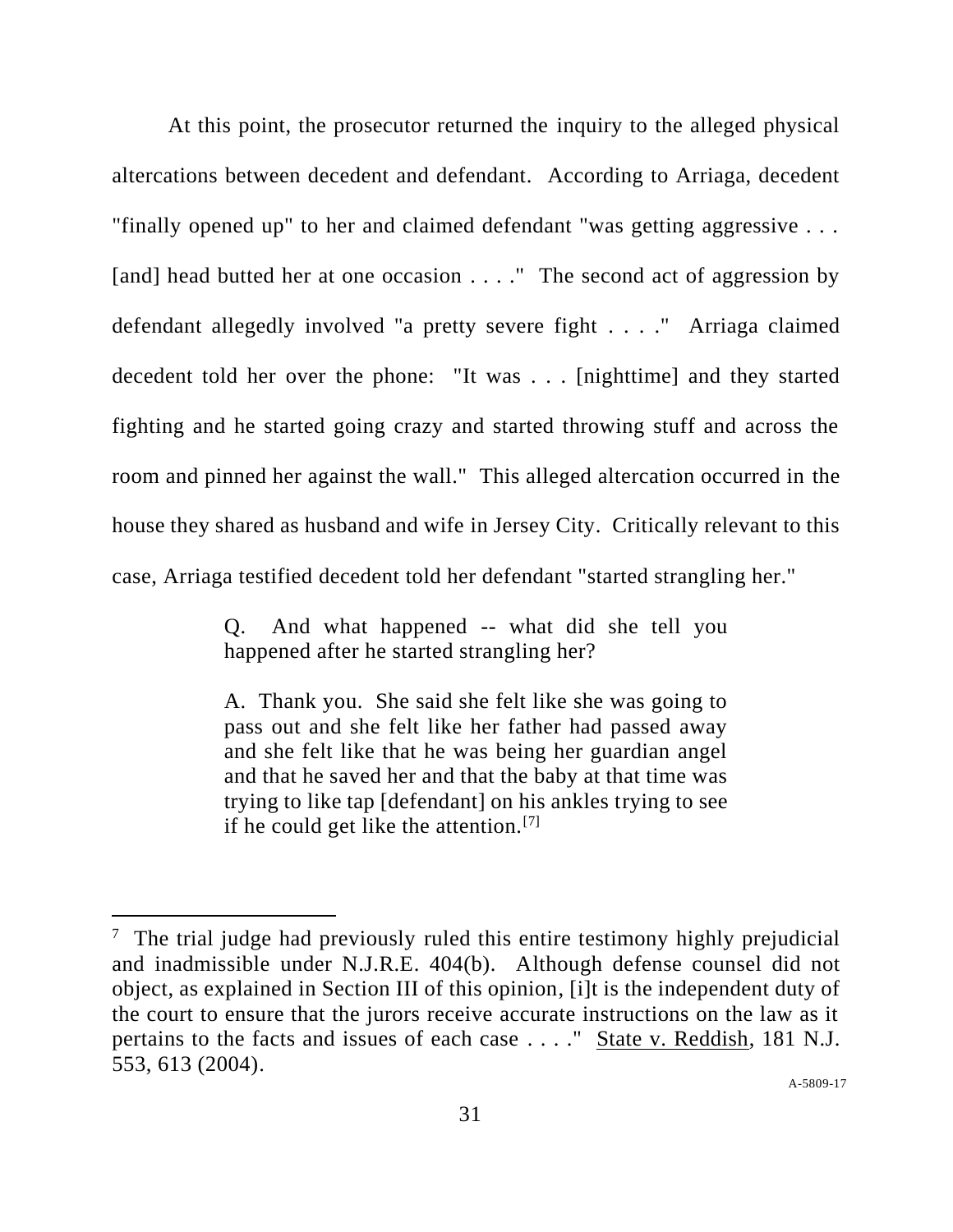At this point, the prosecutor returned the inquiry to the alleged physical altercations between decedent and defendant. According to Arriaga, decedent "finally opened up" to her and claimed defendant "was getting aggressive . . . [and] head butted her at one occasion . . . ." The second act of aggression by defendant allegedly involved "a pretty severe fight . . . ." Arriaga claimed decedent told her over the phone: "It was . . . [nighttime] and they started fighting and he started going crazy and started throwing stuff and across the room and pinned her against the wall." This alleged altercation occurred in the house they shared as husband and wife in Jersey City. Critically relevant to this case, Arriaga testified decedent told her defendant "started strangling her."

> Q. And what happened -- what did she tell you happened after he started strangling her?
>
> A. Thank you. She said she felt like she was going to pass out and she felt like her father had passed away and she felt like that he was being her guardian angel and that he saved her and that the baby at that time was trying to like tap [defendant] on his ankles trying to see if he could get like the attention.[7]

---

[7] The trial judge had previously ruled this entire testimony highly prejudicial and inadmissible under N.J.R.E. 404(b). Although defense counsel did not object, as explained in Section III of this opinion, [i]t is the independent duty of the court to ensure that the jurors receive accurate instructions on the law as it pertains to the facts and issues of each case . . . ." State v. Reddish, 181 N.J. 553, 613 (2004).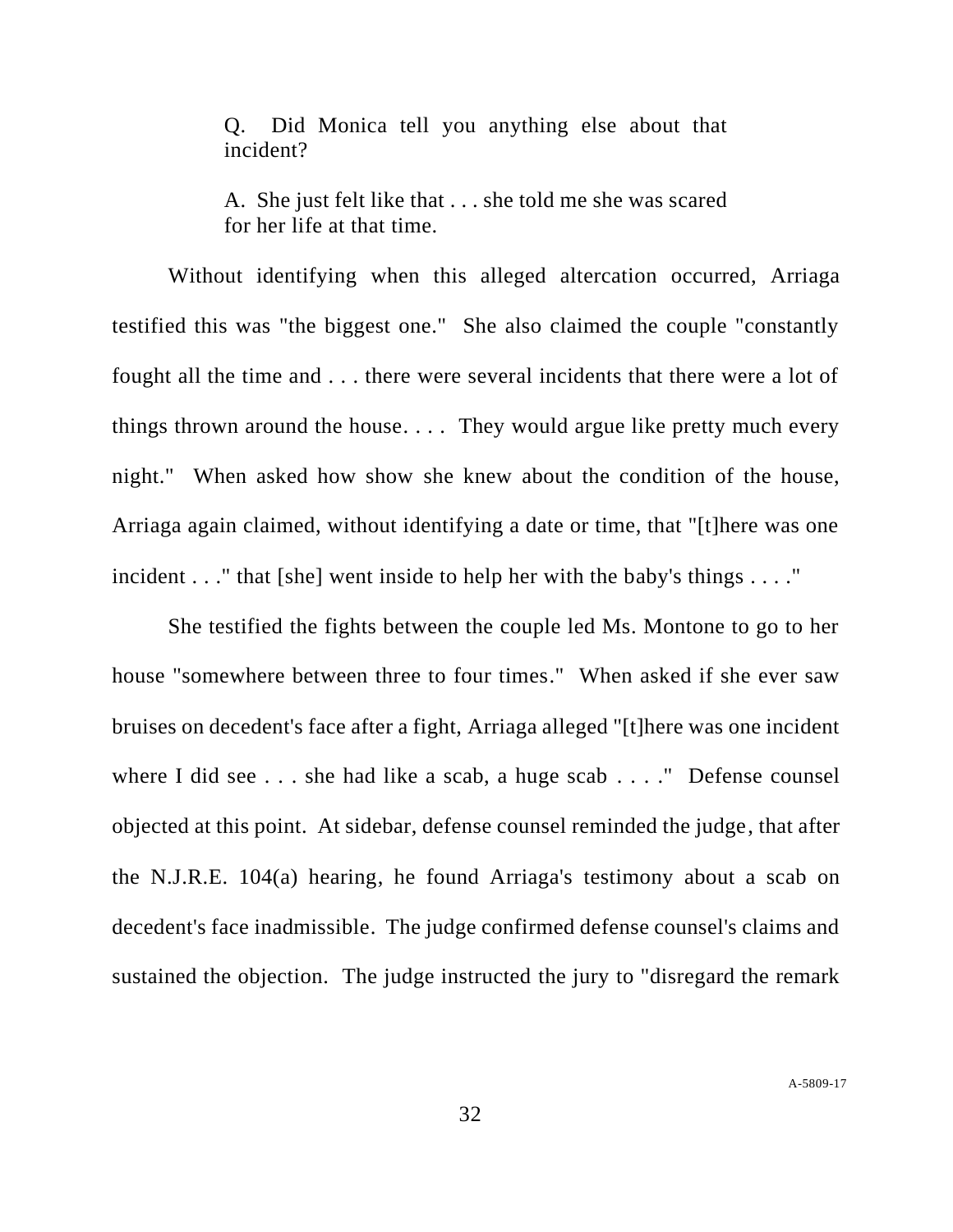> Q. Did Monica tell you anything else about that incident?
>
> A. She just felt like that . . . she told me she was scared for her life at that time.

Without identifying when this alleged altercation occurred, Arriaga testified this was "the biggest one." She also claimed the couple "constantly fought all the time and . . . there were several incidents that there were a lot of things thrown around the house. . . . They would argue like pretty much every night." When asked how show she knew about the condition of the house, Arriaga again claimed, without identifying a date or time, that "[t]here was one incident . . ." that [she] went inside to help her with the baby's things . . . ."

She testified the fights between the couple led Ms. Montone to go to her house "somewhere between three to four times." When asked if she ever saw bruises on decedent's face after a fight, Arriaga alleged "[t]here was one incident where I did see . . . she had like a scab, a huge scab . . . ." Defense counsel objected at this point. At sidebar, defense counsel reminded the judge, that after the N.J.R.E. 104(a) hearing, he found Arriaga's testimony about a scab on decedent's face inadmissible. The judge confirmed defense counsel's claims and sustained the objection. The judge instructed the jury to "disregard the remark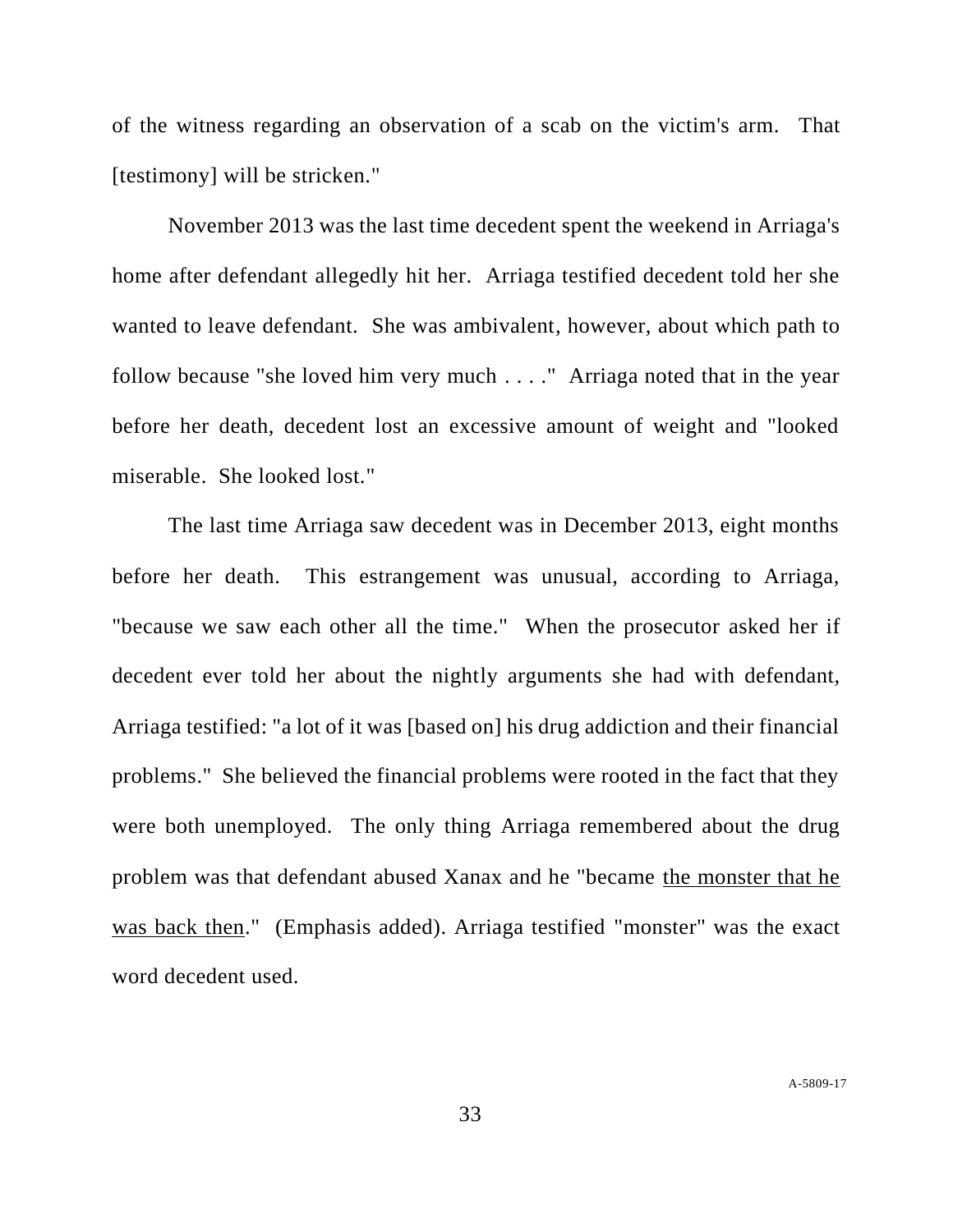of the witness regarding an observation of a scab on the victim's arm. That [testimony] will be stricken."

November 2013 was the last time decedent spent the weekend in Arriaga's home after defendant allegedly hit her. Arriaga testified decedent told her she wanted to leave defendant. She was ambivalent, however, about which path to follow because "she loved him very much . . . ." Arriaga noted that in the year before her death, decedent lost an excessive amount of weight and "looked miserable. She looked lost."

The last time Arriaga saw decedent was in December 2013, eight months before her death. This estrangement was unusual, according to Arriaga, "because we saw each other all the time." When the prosecutor asked her if decedent ever told her about the nightly arguments she had with defendant, Arriaga testified: "a lot of it was [based on] his drug addiction and their financial problems." She believed the financial problems were rooted in the fact that they were both unemployed. The only thing Arriaga remembered about the drug problem was that defendant abused Xanax and he "became <u>the monster that he was back then</u>." (Emphasis added). Arriaga testified "monster" was the exact word decedent used.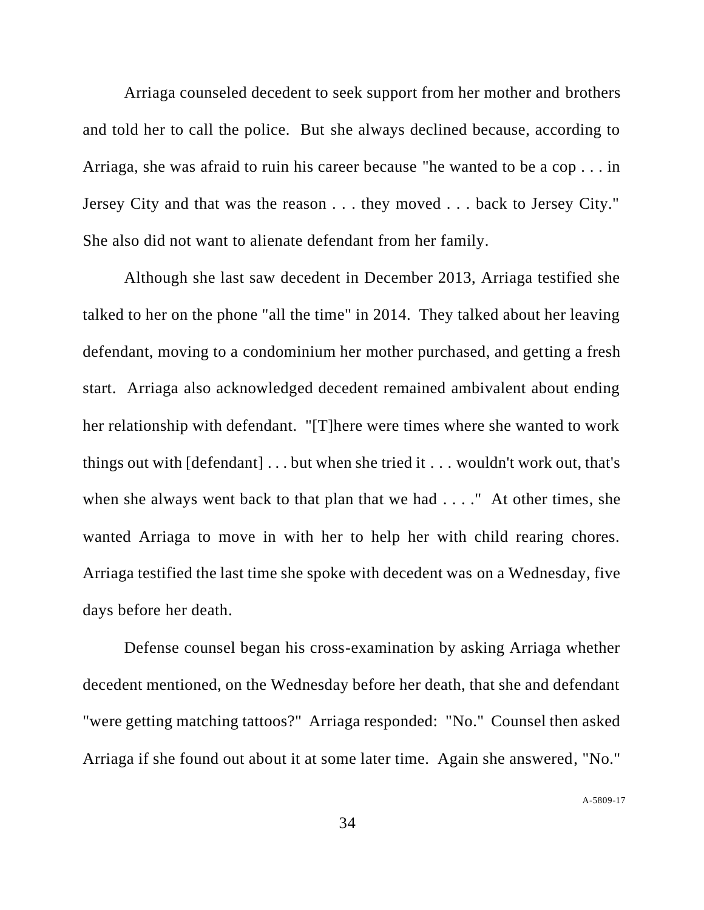Arriaga counseled decedent to seek support from her mother and brothers and told her to call the police. But she always declined because, according to Arriaga, she was afraid to ruin his career because "he wanted to be a cop . . . in Jersey City and that was the reason . . . they moved . . . back to Jersey City." She also did not want to alienate defendant from her family.

Although she last saw decedent in December 2013, Arriaga testified she talked to her on the phone "all the time" in 2014. They talked about her leaving defendant, moving to a condominium her mother purchased, and getting a fresh start. Arriaga also acknowledged decedent remained ambivalent about ending her relationship with defendant. "[T]here were times where she wanted to work things out with [defendant] . . . but when she tried it . . . wouldn't work out, that's when she always went back to that plan that we had . . . ." At other times, she wanted Arriaga to move in with her to help her with child rearing chores. Arriaga testified the last time she spoke with decedent was on a Wednesday, five days before her death.

Defense counsel began his cross-examination by asking Arriaga whether decedent mentioned, on the Wednesday before her death, that she and defendant "were getting matching tattoos?" Arriaga responded: "No." Counsel then asked Arriaga if she found out about it at some later time. Again she answered, "No."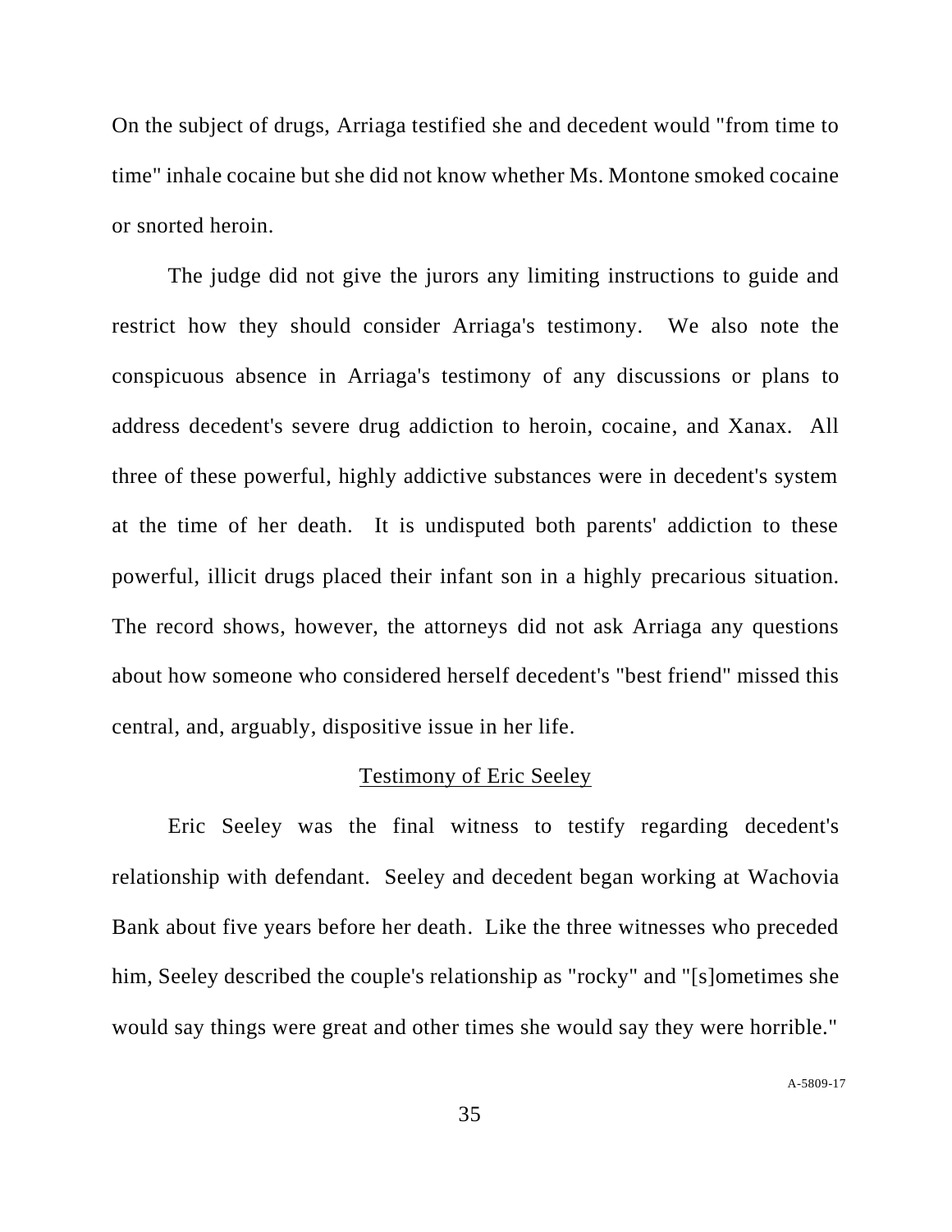On the subject of drugs, Arriaga testified she and decedent would "from time to time" inhale cocaine but she did not know whether Ms. Montone smoked cocaine or snorted heroin.

The judge did not give the jurors any limiting instructions to guide and restrict how they should consider Arriaga's testimony. We also note the conspicuous absence in Arriaga's testimony of any discussions or plans to address decedent's severe drug addiction to heroin, cocaine, and Xanax. All three of these powerful, highly addictive substances were in decedent's system at the time of her death. It is undisputed both parents' addiction to these powerful, illicit drugs placed their infant son in a highly precarious situation. The record shows, however, the attorneys did not ask Arriaga any questions about how someone who considered herself decedent's "best friend" missed this central, and, arguably, dispositive issue in her life.

<u>Testimony of Eric Seeley</u>

Eric Seeley was the final witness to testify regarding decedent's relationship with defendant. Seeley and decedent began working at Wachovia Bank about five years before her death. Like the three witnesses who preceded him, Seeley described the couple's relationship as "rocky" and "[s]ometimes she would say things were great and other times she would say they were horrible."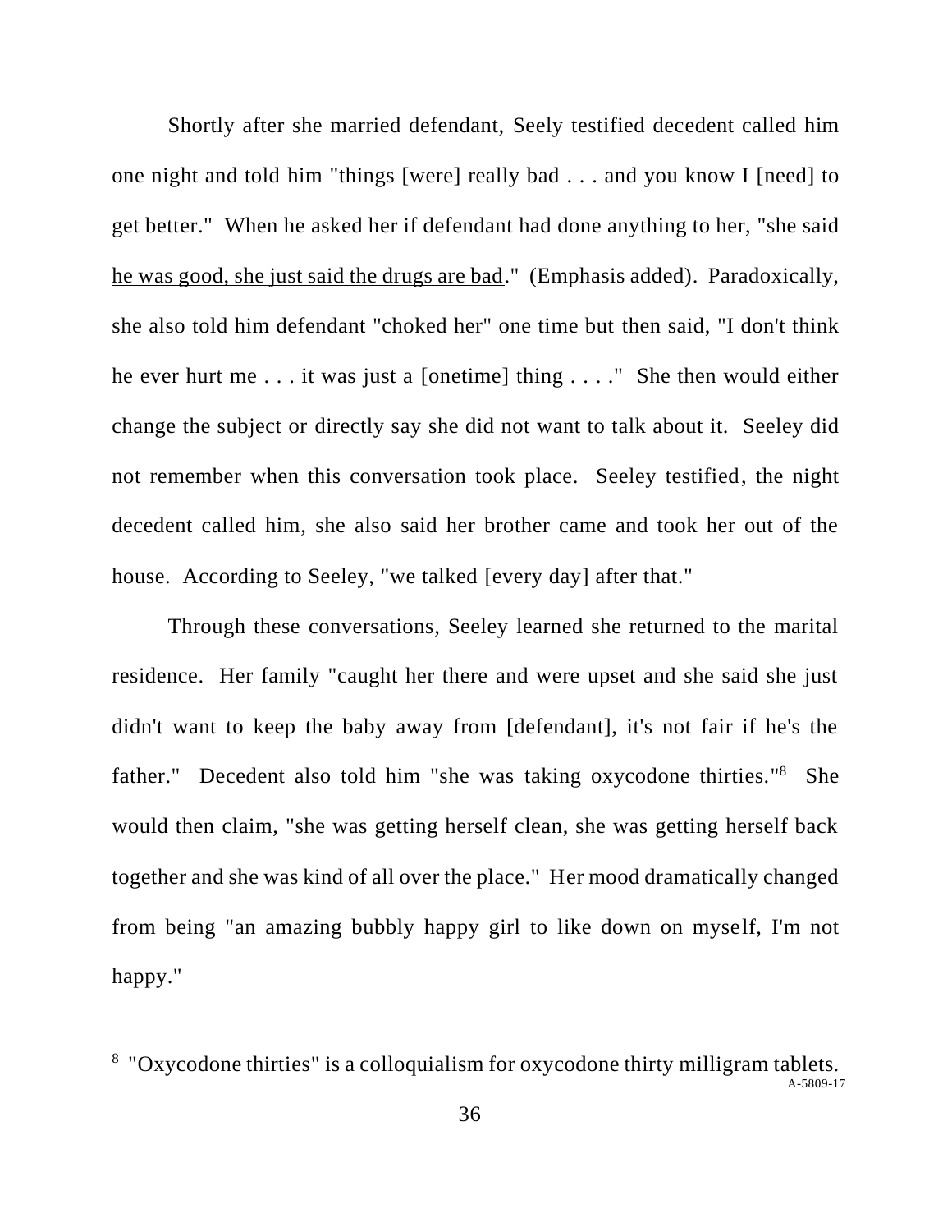Shortly after she married defendant, Seely testified decedent called him one night and told him "things [were] really bad . . . and you know I [need] to get better." When he asked her if defendant had done anything to her, "she said <u>he was good, she just said the drugs are bad</u>." (Emphasis added). Paradoxically, she also told him defendant "choked her" one time but then said, "I don't think he ever hurt me . . . it was just a [onetime] thing . . . ." She then would either change the subject or directly say she did not want to talk about it. Seeley did not remember when this conversation took place. Seeley testified, the night decedent called him, she also said her brother came and took her out of the house. According to Seeley, "we talked [every day] after that."

Through these conversations, Seeley learned she returned to the marital residence. Her family "caught her there and were upset and she said she just didn't want to keep the baby away from [defendant], it's not fair if he's the father." Decedent also told him "she was taking oxycodone thirties."[8] She would then claim, "she was getting herself clean, she was getting herself back together and she was kind of all over the place." Her mood dramatically changed from being "an amazing bubbly happy girl to like down on myself, I'm not happy."

---

[8] "Oxycodone thirties" is a colloquialism for oxycodone thirty milligram tablets.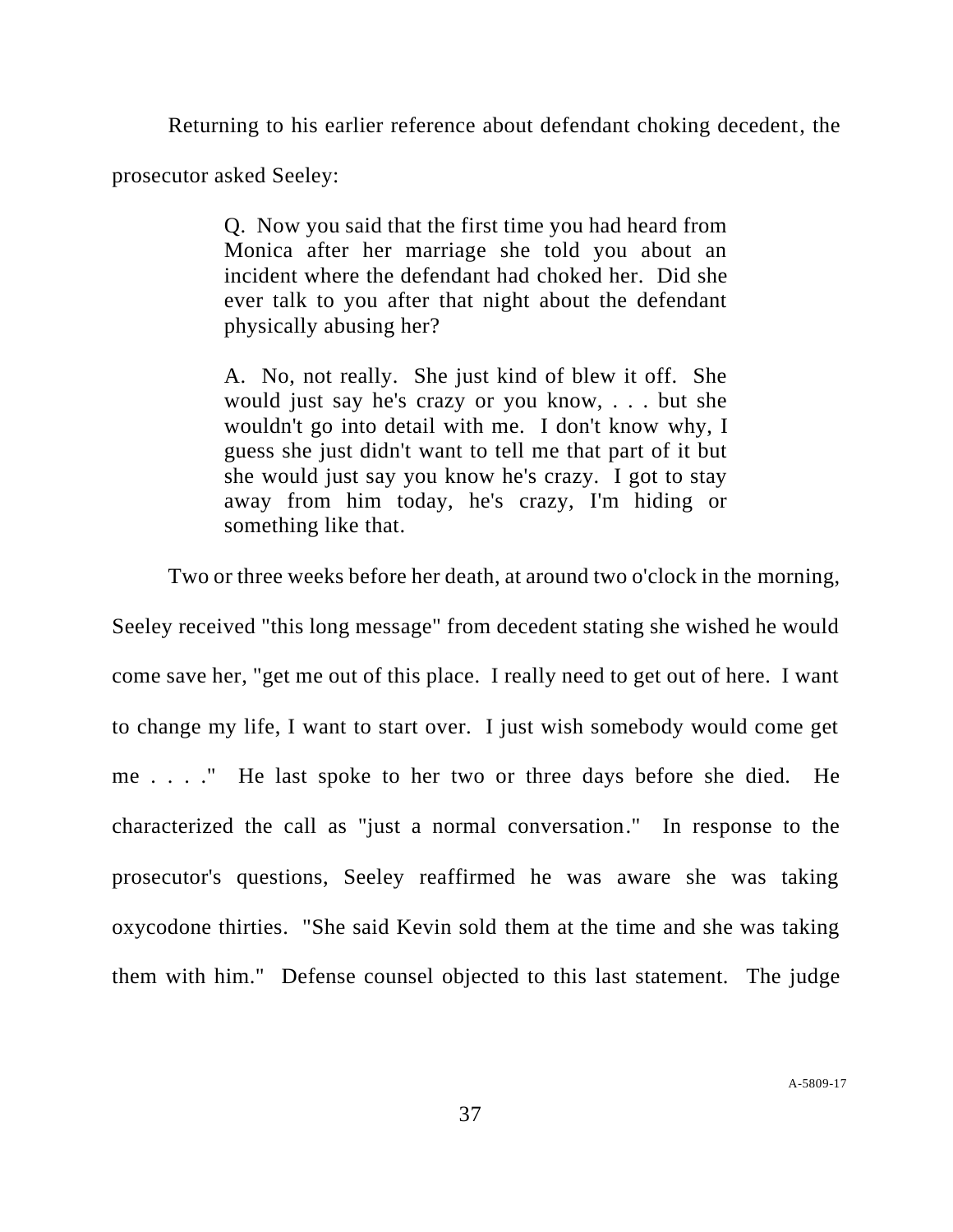Returning to his earlier reference about defendant choking decedent, the prosecutor asked Seeley:

> Q. Now you said that the first time you had heard from Monica after her marriage she told you about an incident where the defendant had choked her. Did she ever talk to you after that night about the defendant physically abusing her?
>
> A. No, not really. She just kind of blew it off. She would just say he's crazy or you know, . . . but she wouldn't go into detail with me. I don't know why, I guess she just didn't want to tell me that part of it but she would just say you know he's crazy. I got to stay away from him today, he's crazy, I'm hiding or something like that.

Two or three weeks before her death, at around two o'clock in the morning, Seeley received "this long message" from decedent stating she wished he would come save her, "get me out of this place. I really need to get out of here. I want to change my life, I want to start over. I just wish somebody would come get me . . . ." He last spoke to her two or three days before she died. He characterized the call as "just a normal conversation." In response to the prosecutor's questions, Seeley reaffirmed he was aware she was taking oxycodone thirties. "She said Kevin sold them at the time and she was taking them with him." Defense counsel objected to this last statement. The judge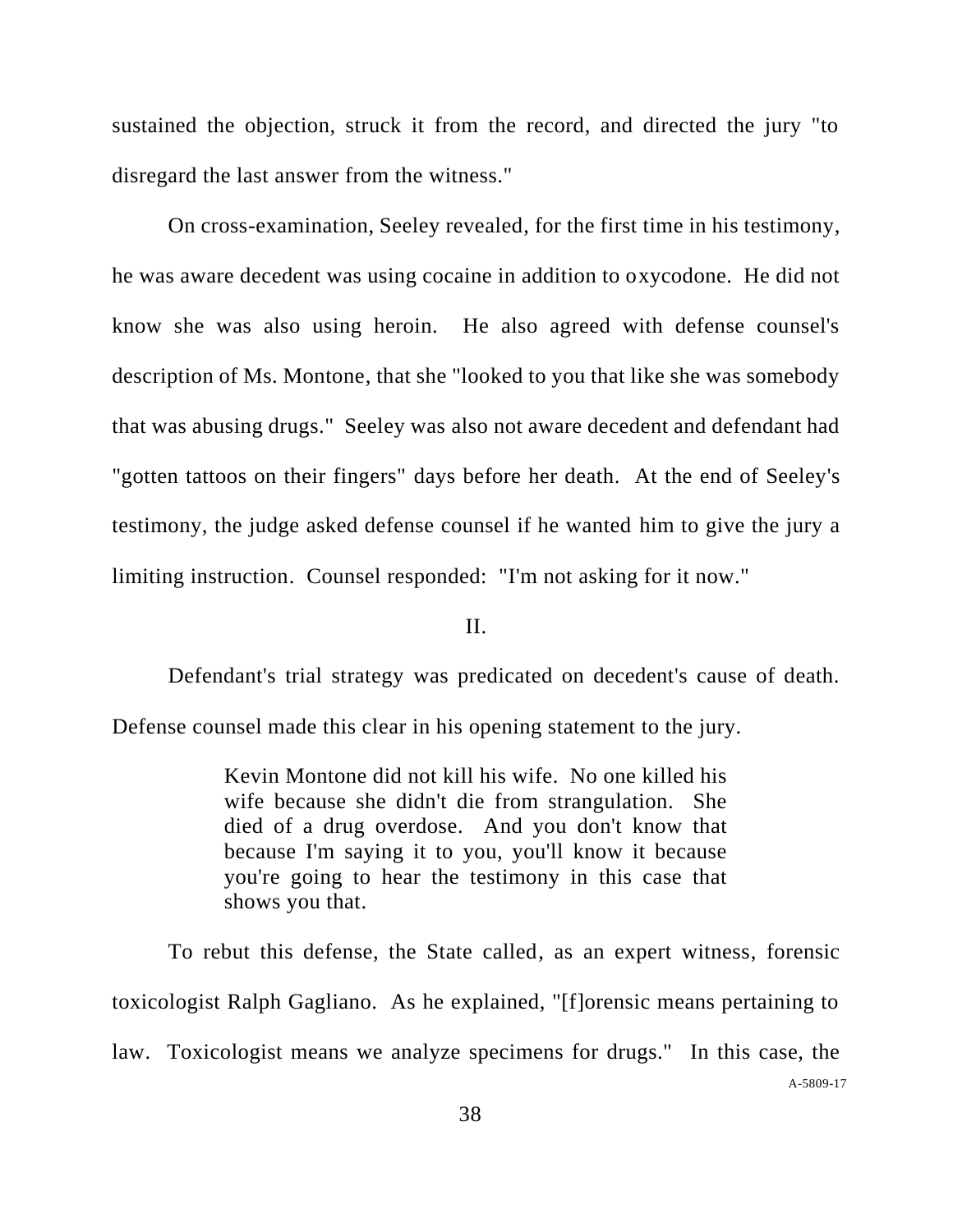sustained the objection, struck it from the record, and directed the jury "to disregard the last answer from the witness."

On cross-examination, Seeley revealed, for the first time in his testimony, he was aware decedent was using cocaine in addition to oxycodone. He did not know she was also using heroin. He also agreed with defense counsel's description of Ms. Montone, that she "looked to you that like she was somebody that was abusing drugs." Seeley was also not aware decedent and defendant had "gotten tattoos on their fingers" days before her death. At the end of Seeley's testimony, the judge asked defense counsel if he wanted him to give the jury a limiting instruction. Counsel responded: "I'm not asking for it now."

## II.

Defendant's trial strategy was predicated on decedent's cause of death. Defense counsel made this clear in his opening statement to the jury.

> Kevin Montone did not kill his wife. No one killed his wife because she didn't die from strangulation. She died of a drug overdose. And you don't know that because I'm saying it to you, you'll know it because you're going to hear the testimony in this case that shows you that.

To rebut this defense, the State called, as an expert witness, forensic toxicologist Ralph Gagliano. As he explained, "[f]orensic means pertaining to law. Toxicologist means we analyze specimens for drugs." In this case, the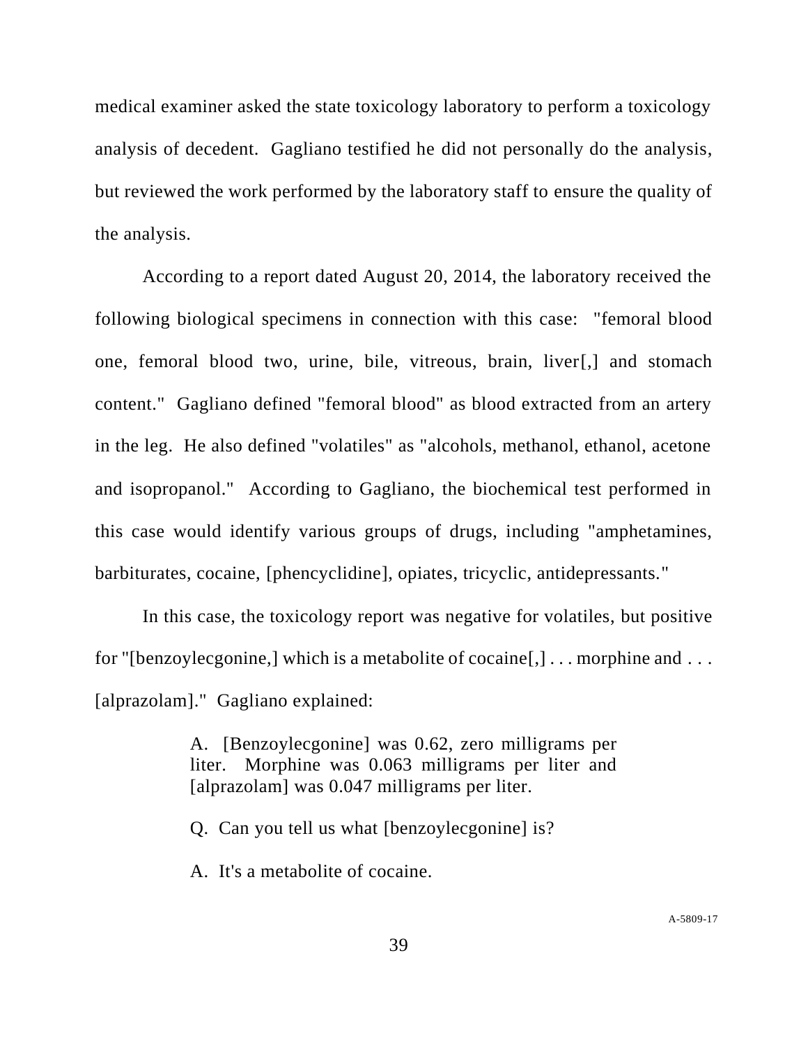medical examiner asked the state toxicology laboratory to perform a toxicology analysis of decedent. Gagliano testified he did not personally do the analysis, but reviewed the work performed by the laboratory staff to ensure the quality of the analysis.

According to a report dated August 20, 2014, the laboratory received the following biological specimens in connection with this case: "femoral blood one, femoral blood two, urine, bile, vitreous, brain, liver[,] and stomach content." Gagliano defined "femoral blood" as blood extracted from an artery in the leg. He also defined "volatiles" as "alcohols, methanol, ethanol, acetone and isopropanol." According to Gagliano, the biochemical test performed in this case would identify various groups of drugs, including "amphetamines, barbiturates, cocaine, [phencyclidine], opiates, tricyclic, antidepressants."

In this case, the toxicology report was negative for volatiles, but positive for "[benzoylecgonine,] which is a metabolite of cocaine[,] . . . morphine and . . . [alprazolam]." Gagliano explained:

> A. [Benzoylecgonine] was 0.62, zero milligrams per liter. Morphine was 0.063 milligrams per liter and [alprazolam] was 0.047 milligrams per liter.
>
> Q. Can you tell us what [benzoylecgonine] is?
>
> A. It's a metabolite of cocaine.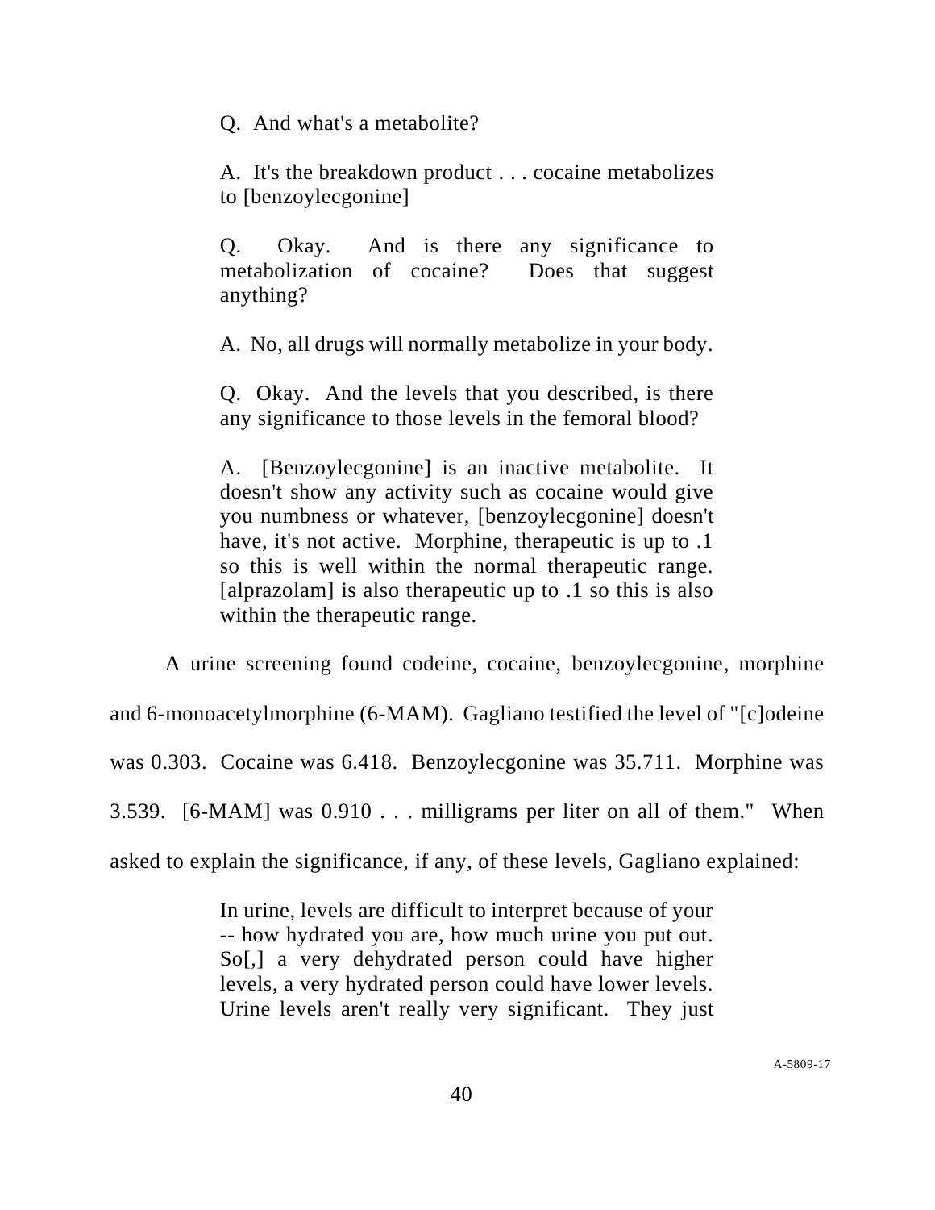> Q. And what's a metabolite?
>
> A. It's the breakdown product . . . cocaine metabolizes to [benzoylecgonine]
>
> Q. Okay. And is there any significance to metabolization of cocaine? Does that suggest anything?
>
> A. No, all drugs will normally metabolize in your body.
>
> Q. Okay. And the levels that you described, is there any significance to those levels in the femoral blood?
>
> A. [Benzoylecgonine] is an inactive metabolite. It doesn't show any activity such as cocaine would give you numbness or whatever, [benzoylecgonine] doesn't have, it's not active. Morphine, therapeutic is up to .1 so this is well within the normal therapeutic range. [alprazolam] is also therapeutic up to .1 so this is also within the therapeutic range.

A urine screening found codeine, cocaine, benzoylecgonine, morphine and 6-monoacetylmorphine (6-MAM). Gagliano testified the level of "[c]odeine was 0.303. Cocaine was 6.418. Benzoylecgonine was 35.711. Morphine was 3.539. [6-MAM] was 0.910 . . . milligrams per liter on all of them." When asked to explain the significance, if any, of these levels, Gagliano explained:

> In urine, levels are difficult to interpret because of your -- how hydrated you are, how much urine you put out. So[,] a very dehydrated person could have higher levels, a very hydrated person could have lower levels. Urine levels aren't really very significant. They just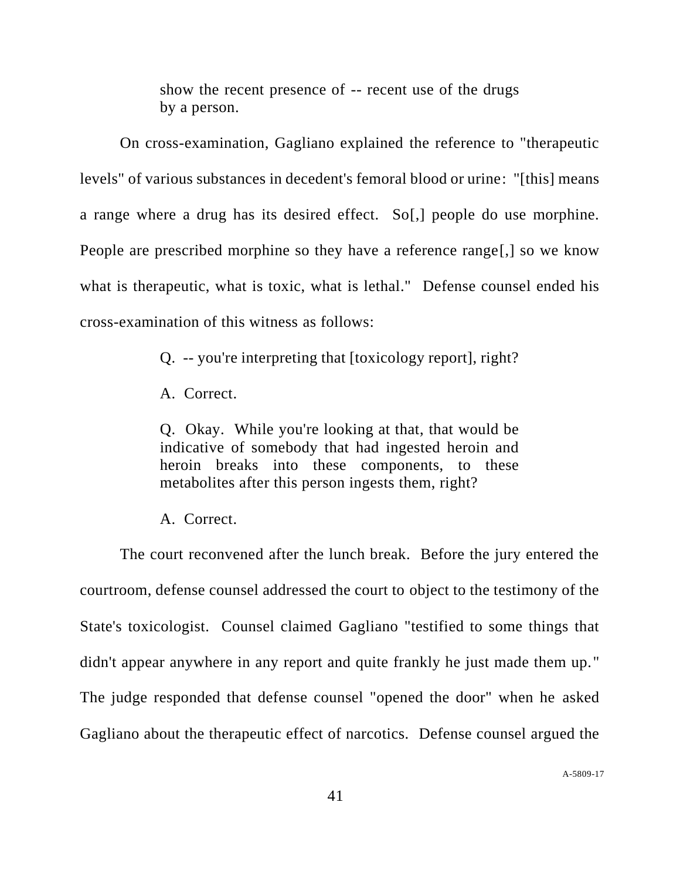> show the recent presence of -- recent use of the drugs by a person.

On cross-examination, Gagliano explained the reference to "therapeutic levels" of various substances in decedent's femoral blood or urine: "[this] means a range where a drug has its desired effect. So[,] people do use morphine. People are prescribed morphine so they have a reference range[,] so we know what is therapeutic, what is toxic, what is lethal." Defense counsel ended his cross-examination of this witness as follows:

> Q. -- you're interpreting that [toxicology report], right?
>
> A. Correct.
>
> Q. Okay. While you're looking at that, that would be indicative of somebody that had ingested heroin and heroin breaks into these components, to these metabolites after this person ingests them, right?
>
> A. Correct.

The court reconvened after the lunch break. Before the jury entered the courtroom, defense counsel addressed the court to object to the testimony of the State's toxicologist. Counsel claimed Gagliano "testified to some things that didn't appear anywhere in any report and quite frankly he just made them up." The judge responded that defense counsel "opened the door" when he asked Gagliano about the therapeutic effect of narcotics. Defense counsel argued the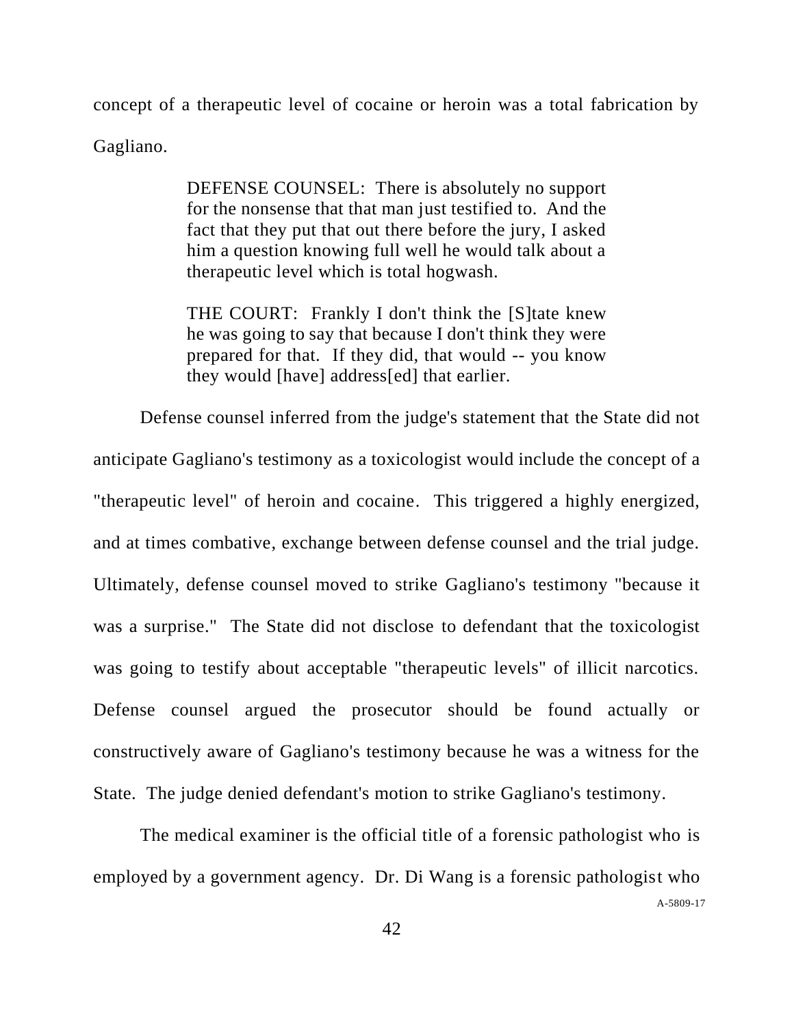concept of a therapeutic level of cocaine or heroin was a total fabrication by Gagliano.

> DEFENSE COUNSEL: There is absolutely no support for the nonsense that that man just testified to. And the fact that they put that out there before the jury, I asked him a question knowing full well he would talk about a therapeutic level which is total hogwash.
>
> THE COURT: Frankly I don't think the [S]tate knew he was going to say that because I don't think they were prepared for that. If they did, that would -- you know they would [have] address[ed] that earlier.

Defense counsel inferred from the judge's statement that the State did not anticipate Gagliano's testimony as a toxicologist would include the concept of a "therapeutic level" of heroin and cocaine. This triggered a highly energized, and at times combative, exchange between defense counsel and the trial judge. Ultimately, defense counsel moved to strike Gagliano's testimony "because it was a surprise." The State did not disclose to defendant that the toxicologist was going to testify about acceptable "therapeutic levels" of illicit narcotics. Defense counsel argued the prosecutor should be found actually or constructively aware of Gagliano's testimony because he was a witness for the State. The judge denied defendant's motion to strike Gagliano's testimony.

The medical examiner is the official title of a forensic pathologist who is employed by a government agency. Dr. Di Wang is a forensic pathologist who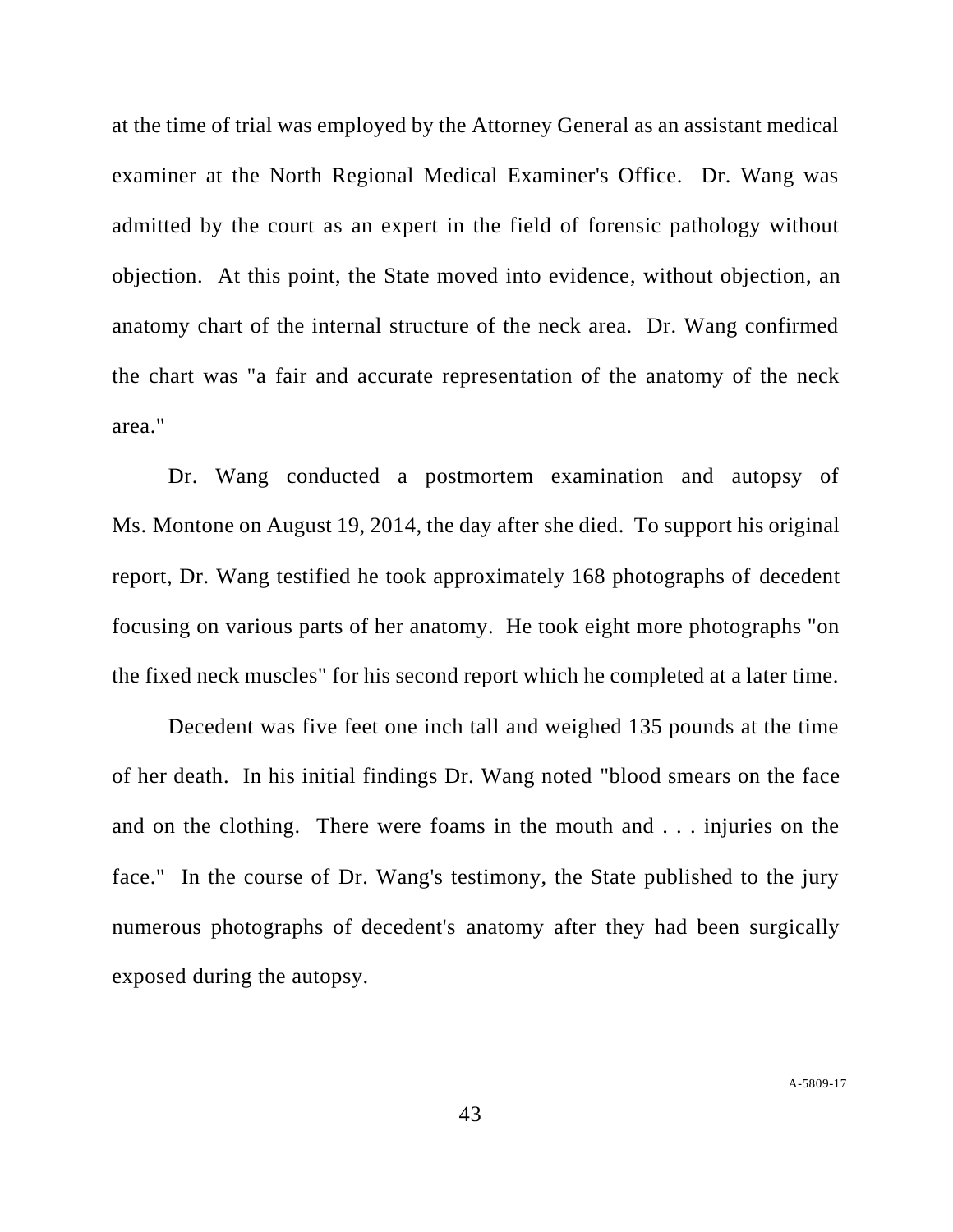at the time of trial was employed by the Attorney General as an assistant medical examiner at the North Regional Medical Examiner's Office. Dr. Wang was admitted by the court as an expert in the field of forensic pathology without objection. At this point, the State moved into evidence, without objection, an anatomy chart of the internal structure of the neck area. Dr. Wang confirmed the chart was "a fair and accurate representation of the anatomy of the neck area."

Dr. Wang conducted a postmortem examination and autopsy of Ms. Montone on August 19, 2014, the day after she died. To support his original report, Dr. Wang testified he took approximately 168 photographs of decedent focusing on various parts of her anatomy. He took eight more photographs "on the fixed neck muscles" for his second report which he completed at a later time.

Decedent was five feet one inch tall and weighed 135 pounds at the time of her death. In his initial findings Dr. Wang noted "blood smears on the face and on the clothing. There were foams in the mouth and . . . injuries on the face." In the course of Dr. Wang's testimony, the State published to the jury numerous photographs of decedent's anatomy after they had been surgically exposed during the autopsy.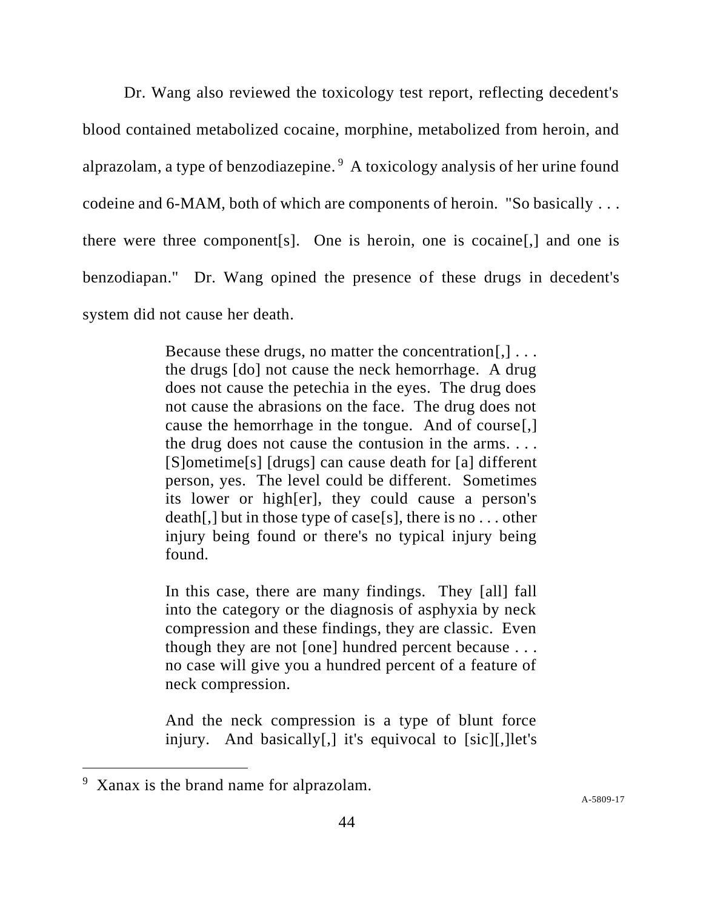Dr. Wang also reviewed the toxicology test report, reflecting decedent's blood contained metabolized cocaine, morphine, metabolized from heroin, and alprazolam, a type of benzodiazepine.[9] A toxicology analysis of her urine found codeine and 6-MAM, both of which are components of heroin. "So basically . . . there were three component[s]. One is heroin, one is cocaine[,] and one is benzodiapan." Dr. Wang opined the presence of these drugs in decedent's system did not cause her death.

> Because these drugs, no matter the concentration[,] . . . the drugs [do] not cause the neck hemorrhage. A drug does not cause the petechia in the eyes. The drug does not cause the abrasions on the face. The drug does not cause the hemorrhage in the tongue. And of course[,] the drug does not cause the contusion in the arms. . . . [S]ometime[s] [drugs] can cause death for [a] different person, yes. The level could be different. Sometimes its lower or high[er], they could cause a person's death[,] but in those type of case[s], there is no . . . other injury being found or there's no typical injury being found.
>
> In this case, there are many findings. They [all] fall into the category or the diagnosis of asphyxia by neck compression and these findings, they are classic. Even though they are not [one] hundred percent because . . . no case will give you a hundred percent of a feature of neck compression.
>
> And the neck compression is a type of blunt force injury. And basically[,] it's equivocal to [sic][,]let's

[9] Xanax is the brand name for alprazolam.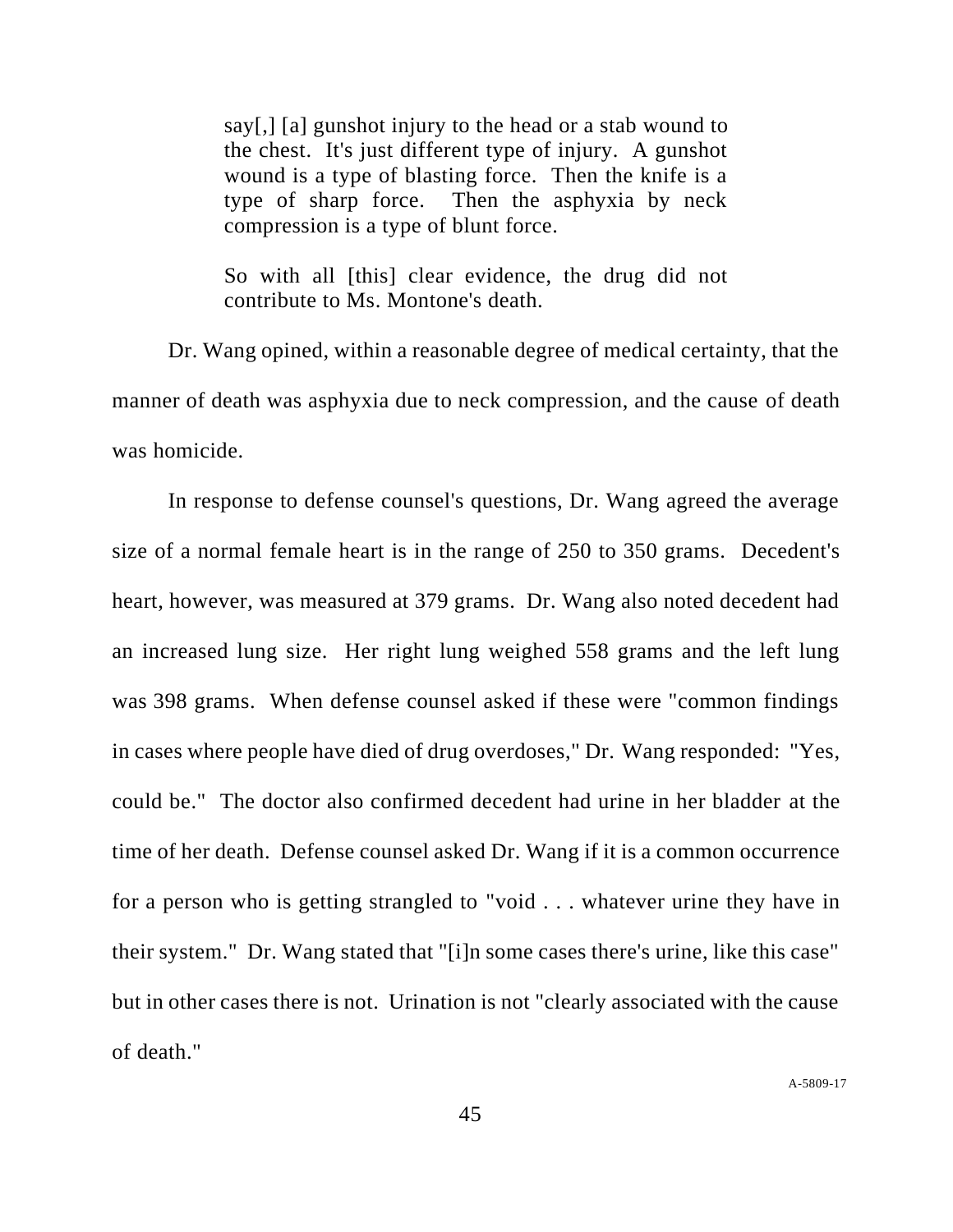> say[,] [a] gunshot injury to the head or a stab wound to the chest. It's just different type of injury. A gunshot wound is a type of blasting force. Then the knife is a type of sharp force. Then the asphyxia by neck compression is a type of blunt force.
>
> So with all [this] clear evidence, the drug did not contribute to Ms. Montone's death.

Dr. Wang opined, within a reasonable degree of medical certainty, that the manner of death was asphyxia due to neck compression, and the cause of death was homicide.

In response to defense counsel's questions, Dr. Wang agreed the average size of a normal female heart is in the range of 250 to 350 grams. Decedent's heart, however, was measured at 379 grams. Dr. Wang also noted decedent had an increased lung size. Her right lung weighed 558 grams and the left lung was 398 grams. When defense counsel asked if these were "common findings in cases where people have died of drug overdoses," Dr. Wang responded: "Yes, could be." The doctor also confirmed decedent had urine in her bladder at the time of her death. Defense counsel asked Dr. Wang if it is a common occurrence for a person who is getting strangled to "void . . . whatever urine they have in their system." Dr. Wang stated that "[i]n some cases there's urine, like this case" but in other cases there is not. Urination is not "clearly associated with the cause of death."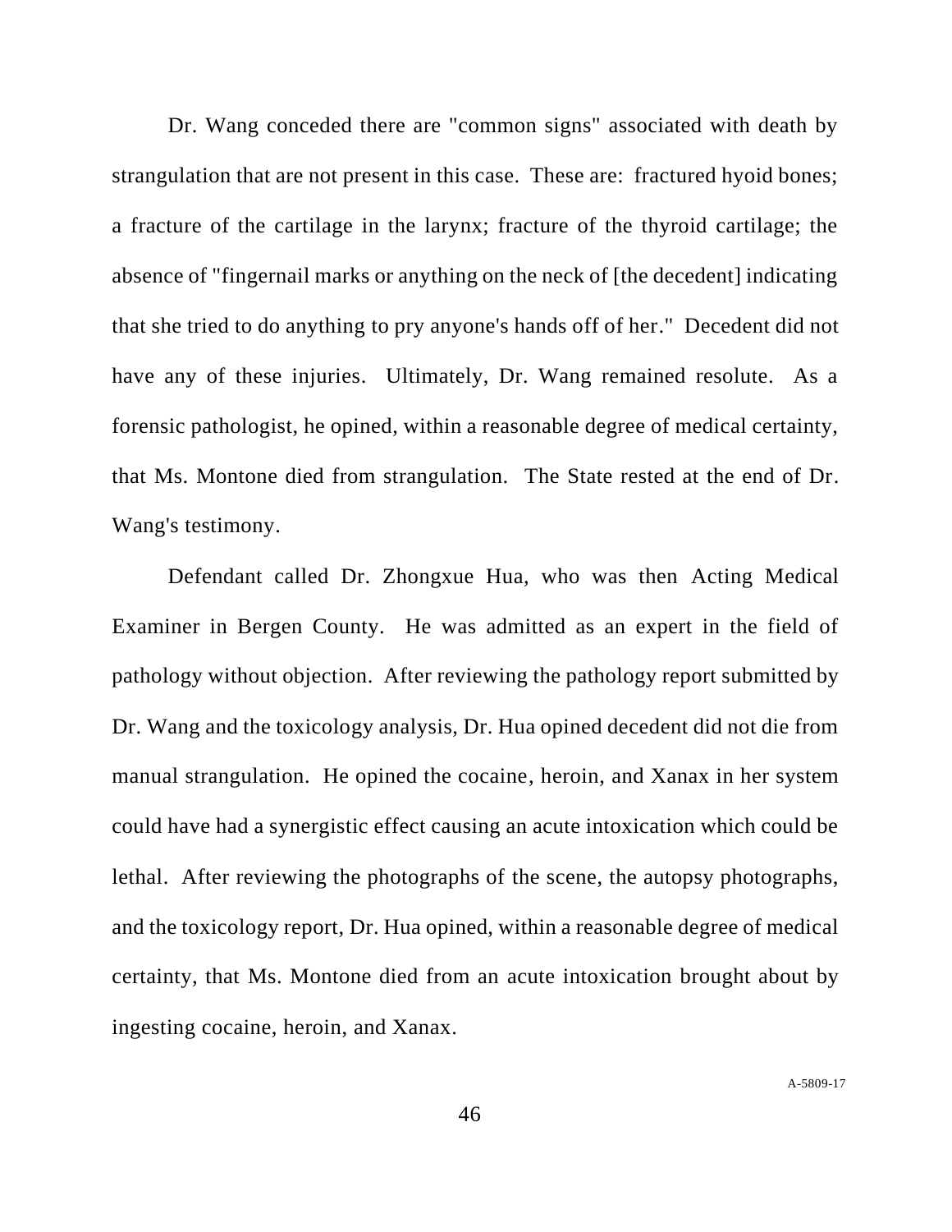Dr. Wang conceded there are "common signs" associated with death by strangulation that are not present in this case. These are: fractured hyoid bones; a fracture of the cartilage in the larynx; fracture of the thyroid cartilage; the absence of "fingernail marks or anything on the neck of [the decedent] indicating that she tried to do anything to pry anyone's hands off of her." Decedent did not have any of these injuries. Ultimately, Dr. Wang remained resolute. As a forensic pathologist, he opined, within a reasonable degree of medical certainty, that Ms. Montone died from strangulation. The State rested at the end of Dr. Wang's testimony.

Defendant called Dr. Zhongxue Hua, who was then Acting Medical Examiner in Bergen County. He was admitted as an expert in the field of pathology without objection. After reviewing the pathology report submitted by Dr. Wang and the toxicology analysis, Dr. Hua opined decedent did not die from manual strangulation. He opined the cocaine, heroin, and Xanax in her system could have had a synergistic effect causing an acute intoxication which could be lethal. After reviewing the photographs of the scene, the autopsy photographs, and the toxicology report, Dr. Hua opined, within a reasonable degree of medical certainty, that Ms. Montone died from an acute intoxication brought about by ingesting cocaine, heroin, and Xanax.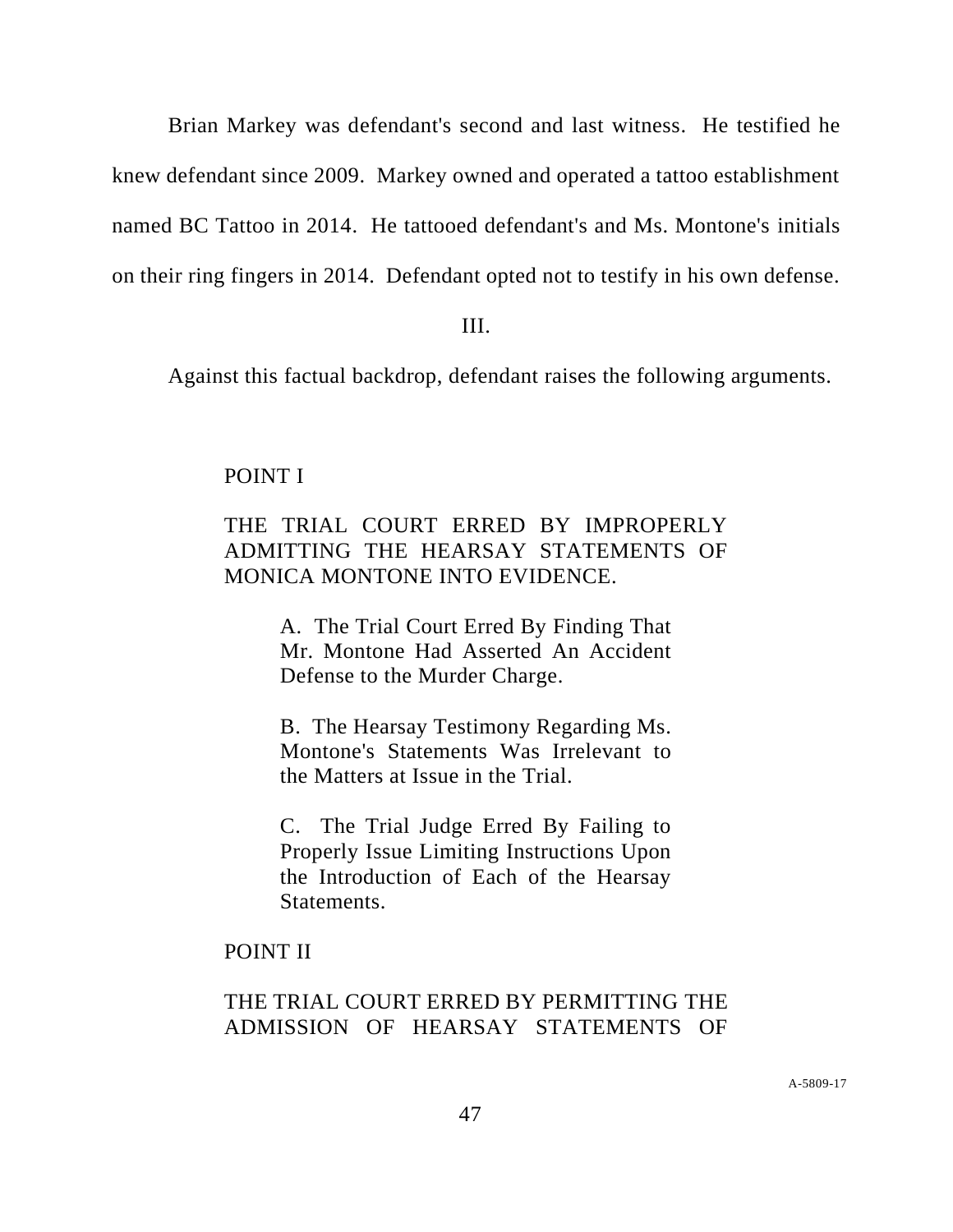Brian Markey was defendant's second and last witness. He testified he knew defendant since 2009. Markey owned and operated a tattoo establishment named BC Tattoo in 2014. He tattooed defendant's and Ms. Montone's initials on their ring fingers in 2014. Defendant opted not to testify in his own defense.

III.

Against this factual backdrop, defendant raises the following arguments.

POINT I

THE TRIAL COURT ERRED BY IMPROPERLY ADMITTING THE HEARSAY STATEMENTS OF MONICA MONTONE INTO EVIDENCE.

> A. The Trial Court Erred By Finding That Mr. Montone Had Asserted An Accident Defense to the Murder Charge.
>
> B. The Hearsay Testimony Regarding Ms. Montone's Statements Was Irrelevant to the Matters at Issue in the Trial.
>
> C. The Trial Judge Erred By Failing to Properly Issue Limiting Instructions Upon the Introduction of Each of the Hearsay Statements.

POINT II

THE TRIAL COURT ERRED BY PERMITTING THE ADMISSION OF HEARSAY STATEMENTS OF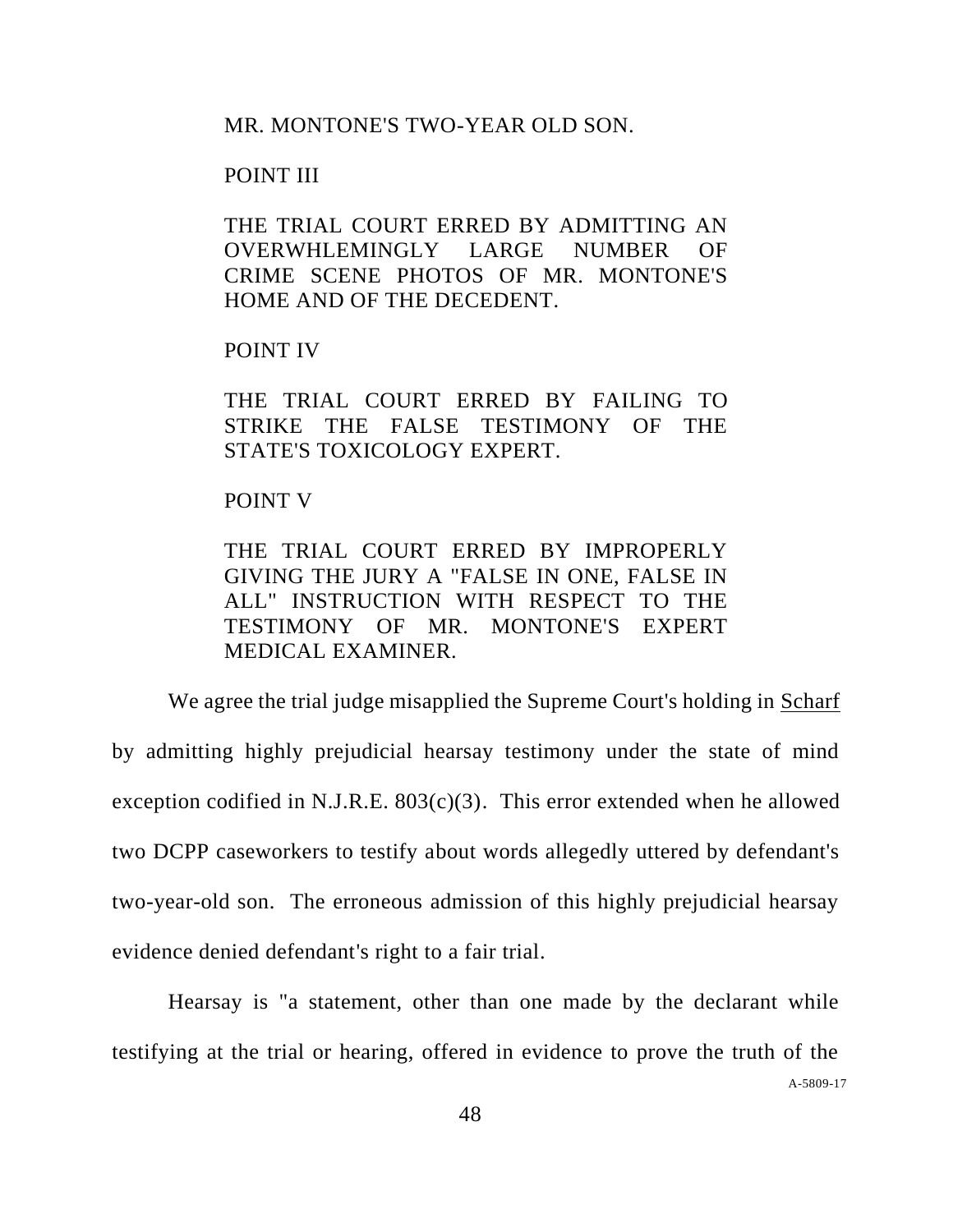MR. MONTONE'S TWO-YEAR OLD SON.

POINT III

THE TRIAL COURT ERRED BY ADMITTING AN OVERWHLEMINGLY LARGE NUMBER OF CRIME SCENE PHOTOS OF MR. MONTONE'S HOME AND OF THE DECEDENT.

POINT IV

THE TRIAL COURT ERRED BY FAILING TO STRIKE THE FALSE TESTIMONY OF THE STATE'S TOXICOLOGY EXPERT.

POINT V

THE TRIAL COURT ERRED BY IMPROPERLY GIVING THE JURY A "FALSE IN ONE, FALSE IN ALL" INSTRUCTION WITH RESPECT TO THE TESTIMONY OF MR. MONTONE'S EXPERT MEDICAL EXAMINER.

We agree the trial judge misapplied the Supreme Court's holding in Scharf by admitting highly prejudicial hearsay testimony under the state of mind exception codified in N.J.R.E. 803(c)(3). This error extended when he allowed two DCPP caseworkers to testify about words allegedly uttered by defendant's two-year-old son. The erroneous admission of this highly prejudicial hearsay evidence denied defendant's right to a fair trial.

Hearsay is "a statement, other than one made by the declarant while testifying at the trial or hearing, offered in evidence to prove the truth of the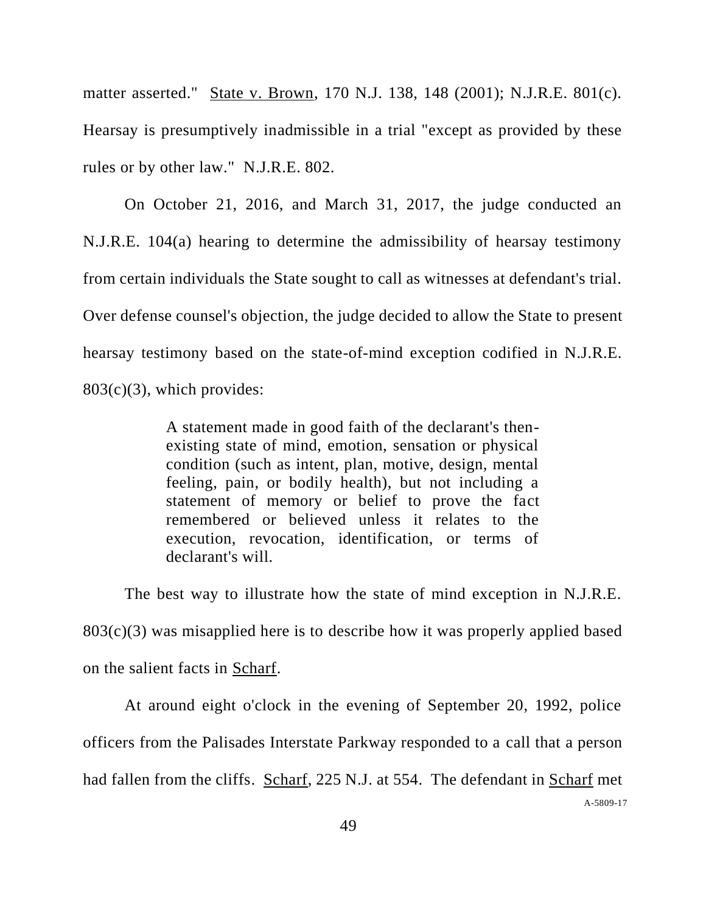matter asserted." State v. Brown, 170 N.J. 138, 148 (2001); N.J.R.E. 801(c). Hearsay is presumptively inadmissible in a trial "except as provided by these rules or by other law." N.J.R.E. 802.

On October 21, 2016, and March 31, 2017, the judge conducted an N.J.R.E. 104(a) hearing to determine the admissibility of hearsay testimony from certain individuals the State sought to call as witnesses at defendant's trial. Over defense counsel's objection, the judge decided to allow the State to present hearsay testimony based on the state-of-mind exception codified in N.J.R.E. 803(c)(3), which provides:

> A statement made in good faith of the declarant's then-existing state of mind, emotion, sensation or physical condition (such as intent, plan, motive, design, mental feeling, pain, or bodily health), but not including a statement of memory or belief to prove the fact remembered or believed unless it relates to the execution, revocation, identification, or terms of declarant's will.

The best way to illustrate how the state of mind exception in N.J.R.E. 803(c)(3) was misapplied here is to describe how it was properly applied based on the salient facts in Scharf.

At around eight o'clock in the evening of September 20, 1992, police officers from the Palisades Interstate Parkway responded to a call that a person had fallen from the cliffs. Scharf, 225 N.J. at 554. The defendant in Scharf met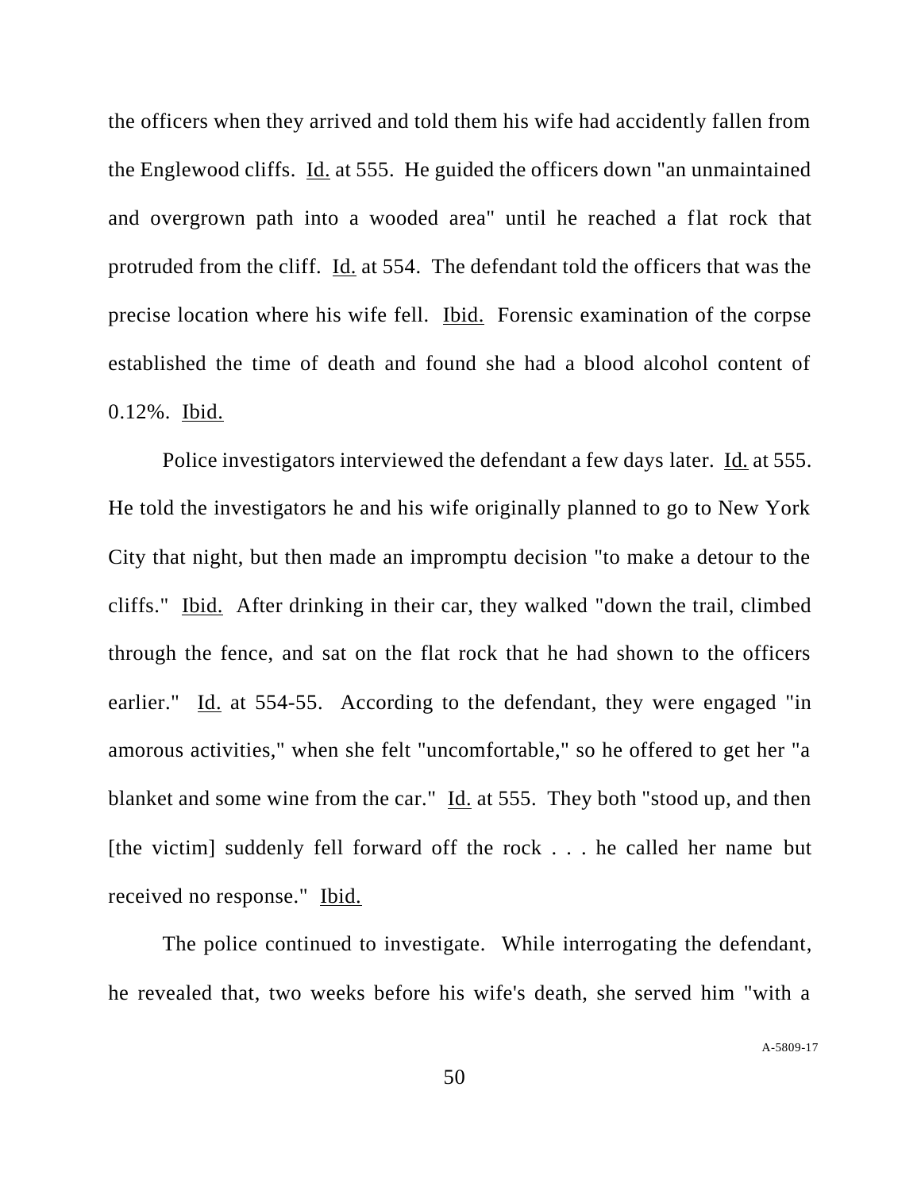the officers when they arrived and told them his wife had accidently fallen from the Englewood cliffs. Id. at 555. He guided the officers down "an unmaintained and overgrown path into a wooded area" until he reached a flat rock that protruded from the cliff. Id. at 554. The defendant told the officers that was the precise location where his wife fell. Ibid. Forensic examination of the corpse established the time of death and found she had a blood alcohol content of 0.12%. Ibid.

Police investigators interviewed the defendant a few days later. Id. at 555. He told the investigators he and his wife originally planned to go to New York City that night, but then made an impromptu decision "to make a detour to the cliffs." Ibid. After drinking in their car, they walked "down the trail, climbed through the fence, and sat on the flat rock that he had shown to the officers earlier." Id. at 554-55. According to the defendant, they were engaged "in amorous activities," when she felt "uncomfortable," so he offered to get her "a blanket and some wine from the car." Id. at 555. They both "stood up, and then [the victim] suddenly fell forward off the rock . . . he called her name but received no response." Ibid.

The police continued to investigate. While interrogating the defendant, he revealed that, two weeks before his wife's death, she served him "with a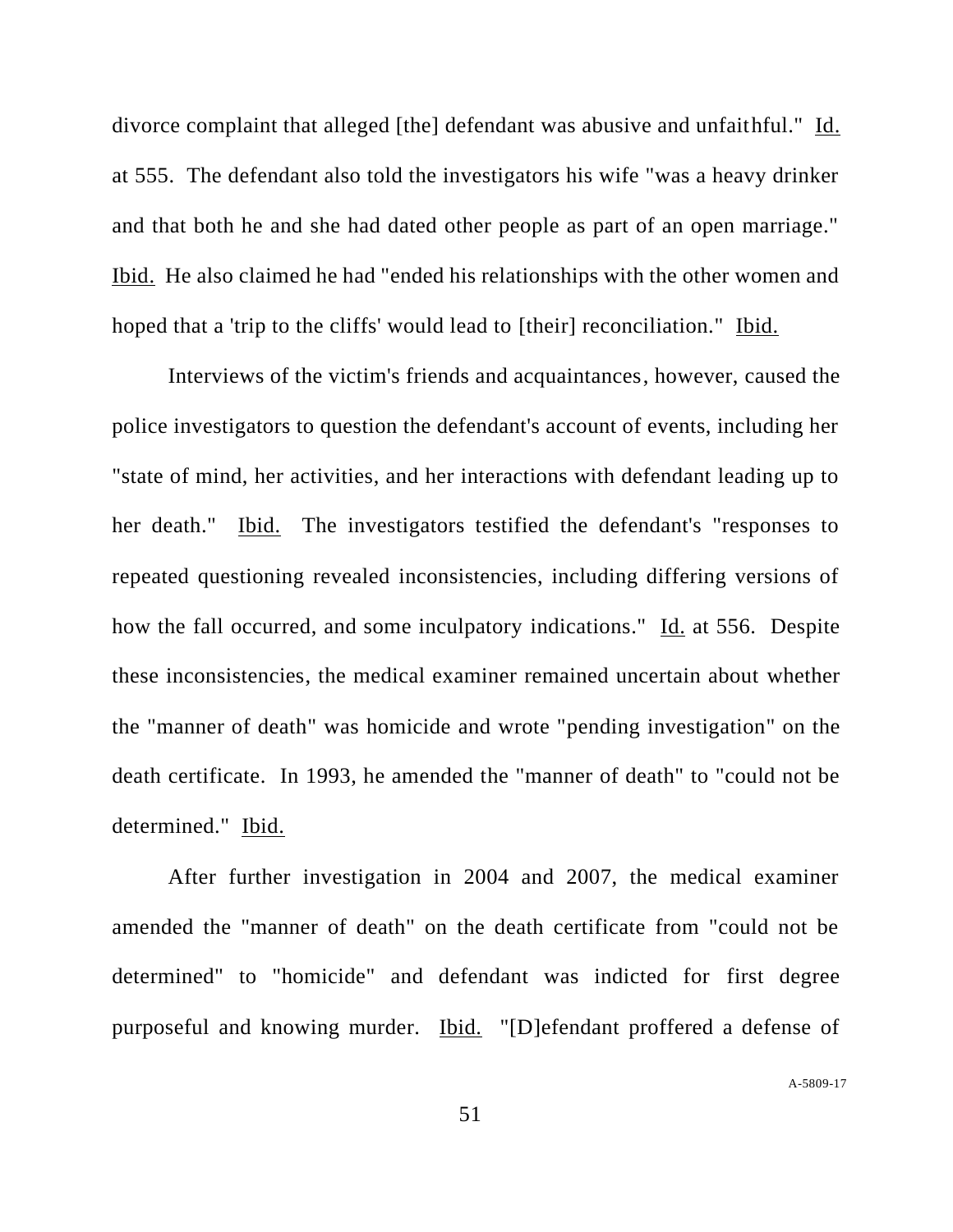divorce complaint that alleged [the] defendant was abusive and unfaithful." Id. at 555. The defendant also told the investigators his wife "was a heavy drinker and that both he and she had dated other people as part of an open marriage." Ibid. He also claimed he had "ended his relationships with the other women and hoped that a 'trip to the cliffs' would lead to [their] reconciliation." Ibid.

Interviews of the victim's friends and acquaintances, however, caused the police investigators to question the defendant's account of events, including her "state of mind, her activities, and her interactions with defendant leading up to her death." Ibid. The investigators testified the defendant's "responses to repeated questioning revealed inconsistencies, including differing versions of how the fall occurred, and some inculpatory indications." Id. at 556. Despite these inconsistencies, the medical examiner remained uncertain about whether the "manner of death" was homicide and wrote "pending investigation" on the death certificate. In 1993, he amended the "manner of death" to "could not be determined." Ibid.

After further investigation in 2004 and 2007, the medical examiner amended the "manner of death" on the death certificate from "could not be determined" to "homicide" and defendant was indicted for first degree purposeful and knowing murder. Ibid. "[D]efendant proffered a defense of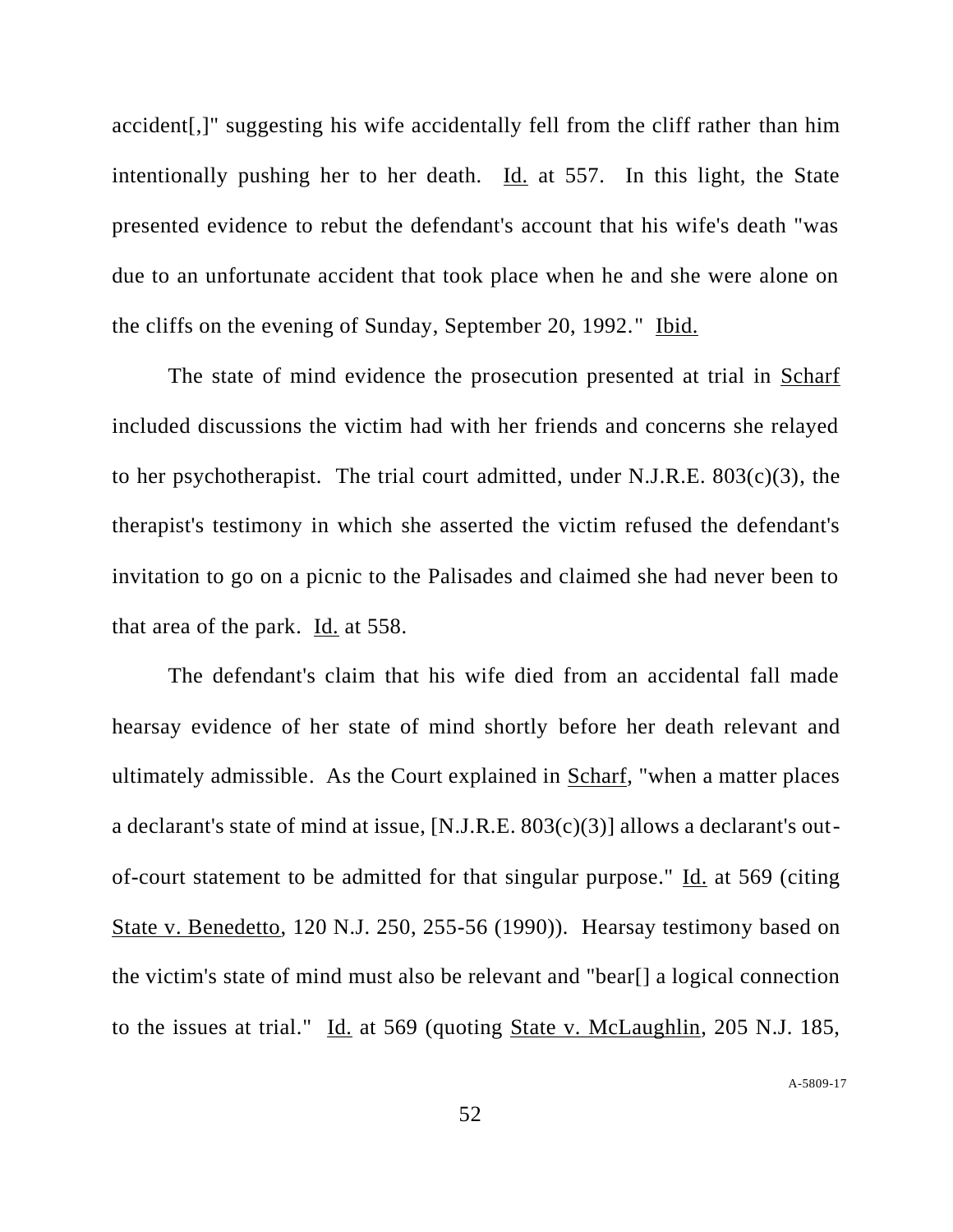accident[,]" suggesting his wife accidentally fell from the cliff rather than him intentionally pushing her to her death. Id. at 557. In this light, the State presented evidence to rebut the defendant's account that his wife's death "was due to an unfortunate accident that took place when he and she were alone on the cliffs on the evening of Sunday, September 20, 1992." Ibid.

The state of mind evidence the prosecution presented at trial in Scharf included discussions the victim had with her friends and concerns she relayed to her psychotherapist. The trial court admitted, under N.J.R.E. 803(c)(3), the therapist's testimony in which she asserted the victim refused the defendant's invitation to go on a picnic to the Palisades and claimed she had never been to that area of the park. Id. at 558.

The defendant's claim that his wife died from an accidental fall made hearsay evidence of her state of mind shortly before her death relevant and ultimately admissible. As the Court explained in Scharf, "when a matter places a declarant's state of mind at issue, [N.J.R.E. 803(c)(3)] allows a declarant's out-of-court statement to be admitted for that singular purpose." Id. at 569 (citing State v. Benedetto, 120 N.J. 250, 255-56 (1990)). Hearsay testimony based on the victim's state of mind must also be relevant and "bear[] a logical connection to the issues at trial." Id. at 569 (quoting State v. McLaughlin, 205 N.J. 185,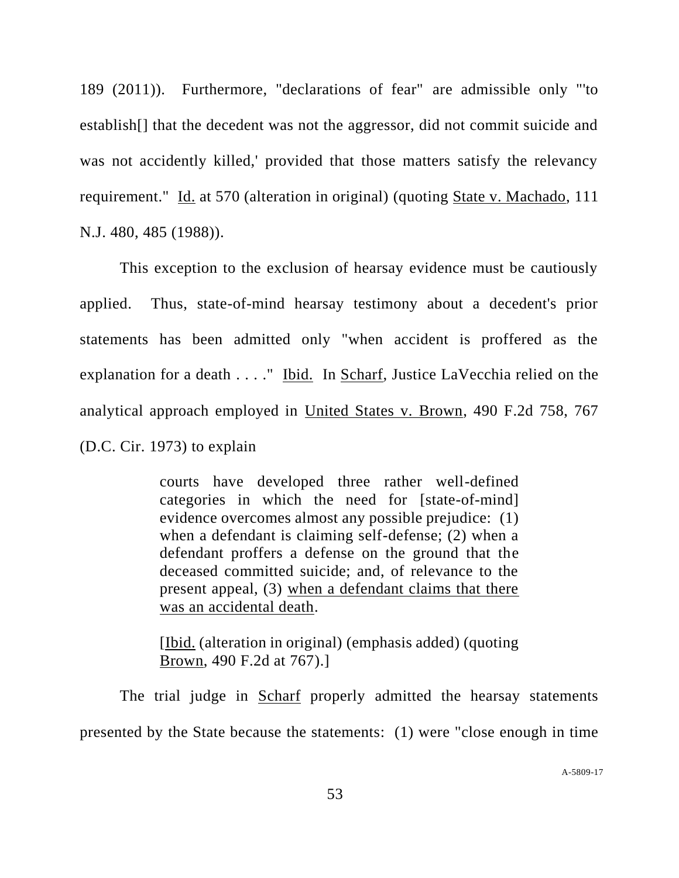189 (2011)). Furthermore, "declarations of fear" are admissible only "'to establish[] that the decedent was not the aggressor, did not commit suicide and was not accidently killed,' provided that those matters satisfy the relevancy requirement." Id. at 570 (alteration in original) (quoting State v. Machado, 111 N.J. 480, 485 (1988)).

This exception to the exclusion of hearsay evidence must be cautiously applied. Thus, state-of-mind hearsay testimony about a decedent's prior statements has been admitted only "when accident is proffered as the explanation for a death . . . ." Ibid. In Scharf, Justice LaVecchia relied on the analytical approach employed in United States v. Brown, 490 F.2d 758, 767 (D.C. Cir. 1973) to explain

> courts have developed three rather well-defined categories in which the need for [state-of-mind] evidence overcomes almost any possible prejudice: (1) when a defendant is claiming self-defense; (2) when a defendant proffers a defense on the ground that the deceased committed suicide; and, of relevance to the present appeal, (3) when a defendant claims that there was an accidental death.
>
> [Ibid. (alteration in original) (emphasis added) (quoting Brown, 490 F.2d at 767).]

The trial judge in Scharf properly admitted the hearsay statements presented by the State because the statements: (1) were "close enough in time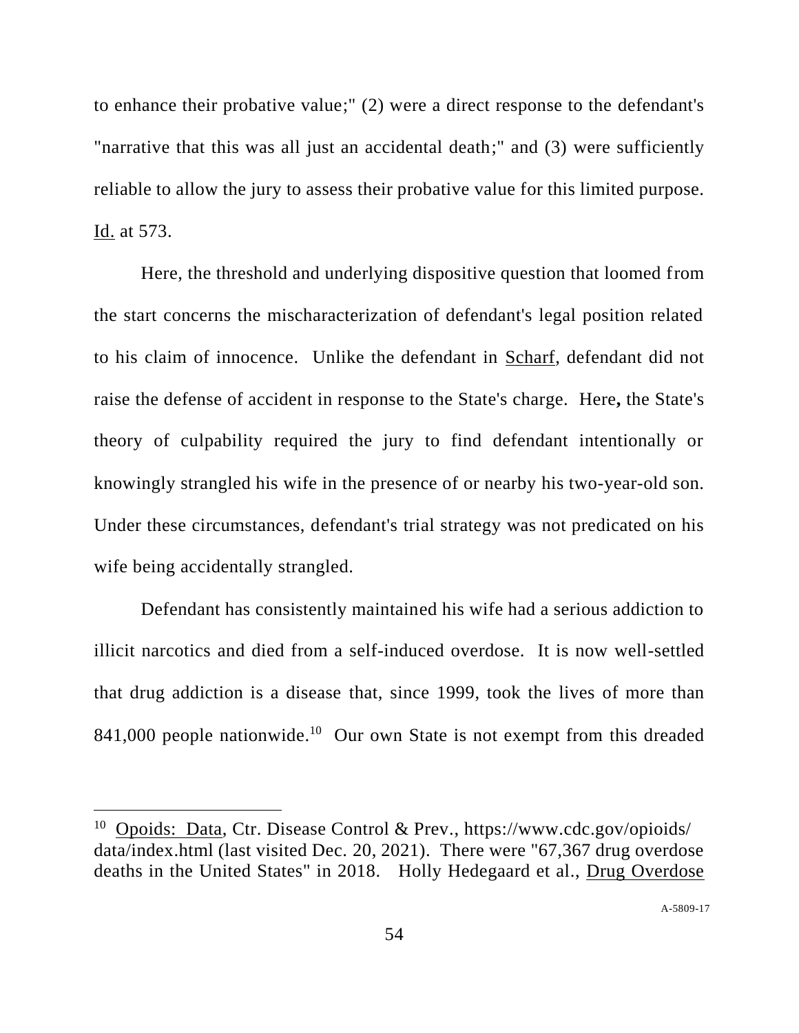to enhance their probative value;" (2) were a direct response to the defendant's "narrative that this was all just an accidental death;" and (3) were sufficiently reliable to allow the jury to assess their probative value for this limited purpose. Id. at 573.

Here, the threshold and underlying dispositive question that loomed from the start concerns the mischaracterization of defendant's legal position related to his claim of innocence. Unlike the defendant in Scharf, defendant did not raise the defense of accident in response to the State's charge. Here**,** the State's theory of culpability required the jury to find defendant intentionally or knowingly strangled his wife in the presence of or nearby his two-year-old son. Under these circumstances, defendant's trial strategy was not predicated on his wife being accidentally strangled.

Defendant has consistently maintained his wife had a serious addiction to illicit narcotics and died from a self-induced overdose. It is now well-settled that drug addiction is a disease that, since 1999, took the lives of more than 841,000 people nationwide.[10] Our own State is not exempt from this dreaded

---

[10] Opoids: Data, Ctr. Disease Control & Prev., https://www.cdc.gov/opioids/data/index.html (last visited Dec. 20, 2021). There were "67,367 drug overdose deaths in the United States" in 2018. Holly Hedegaard et al., Drug Overdose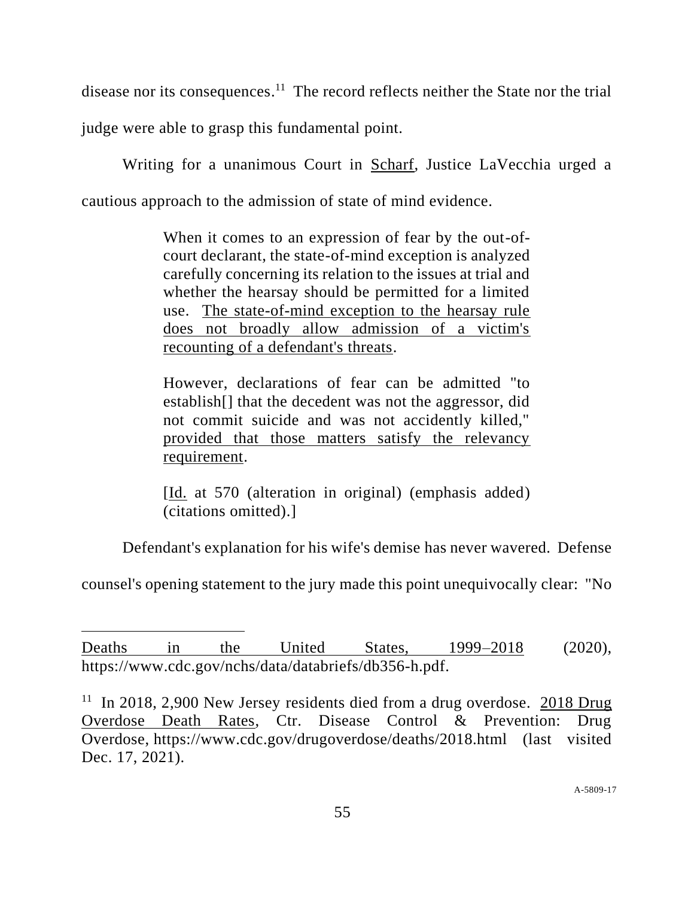disease nor its consequences.[11] The record reflects neither the State nor the trial judge were able to grasp this fundamental point.

Writing for a unanimous Court in Scharf, Justice LaVecchia urged a cautious approach to the admission of state of mind evidence.

> When it comes to an expression of fear by the out-of-court declarant, the state-of-mind exception is analyzed carefully concerning its relation to the issues at trial and whether the hearsay should be permitted for a limited use. The state-of-mind exception to the hearsay rule does not broadly allow admission of a victim's recounting of a defendant's threats.
>
> However, declarations of fear can be admitted "to establish[] that the decedent was not the aggressor, did not commit suicide and was not accidently killed," provided that those matters satisfy the relevancy requirement.
>
> [Id. at 570 (alteration in original) (emphasis added) (citations omitted).]

Defendant's explanation for his wife's demise has never wavered. Defense counsel's opening statement to the jury made this point unequivocally clear: "No

---

Deaths in the United States, 1999–2018 (2020), https://www.cdc.gov/nchs/data/databriefs/db356-h.pdf.

[11] In 2018, 2,900 New Jersey residents died from a drug overdose. 2018 Drug Overdose Death Rates, Ctr. Disease Control & Prevention: Drug Overdose, https://www.cdc.gov/drugoverdose/deaths/2018.html (last visited Dec. 17, 2021).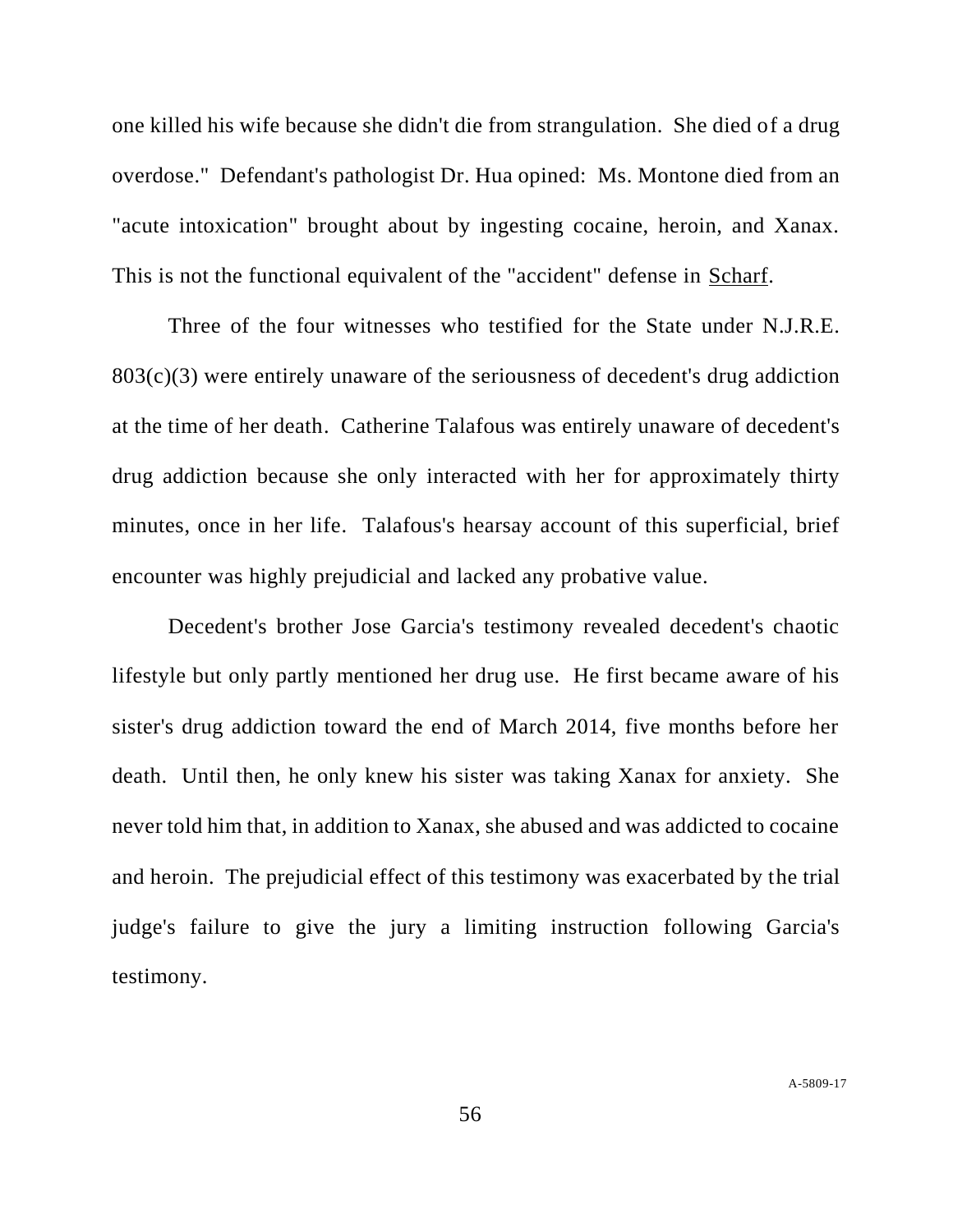one killed his wife because she didn't die from strangulation. She died of a drug overdose." Defendant's pathologist Dr. Hua opined: Ms. Montone died from an "acute intoxication" brought about by ingesting cocaine, heroin, and Xanax. This is not the functional equivalent of the "accident" defense in Scharf.

Three of the four witnesses who testified for the State under N.J.R.E. 803(c)(3) were entirely unaware of the seriousness of decedent's drug addiction at the time of her death. Catherine Talafous was entirely unaware of decedent's drug addiction because she only interacted with her for approximately thirty minutes, once in her life. Talafous's hearsay account of this superficial, brief encounter was highly prejudicial and lacked any probative value.

Decedent's brother Jose Garcia's testimony revealed decedent's chaotic lifestyle but only partly mentioned her drug use. He first became aware of his sister's drug addiction toward the end of March 2014, five months before her death. Until then, he only knew his sister was taking Xanax for anxiety. She never told him that, in addition to Xanax, she abused and was addicted to cocaine and heroin. The prejudicial effect of this testimony was exacerbated by the trial judge's failure to give the jury a limiting instruction following Garcia's testimony.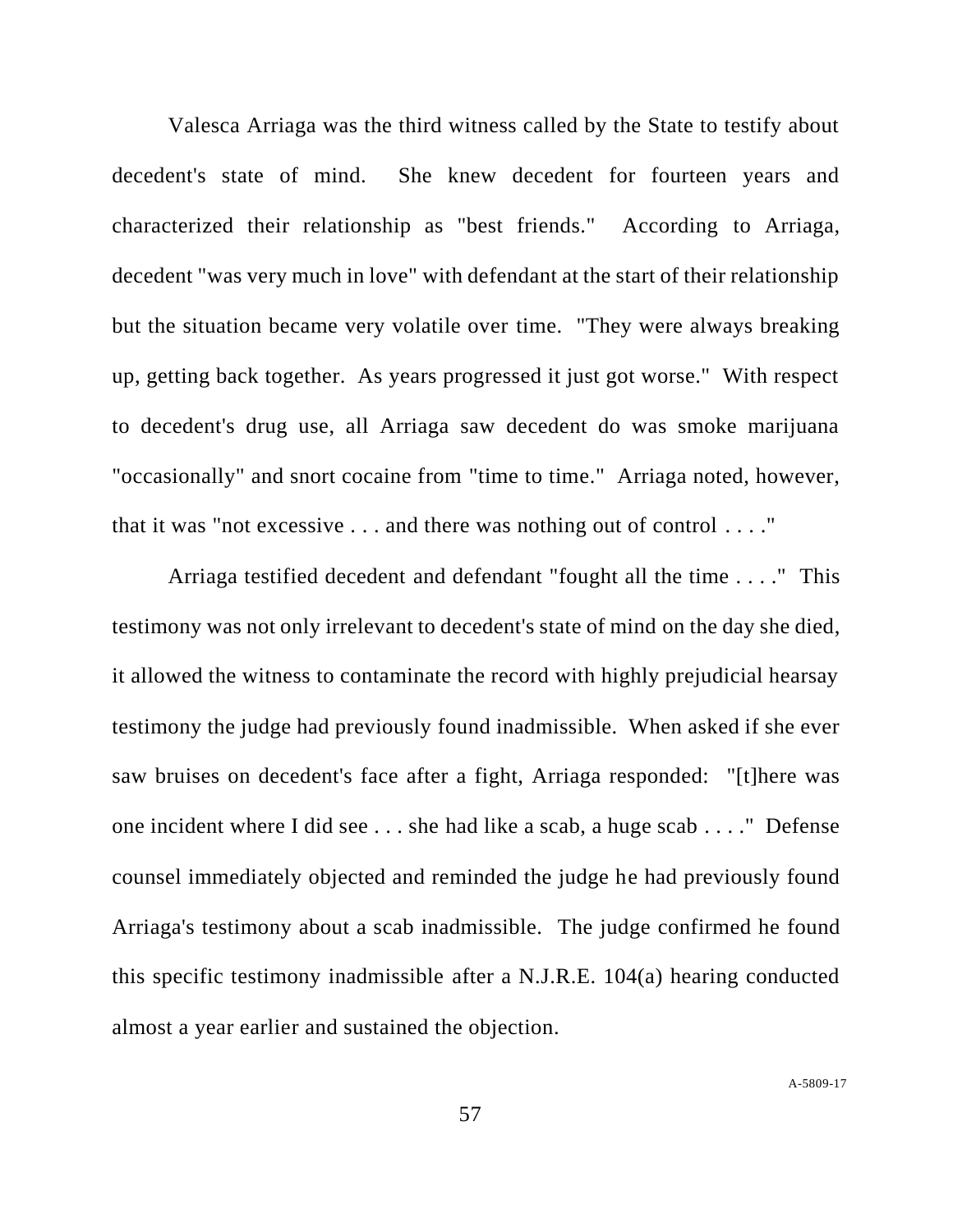Valesca Arriaga was the third witness called by the State to testify about decedent's state of mind. She knew decedent for fourteen years and characterized their relationship as "best friends." According to Arriaga, decedent "was very much in love" with defendant at the start of their relationship but the situation became very volatile over time. "They were always breaking up, getting back together. As years progressed it just got worse." With respect to decedent's drug use, all Arriaga saw decedent do was smoke marijuana "occasionally" and snort cocaine from "time to time." Arriaga noted, however, that it was "not excessive . . . and there was nothing out of control . . . ."

Arriaga testified decedent and defendant "fought all the time . . . ." This testimony was not only irrelevant to decedent's state of mind on the day she died, it allowed the witness to contaminate the record with highly prejudicial hearsay testimony the judge had previously found inadmissible. When asked if she ever saw bruises on decedent's face after a fight, Arriaga responded: "[t]here was one incident where I did see . . . she had like a scab, a huge scab . . . ." Defense counsel immediately objected and reminded the judge he had previously found Arriaga's testimony about a scab inadmissible. The judge confirmed he found this specific testimony inadmissible after a N.J.R.E. 104(a) hearing conducted almost a year earlier and sustained the objection.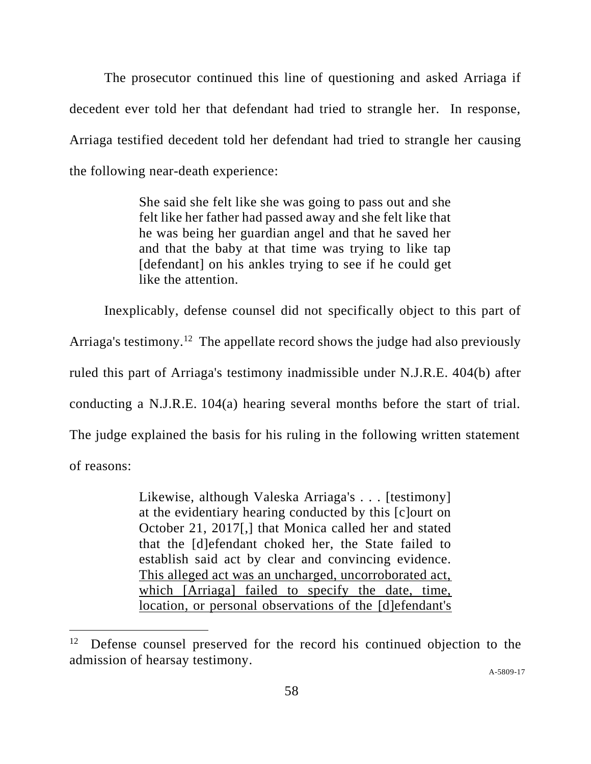The prosecutor continued this line of questioning and asked Arriaga if decedent ever told her that defendant had tried to strangle her. In response, Arriaga testified decedent told her defendant had tried to strangle her causing the following near-death experience:

> She said she felt like she was going to pass out and she felt like her father had passed away and she felt like that he was being her guardian angel and that he saved her and that the baby at that time was trying to like tap [defendant] on his ankles trying to see if he could get like the attention.

Inexplicably, defense counsel did not specifically object to this part of Arriaga's testimony.[12] The appellate record shows the judge had also previously ruled this part of Arriaga's testimony inadmissible under N.J.R.E. 404(b) after conducting a N.J.R.E. 104(a) hearing several months before the start of trial. The judge explained the basis for his ruling in the following written statement of reasons:

> Likewise, although Valeska Arriaga's . . . [testimony] at the evidentiary hearing conducted by this [c]ourt on October 21, 2017[,] that Monica called her and stated that the [d]efendant choked her, the State failed to establish said act by clear and convincing evidence. <u>This alleged act was an uncharged, uncorroborated act, which [Arriaga] failed to specify the date, time, location, or personal observations of the [d]efendant's</u>

---

[12] Defense counsel preserved for the record his continued objection to the admission of hearsay testimony.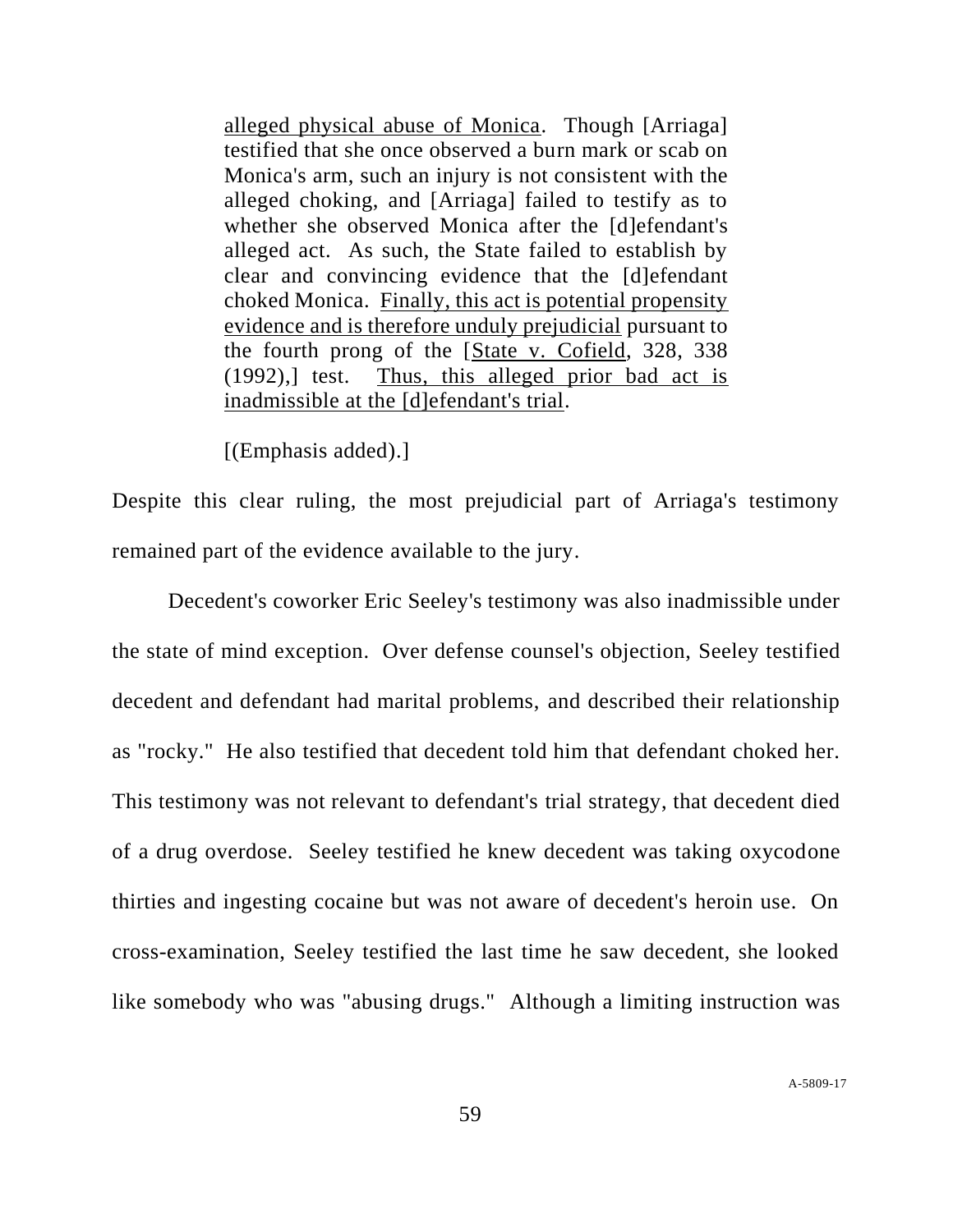> alleged physical abuse of Monica. Though [Arriaga] testified that she once observed a burn mark or scab on Monica's arm, such an injury is not consistent with the alleged choking, and [Arriaga] failed to testify as to whether she observed Monica after the [d]efendant's alleged act. As such, the State failed to establish by clear and convincing evidence that the [d]efendant choked Monica. Finally, this act is potential propensity evidence and is therefore unduly prejudicial pursuant to the fourth prong of the [State v. Cofield, 328, 338 (1992),] test. Thus, this alleged prior bad act is inadmissible at the [d]efendant's trial.
>
> [(Emphasis added).]

Despite this clear ruling, the most prejudicial part of Arriaga's testimony remained part of the evidence available to the jury.

Decedent's coworker Eric Seeley's testimony was also inadmissible under the state of mind exception. Over defense counsel's objection, Seeley testified decedent and defendant had marital problems, and described their relationship as "rocky." He also testified that decedent told him that defendant choked her. This testimony was not relevant to defendant's trial strategy, that decedent died of a drug overdose. Seeley testified he knew decedent was taking oxycodone thirties and ingesting cocaine but was not aware of decedent's heroin use. On cross-examination, Seeley testified the last time he saw decedent, she looked like somebody who was "abusing drugs." Although a limiting instruction was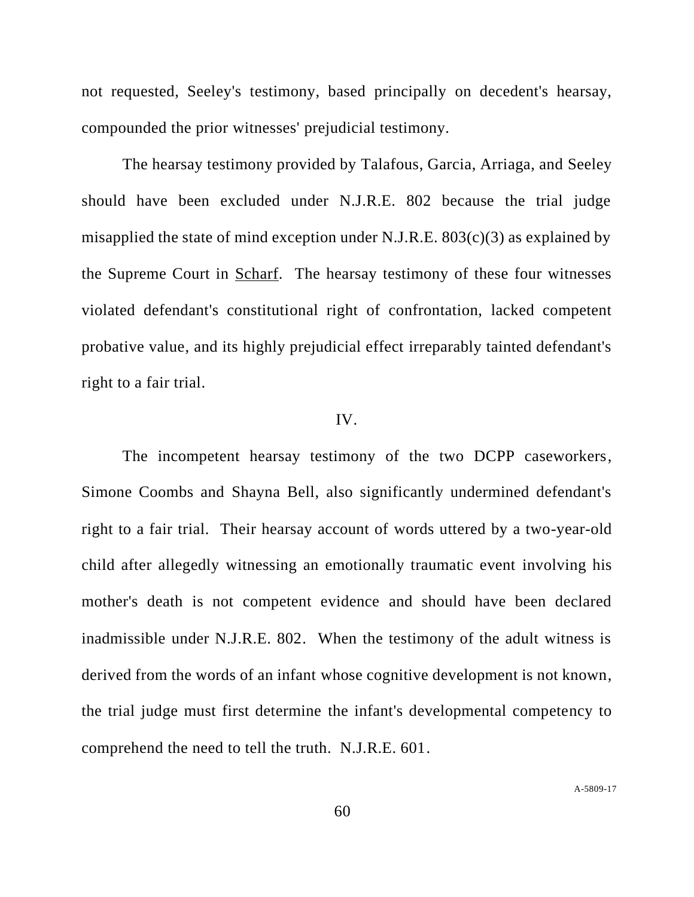not requested, Seeley's testimony, based principally on decedent's hearsay, compounded the prior witnesses' prejudicial testimony.

The hearsay testimony provided by Talafous, Garcia, Arriaga, and Seeley should have been excluded under N.J.R.E. 802 because the trial judge misapplied the state of mind exception under N.J.R.E. 803(c)(3) as explained by the Supreme Court in Scharf. The hearsay testimony of these four witnesses violated defendant's constitutional right of confrontation, lacked competent probative value, and its highly prejudicial effect irreparably tainted defendant's right to a fair trial.

IV.

The incompetent hearsay testimony of the two DCPP caseworkers, Simone Coombs and Shayna Bell, also significantly undermined defendant's right to a fair trial. Their hearsay account of words uttered by a two-year-old child after allegedly witnessing an emotionally traumatic event involving his mother's death is not competent evidence and should have been declared inadmissible under N.J.R.E. 802. When the testimony of the adult witness is derived from the words of an infant whose cognitive development is not known, the trial judge must first determine the infant's developmental competency to comprehend the need to tell the truth. N.J.R.E. 601.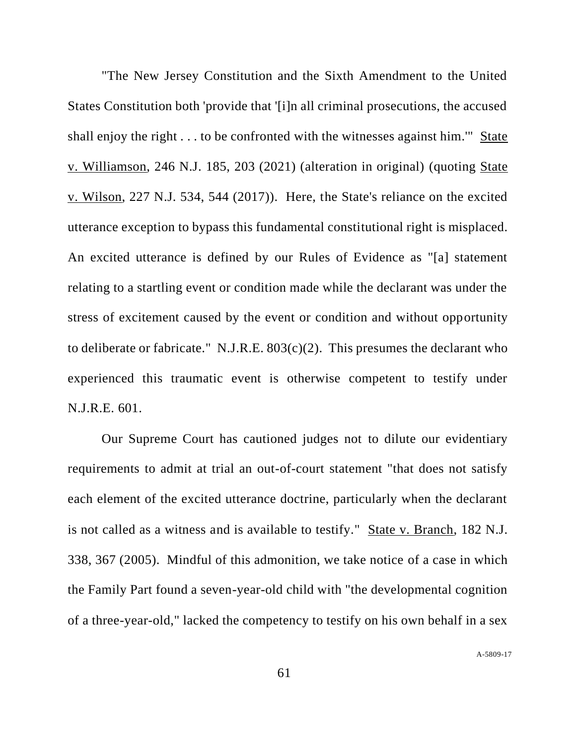"The New Jersey Constitution and the Sixth Amendment to the United States Constitution both 'provide that '[i]n all criminal prosecutions, the accused shall enjoy the right . . . to be confronted with the witnesses against him.'" State v. Williamson, 246 N.J. 185, 203 (2021) (alteration in original) (quoting State v. Wilson, 227 N.J. 534, 544 (2017)). Here, the State's reliance on the excited utterance exception to bypass this fundamental constitutional right is misplaced. An excited utterance is defined by our Rules of Evidence as "[a] statement relating to a startling event or condition made while the declarant was under the stress of excitement caused by the event or condition and without opportunity to deliberate or fabricate." N.J.R.E. 803(c)(2). This presumes the declarant who experienced this traumatic event is otherwise competent to testify under N.J.R.E. 601.

Our Supreme Court has cautioned judges not to dilute our evidentiary requirements to admit at trial an out-of-court statement "that does not satisfy each element of the excited utterance doctrine, particularly when the declarant is not called as a witness and is available to testify." State v. Branch, 182 N.J. 338, 367 (2005). Mindful of this admonition, we take notice of a case in which the Family Part found a seven-year-old child with "the developmental cognition of a three-year-old," lacked the competency to testify on his own behalf in a sex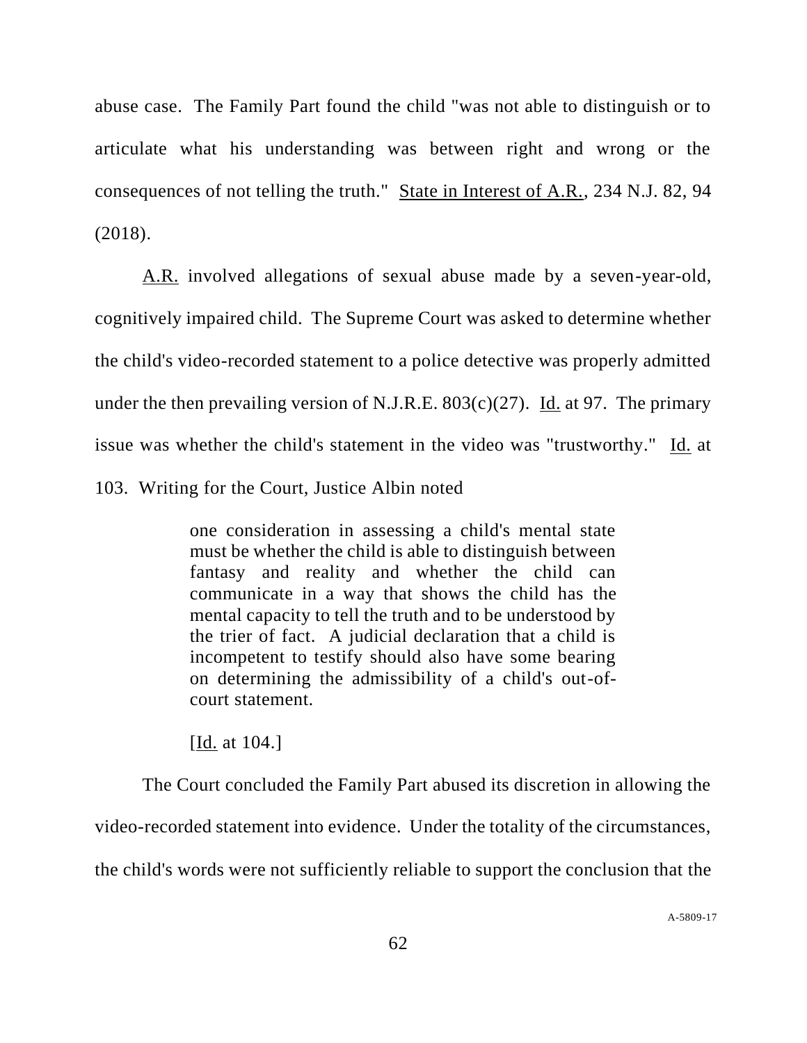abuse case. The Family Part found the child "was not able to distinguish or to articulate what his understanding was between right and wrong or the consequences of not telling the truth." State in Interest of A.R., 234 N.J. 82, 94 (2018).

A.R. involved allegations of sexual abuse made by a seven-year-old, cognitively impaired child. The Supreme Court was asked to determine whether the child's video-recorded statement to a police detective was properly admitted under the then prevailing version of N.J.R.E. 803(c)(27). Id. at 97. The primary issue was whether the child's statement in the video was "trustworthy." Id. at 103. Writing for the Court, Justice Albin noted

> one consideration in assessing a child's mental state must be whether the child is able to distinguish between fantasy and reality and whether the child can communicate in a way that shows the child has the mental capacity to tell the truth and to be understood by the trier of fact. A judicial declaration that a child is incompetent to testify should also have some bearing on determining the admissibility of a child's out-of-court statement.
>
> [Id. at 104.]

The Court concluded the Family Part abused its discretion in allowing the video-recorded statement into evidence. Under the totality of the circumstances, the child's words were not sufficiently reliable to support the conclusion that the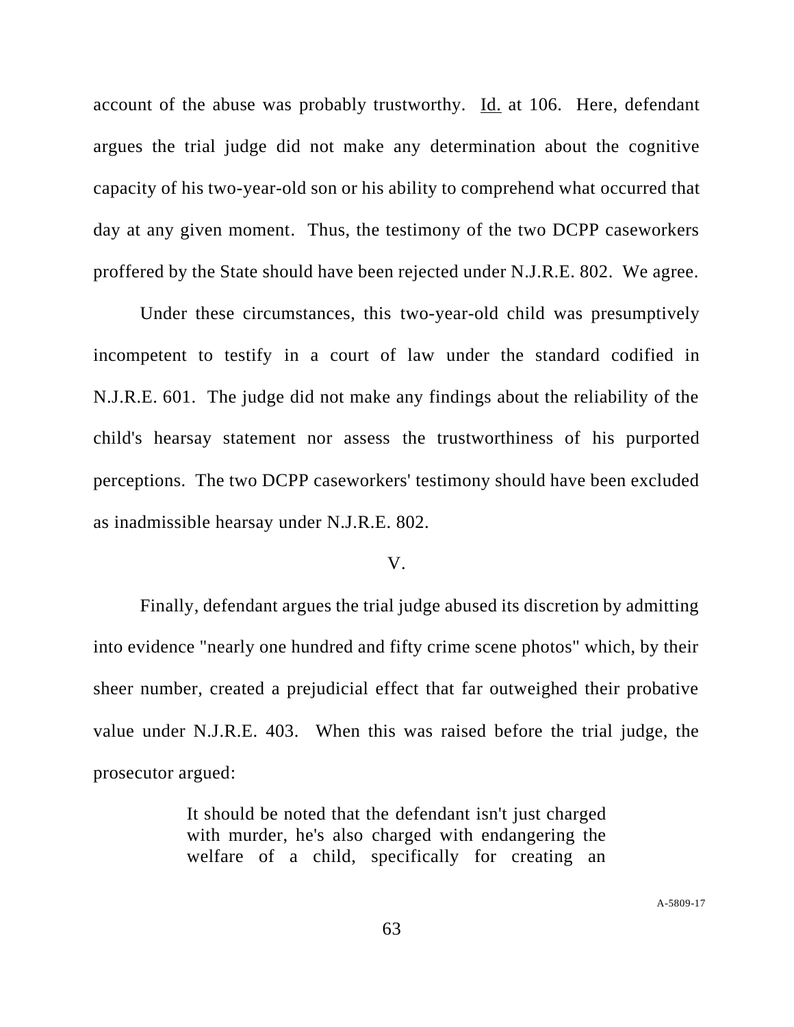account of the abuse was probably trustworthy. Id. at 106. Here, defendant argues the trial judge did not make any determination about the cognitive capacity of his two-year-old son or his ability to comprehend what occurred that day at any given moment. Thus, the testimony of the two DCPP caseworkers proffered by the State should have been rejected under N.J.R.E. 802. We agree.

Under these circumstances, this two-year-old child was presumptively incompetent to testify in a court of law under the standard codified in N.J.R.E. 601. The judge did not make any findings about the reliability of the child's hearsay statement nor assess the trustworthiness of his purported perceptions. The two DCPP caseworkers' testimony should have been excluded as inadmissible hearsay under N.J.R.E. 802.

## V.

Finally, defendant argues the trial judge abused its discretion by admitting into evidence "nearly one hundred and fifty crime scene photos" which, by their sheer number, created a prejudicial effect that far outweighed their probative value under N.J.R.E. 403. When this was raised before the trial judge, the prosecutor argued:

> It should be noted that the defendant isn't just charged with murder, he's also charged with endangering the welfare of a child, specifically for creating an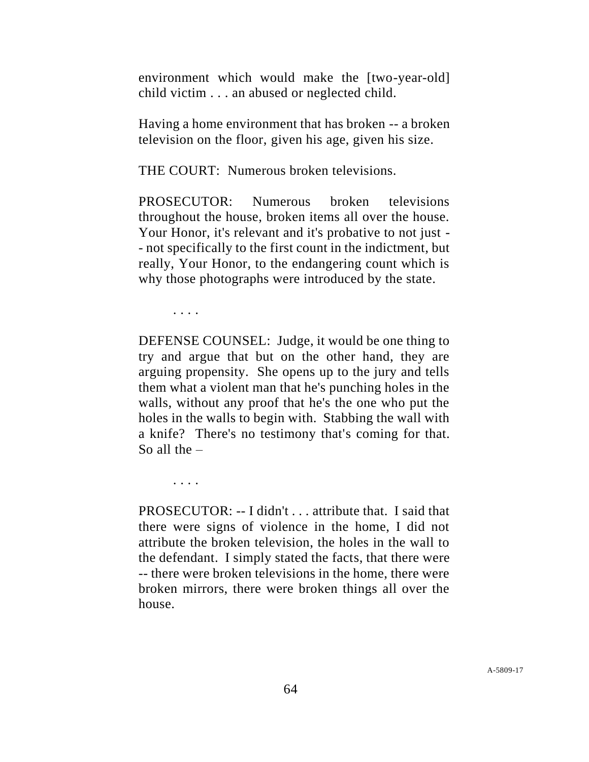environment which would make the [two-year-old] child victim . . . an abused or neglected child.

Having a home environment that has broken -- a broken television on the floor, given his age, given his size.

THE COURT: Numerous broken televisions.

PROSECUTOR: Numerous broken televisions throughout the house, broken items all over the house. Your Honor, it's relevant and it's probative to not just -- not specifically to the first count in the indictment, but really, Your Honor, to the endangering count which is why those photographs were introduced by the state.

. . . .

DEFENSE COUNSEL: Judge, it would be one thing to try and argue that but on the other hand, they are arguing propensity. She opens up to the jury and tells them what a violent man that he's punching holes in the walls, without any proof that he's the one who put the holes in the walls to begin with. Stabbing the wall with a knife? There's no testimony that's coming for that. So all the –

. . . .

PROSECUTOR: -- I didn't . . . attribute that. I said that there were signs of violence in the home, I did not attribute the broken television, the holes in the wall to the defendant. I simply stated the facts, that there were -- there were broken televisions in the home, there were broken mirrors, there were broken things all over the house.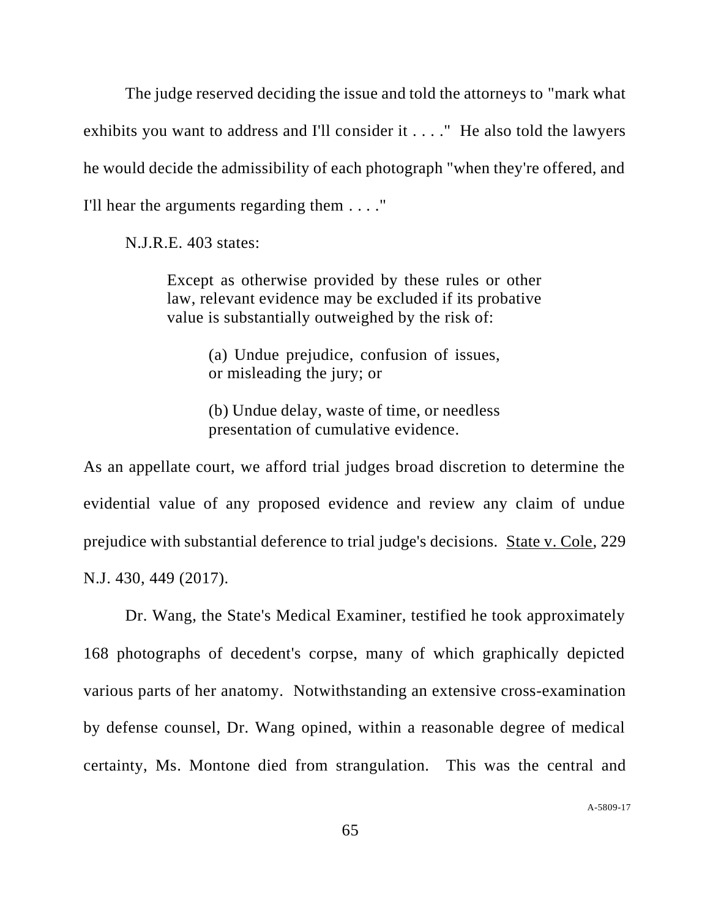The judge reserved deciding the issue and told the attorneys to "mark what exhibits you want to address and I'll consider it . . . ." He also told the lawyers he would decide the admissibility of each photograph "when they're offered, and I'll hear the arguments regarding them . . . ."

N.J.R.E. 403 states:

> Except as otherwise provided by these rules or other law, relevant evidence may be excluded if its probative value is substantially outweighed by the risk of:
>
> > (a) Undue prejudice, confusion of issues, or misleading the jury; or
> >
> > (b) Undue delay, waste of time, or needless presentation of cumulative evidence.

As an appellate court, we afford trial judges broad discretion to determine the evidential value of any proposed evidence and review any claim of undue prejudice with substantial deference to trial judge's decisions. State v. Cole, 229 N.J. 430, 449 (2017).

Dr. Wang, the State's Medical Examiner, testified he took approximately 168 photographs of decedent's corpse, many of which graphically depicted various parts of her anatomy. Notwithstanding an extensive cross-examination by defense counsel, Dr. Wang opined, within a reasonable degree of medical certainty, Ms. Montone died from strangulation. This was the central and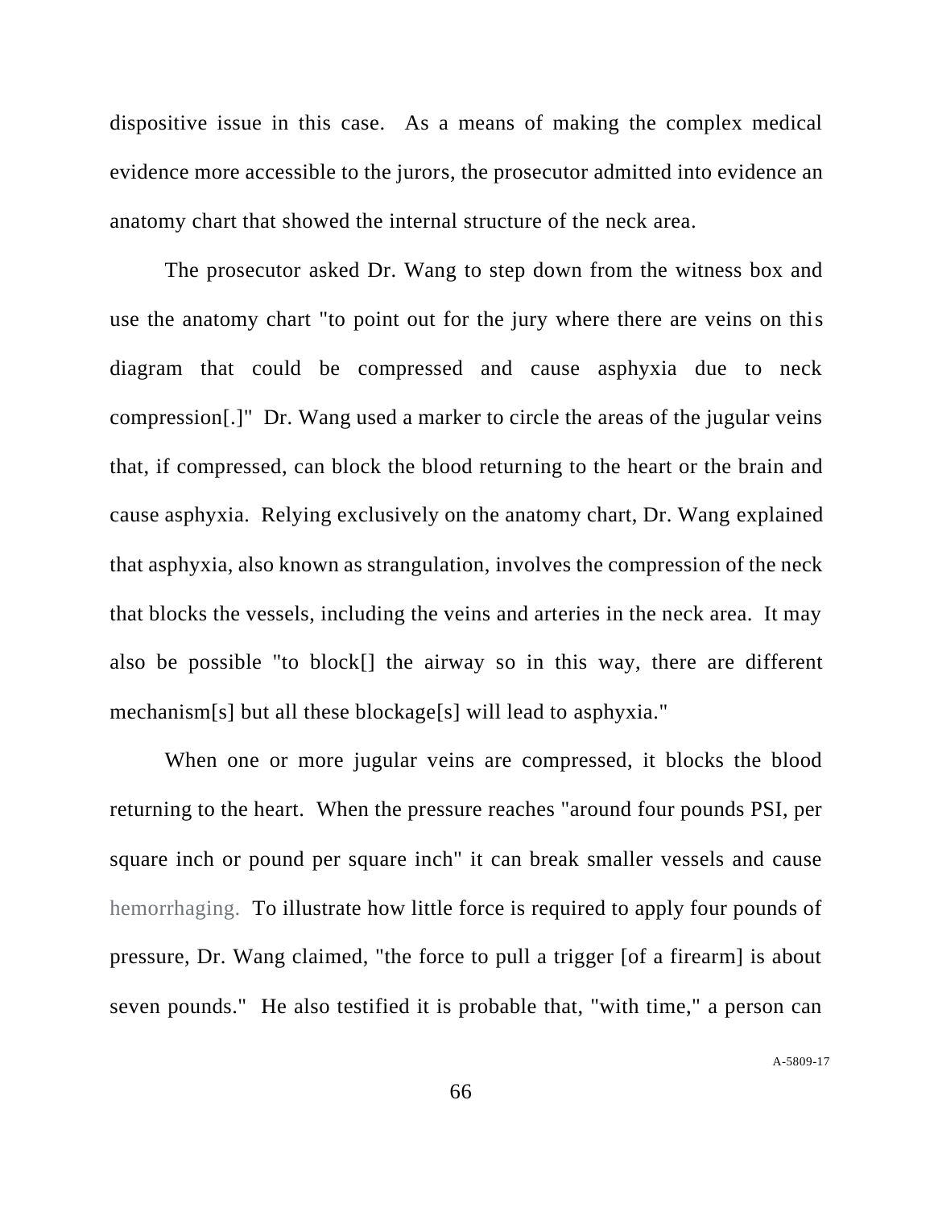dispositive issue in this case. As a means of making the complex medical evidence more accessible to the jurors, the prosecutor admitted into evidence an anatomy chart that showed the internal structure of the neck area.

The prosecutor asked Dr. Wang to step down from the witness box and use the anatomy chart "to point out for the jury where there are veins on this diagram that could be compressed and cause asphyxia due to neck compression[.]" Dr. Wang used a marker to circle the areas of the jugular veins that, if compressed, can block the blood returning to the heart or the brain and cause asphyxia. Relying exclusively on the anatomy chart, Dr. Wang explained that asphyxia, also known as strangulation, involves the compression of the neck that blocks the vessels, including the veins and arteries in the neck area. It may also be possible "to block[] the airway so in this way, there are different mechanism[s] but all these blockage[s] will lead to asphyxia."

When one or more jugular veins are compressed, it blocks the blood returning to the heart. When the pressure reaches "around four pounds PSI, per square inch or pound per square inch" it can break smaller vessels and cause hemorrhaging. To illustrate how little force is required to apply four pounds of pressure, Dr. Wang claimed, "the force to pull a trigger [of a firearm] is about seven pounds." He also testified it is probable that, "with time," a person can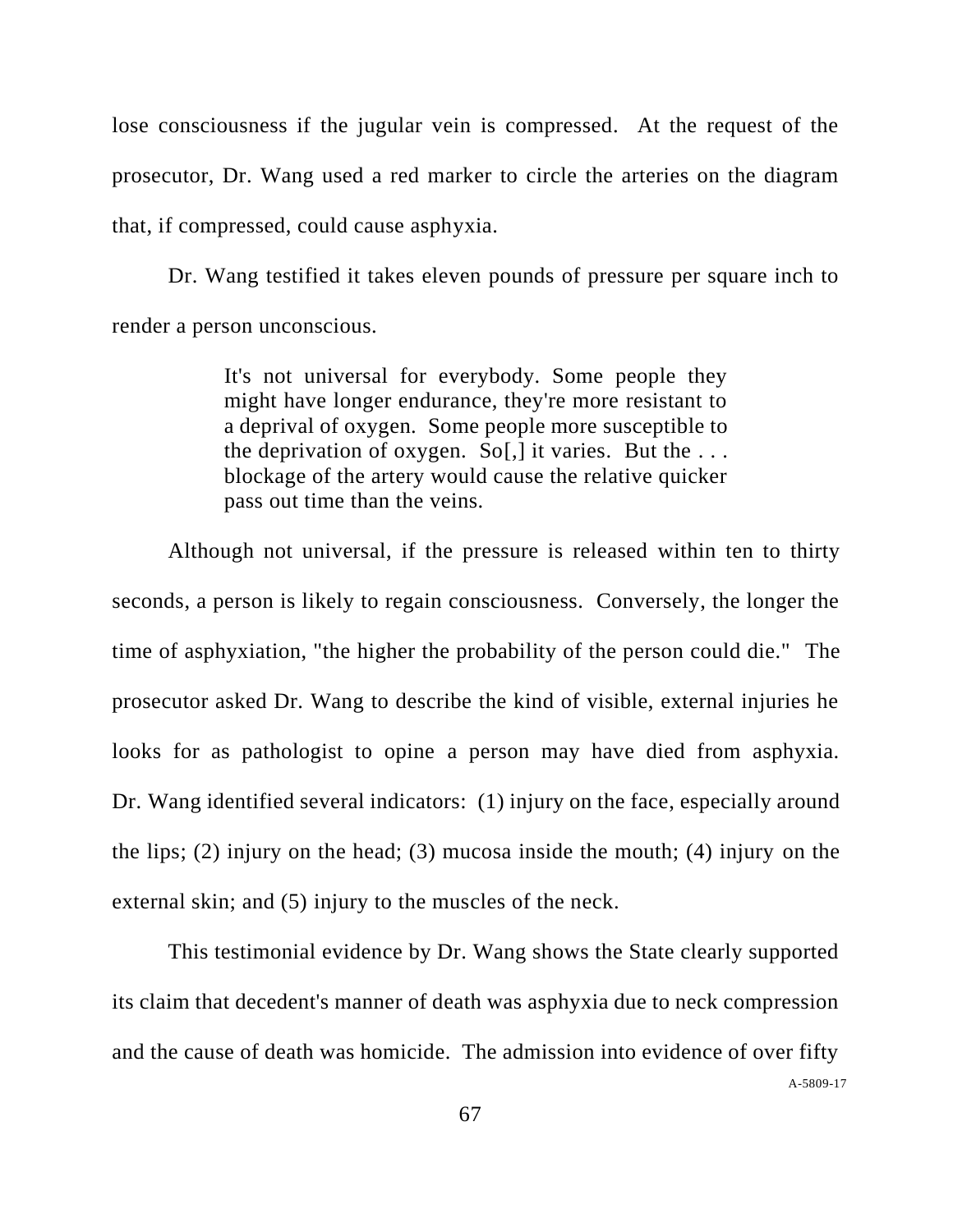lose consciousness if the jugular vein is compressed. At the request of the prosecutor, Dr. Wang used a red marker to circle the arteries on the diagram that, if compressed, could cause asphyxia.

Dr. Wang testified it takes eleven pounds of pressure per square inch to render a person unconscious.

> It's not universal for everybody. Some people they might have longer endurance, they're more resistant to a deprival of oxygen. Some people more susceptible to the deprivation of oxygen. So[,] it varies. But the . . . blockage of the artery would cause the relative quicker pass out time than the veins.

Although not universal, if the pressure is released within ten to thirty seconds, a person is likely to regain consciousness. Conversely, the longer the time of asphyxiation, "the higher the probability of the person could die." The prosecutor asked Dr. Wang to describe the kind of visible, external injuries he looks for as pathologist to opine a person may have died from asphyxia. Dr. Wang identified several indicators: (1) injury on the face, especially around the lips; (2) injury on the head; (3) mucosa inside the mouth; (4) injury on the external skin; and (5) injury to the muscles of the neck.

This testimonial evidence by Dr. Wang shows the State clearly supported its claim that decedent's manner of death was asphyxia due to neck compression and the cause of death was homicide. The admission into evidence of over fifty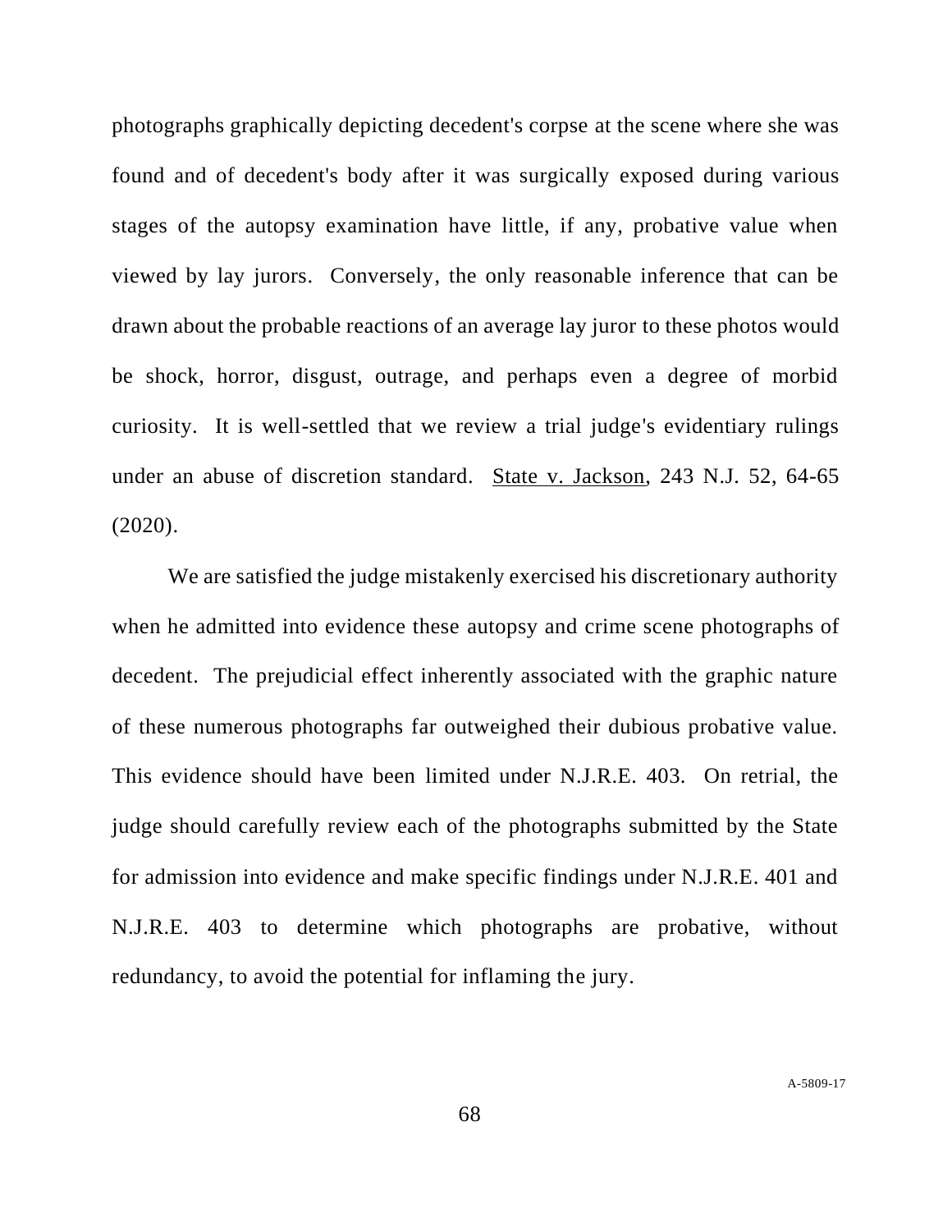photographs graphically depicting decedent's corpse at the scene where she was found and of decedent's body after it was surgically exposed during various stages of the autopsy examination have little, if any, probative value when viewed by lay jurors. Conversely, the only reasonable inference that can be drawn about the probable reactions of an average lay juror to these photos would be shock, horror, disgust, outrage, and perhaps even a degree of morbid curiosity. It is well-settled that we review a trial judge's evidentiary rulings under an abuse of discretion standard. State v. Jackson, 243 N.J. 52, 64-65 (2020).

We are satisfied the judge mistakenly exercised his discretionary authority when he admitted into evidence these autopsy and crime scene photographs of decedent. The prejudicial effect inherently associated with the graphic nature of these numerous photographs far outweighed their dubious probative value. This evidence should have been limited under N.J.R.E. 403. On retrial, the judge should carefully review each of the photographs submitted by the State for admission into evidence and make specific findings under N.J.R.E. 401 and N.J.R.E. 403 to determine which photographs are probative, without redundancy, to avoid the potential for inflaming the jury.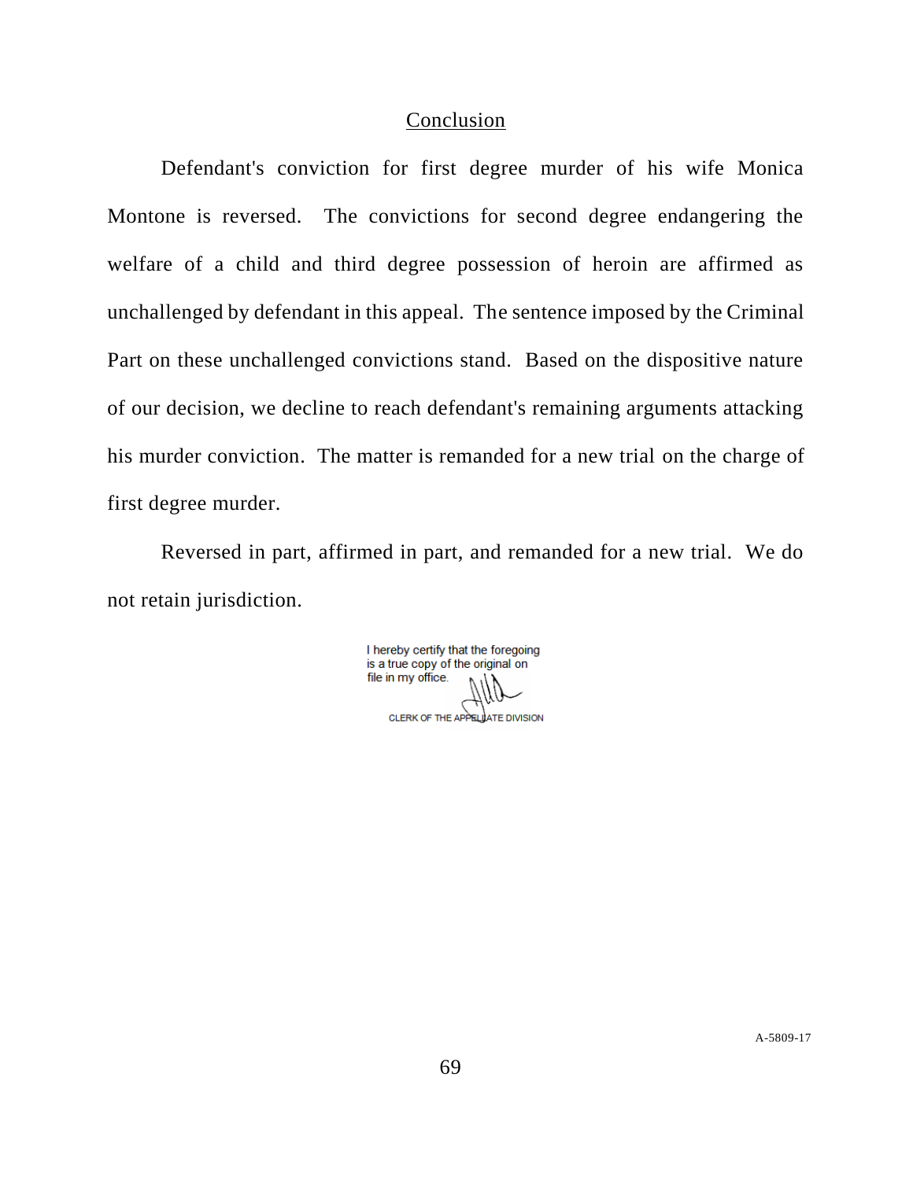## Conclusion

Defendant's conviction for first degree murder of his wife Monica Montone is reversed. The convictions for second degree endangering the welfare of a child and third degree possession of heroin are affirmed as unchallenged by defendant in this appeal. The sentence imposed by the Criminal Part on these unchallenged convictions stand. Based on the dispositive nature of our decision, we decline to reach defendant's remaining arguments attacking his murder conviction. The matter is remanded for a new trial on the charge of first degree murder.

Reversed in part, affirmed in part, and remanded for a new trial. We do not retain jurisdiction.

I hereby certify that the foregoing is a true copy of the original on file in my office.

CLERK OF THE APPELLATE DIVISION

A-5809-17